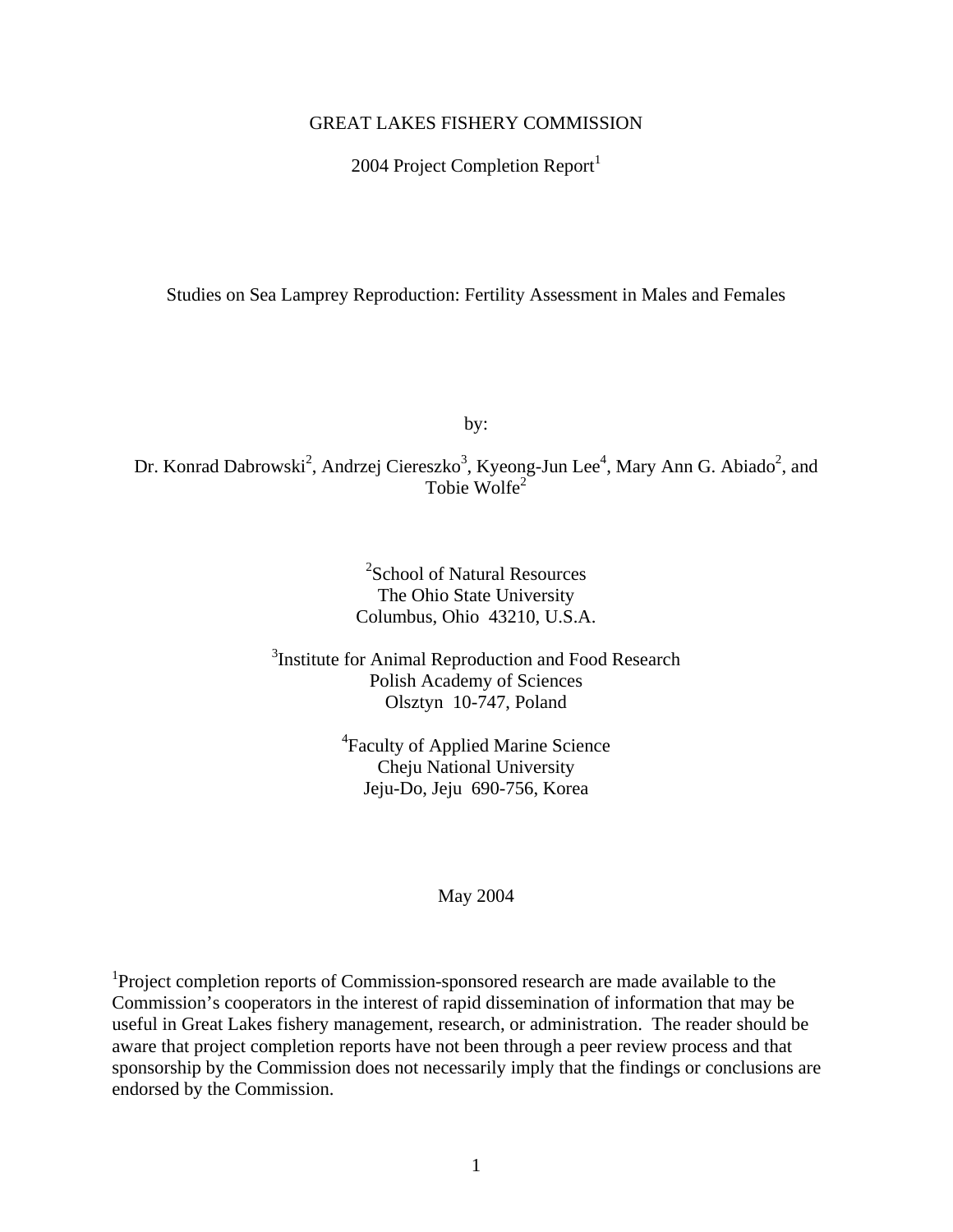GREAT LAKES FISHERY COMMISSION

2004 Project Completion Report[1]

# Studies on Sea Lamprey Reproduction: Fertility Assessment in Males and Females

by:

Dr. Konrad Dabrowski[2], Andrzej Ciereszko[3], Kyeong-Jun Lee[4], Mary Ann G. Abiado[2], and Tobie Wolfe[2]

[2]School of Natural Resources  
The Ohio State University  
Columbus, Ohio 43210, U.S.A.

[3]Institute for Animal Reproduction and Food Research  
Polish Academy of Sciences  
Olsztyn 10-747, Poland

[4]Faculty of Applied Marine Science  
Cheju National University  
Jeju-Do, Jeju 690-756, Korea

May 2004

[1]Project completion reports of Commission-sponsored research are made available to the Commission's cooperators in the interest of rapid dissemination of information that may be useful in Great Lakes fishery management, research, or administration. The reader should be aware that project completion reports have not been through a peer review process and that sponsorship by the Commission does not necessarily imply that the findings or conclusions are endorsed by the Commission.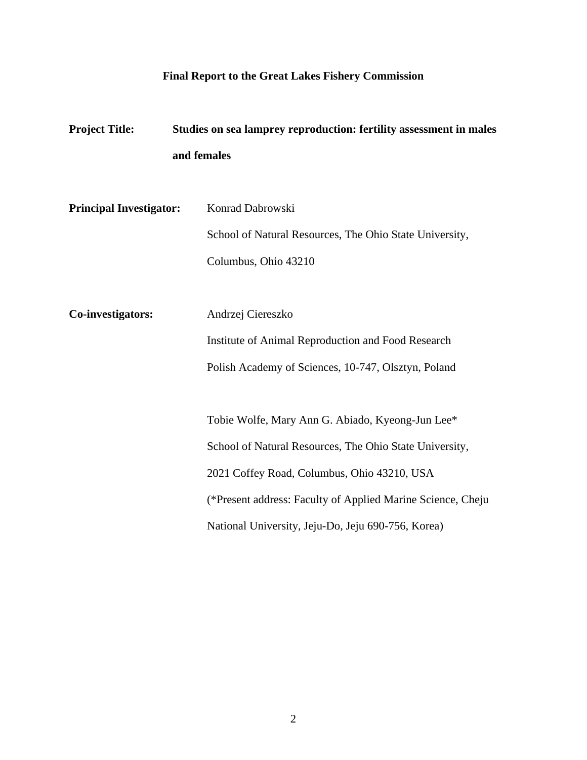**Final Report to the Great Lakes Fishery Commission**

**Project Title:** **Studies on sea lamprey reproduction: fertility assessment in males and females**

**Principal Investigator:** Konrad Dabrowski
School of Natural Resources, The Ohio State University,
Columbus, Ohio 43210

**Co-investigators:** Andrzej Ciereszko
Institute of Animal Reproduction and Food Research
Polish Academy of Sciences, 10-747, Olsztyn, Poland

Tobie Wolfe, Mary Ann G. Abiado, Kyeong-Jun Lee*
School of Natural Resources, The Ohio State University,
2021 Coffey Road, Columbus, Ohio 43210, USA
(*Present address: Faculty of Applied Marine Science, Cheju National University, Jeju-Do, Jeju 690-756, Korea)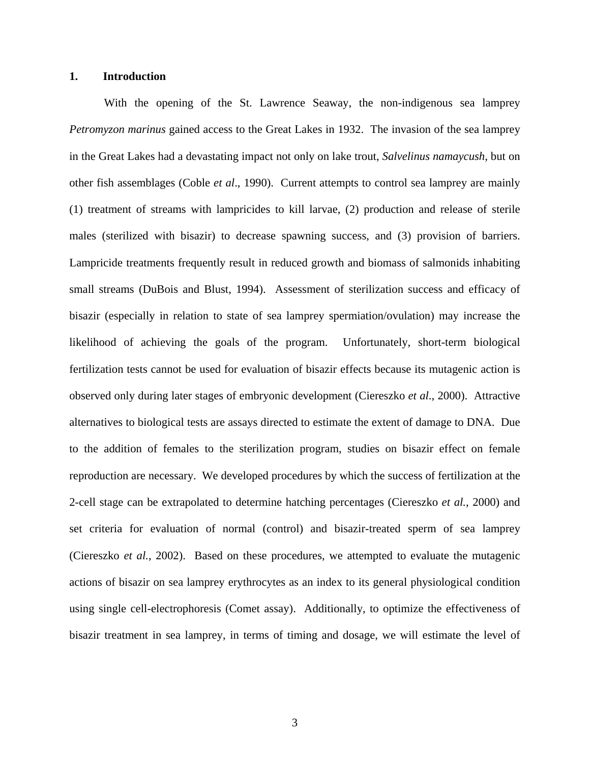## 1. Introduction

With the opening of the St. Lawrence Seaway, the non-indigenous sea lamprey *Petromyzon marinus* gained access to the Great Lakes in 1932. The invasion of the sea lamprey in the Great Lakes had a devastating impact not only on lake trout, *Salvelinus namaycush*, but on other fish assemblages (Coble *et al*., 1990). Current attempts to control sea lamprey are mainly (1) treatment of streams with lampricides to kill larvae, (2) production and release of sterile males (sterilized with bisazir) to decrease spawning success, and (3) provision of barriers. Lampricide treatments frequently result in reduced growth and biomass of salmonids inhabiting small streams (DuBois and Blust, 1994). Assessment of sterilization success and efficacy of bisazir (especially in relation to state of sea lamprey spermiation/ovulation) may increase the likelihood of achieving the goals of the program. Unfortunately, short-term biological fertilization tests cannot be used for evaluation of bisazir effects because its mutagenic action is observed only during later stages of embryonic development (Ciereszko *et al*., 2000). Attractive alternatives to biological tests are assays directed to estimate the extent of damage to DNA. Due to the addition of females to the sterilization program, studies on bisazir effect on female reproduction are necessary. We developed procedures by which the success of fertilization at the 2-cell stage can be extrapolated to determine hatching percentages (Ciereszko *et al.*, 2000) and set criteria for evaluation of normal (control) and bisazir-treated sperm of sea lamprey (Ciereszko *et al.*, 2002). Based on these procedures, we attempted to evaluate the mutagenic actions of bisazir on sea lamprey erythrocytes as an index to its general physiological condition using single cell-electrophoresis (Comet assay). Additionally, to optimize the effectiveness of bisazir treatment in sea lamprey, in terms of timing and dosage, we will estimate the level of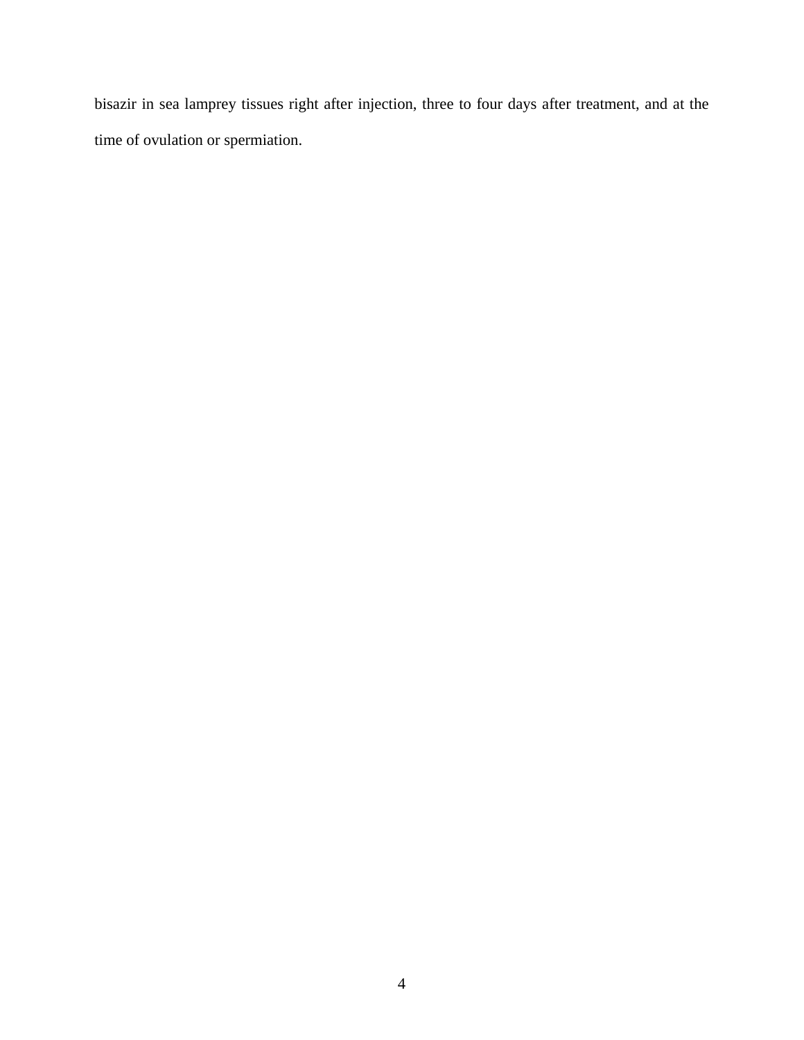bisazir in sea lamprey tissues right after injection, three to four days after treatment, and at the time of ovulation or spermiation.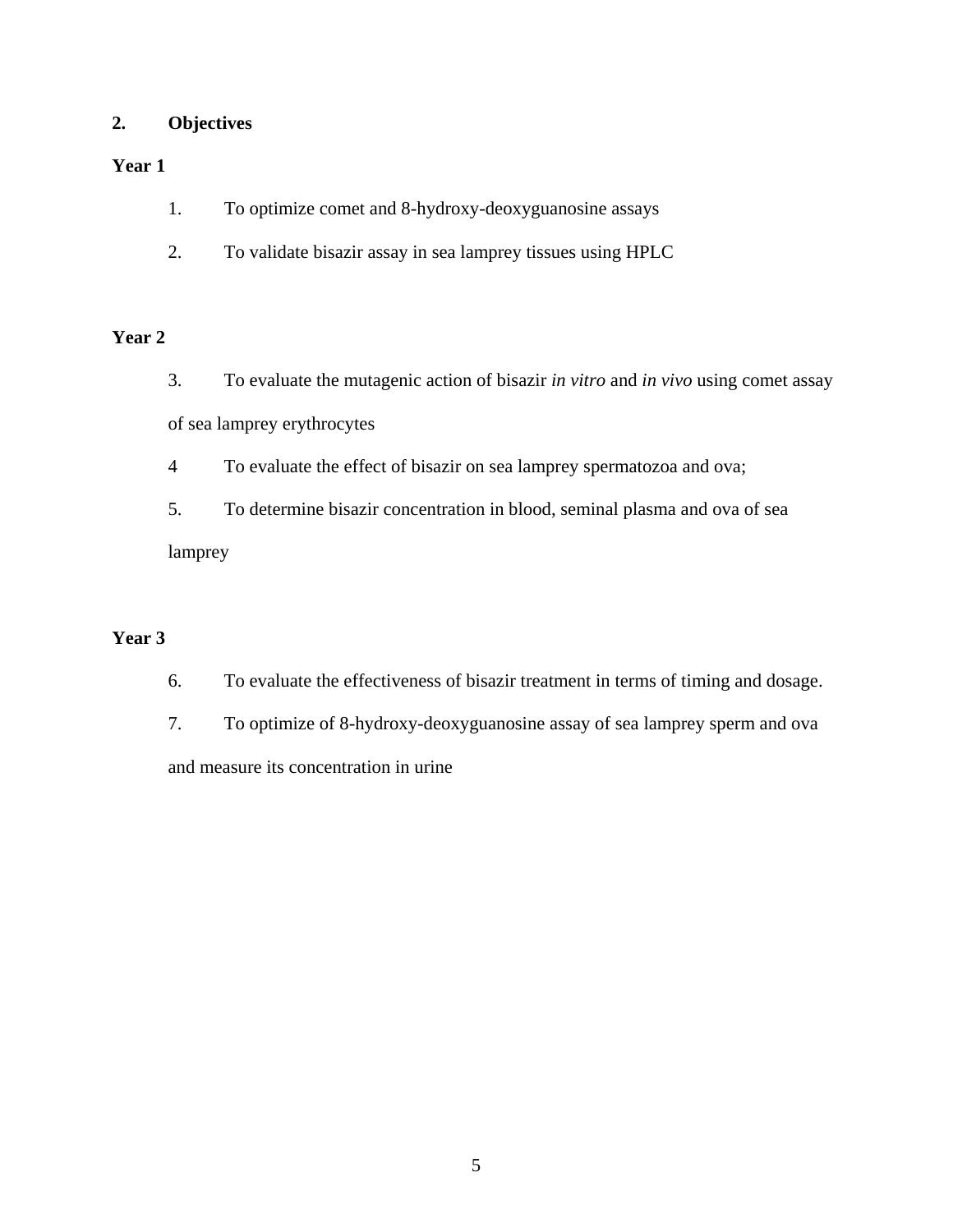## 2. Objectives

**Year 1**

1. To optimize comet and 8-hydroxy-deoxyguanosine assays
2. To validate bisazir assay in sea lamprey tissues using HPLC

**Year 2**

3. To evaluate the mutagenic action of bisazir *in vitro* and *in vivo* using comet assay of sea lamprey erythrocytes
4. To evaluate the effect of bisazir on sea lamprey spermatozoa and ova;
5. To determine bisazir concentration in blood, seminal plasma and ova of sea lamprey

**Year 3**

6. To evaluate the effectiveness of bisazir treatment in terms of timing and dosage.
7. To optimize of 8-hydroxy-deoxyguanosine assay of sea lamprey sperm and ova and measure its concentration in urine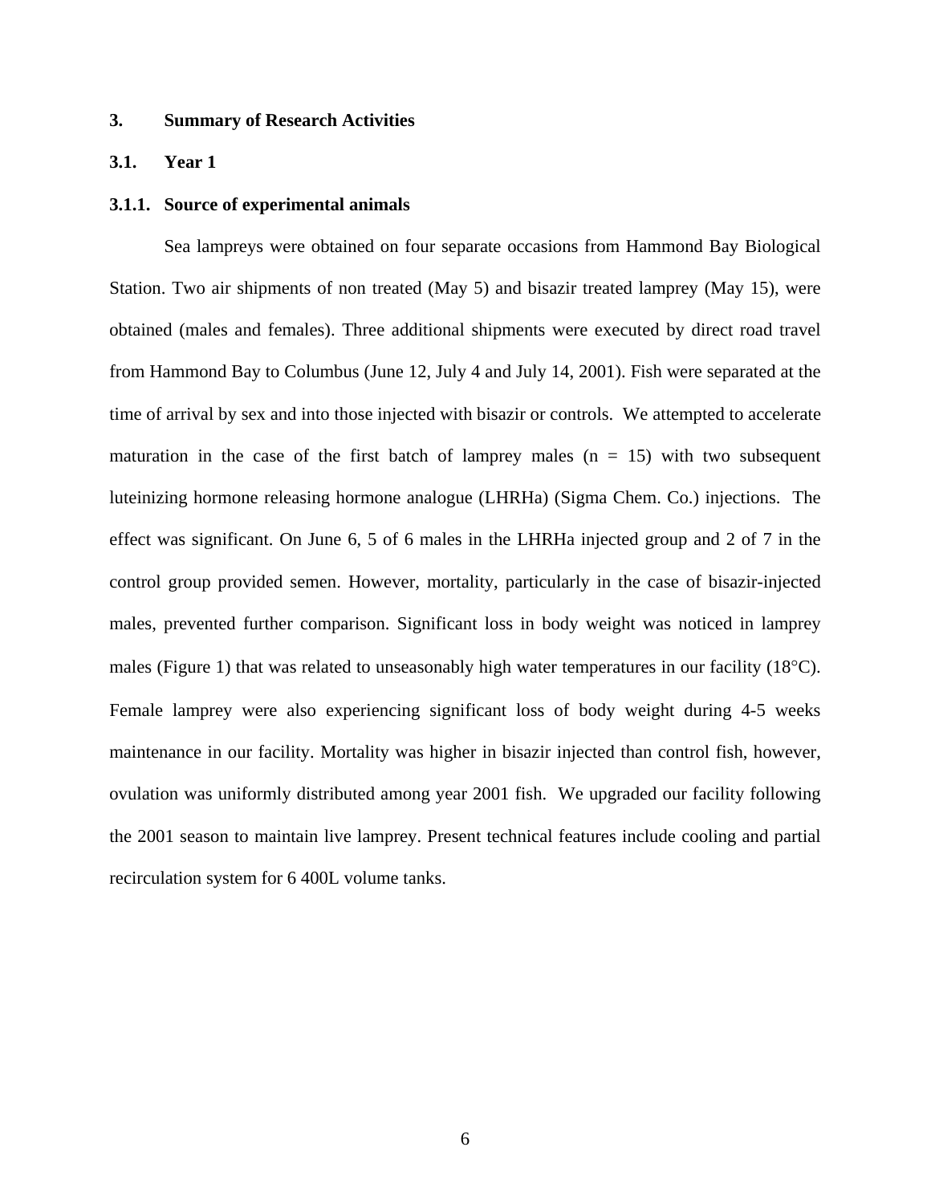## 3. Summary of Research Activities

### 3.1. Year 1

#### 3.1.1. Source of experimental animals

Sea lampreys were obtained on four separate occasions from Hammond Bay Biological Station. Two air shipments of non treated (May 5) and bisazir treated lamprey (May 15), were obtained (males and females). Three additional shipments were executed by direct road travel from Hammond Bay to Columbus (June 12, July 4 and July 14, 2001). Fish were separated at the time of arrival by sex and into those injected with bisazir or controls. We attempted to accelerate maturation in the case of the first batch of lamprey males (n = 15) with two subsequent luteinizing hormone releasing hormone analogue (LHRHa) (Sigma Chem. Co.) injections. The effect was significant. On June 6, 5 of 6 males in the LHRHa injected group and 2 of 7 in the control group provided semen. However, mortality, particularly in the case of bisazir-injected males, prevented further comparison. Significant loss in body weight was noticed in lamprey males (Figure 1) that was related to unseasonably high water temperatures in our facility (18°C). Female lamprey were also experiencing significant loss of body weight during 4-5 weeks maintenance in our facility. Mortality was higher in bisazir injected than control fish, however, ovulation was uniformly distributed among year 2001 fish. We upgraded our facility following the 2001 season to maintain live lamprey. Present technical features include cooling and partial recirculation system for 6 400L volume tanks.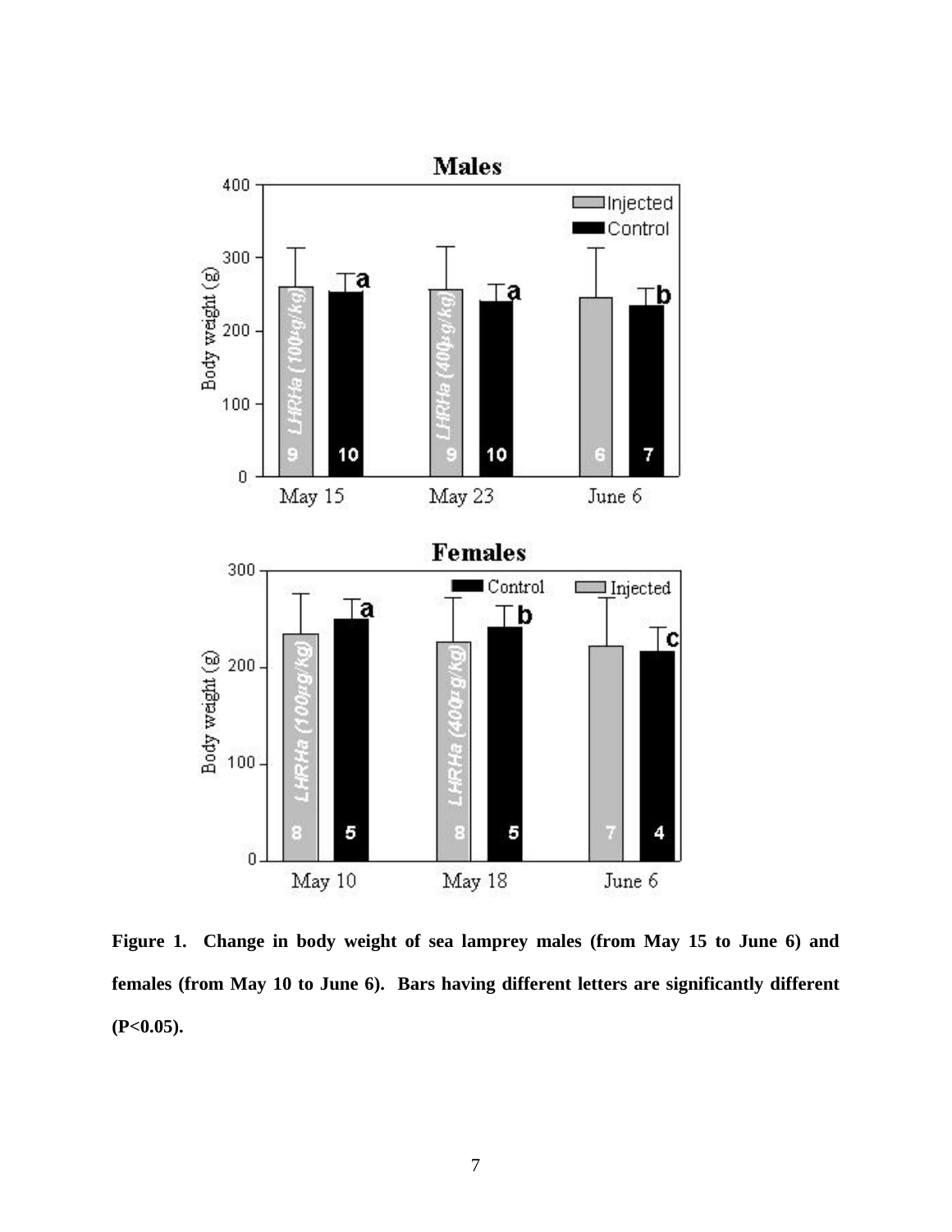**Figure 1. Change in body weight of sea lamprey males (from May 15 to June 6) and females (from May 10 to June 6). Bars having different letters are significantly different (P<0.05).**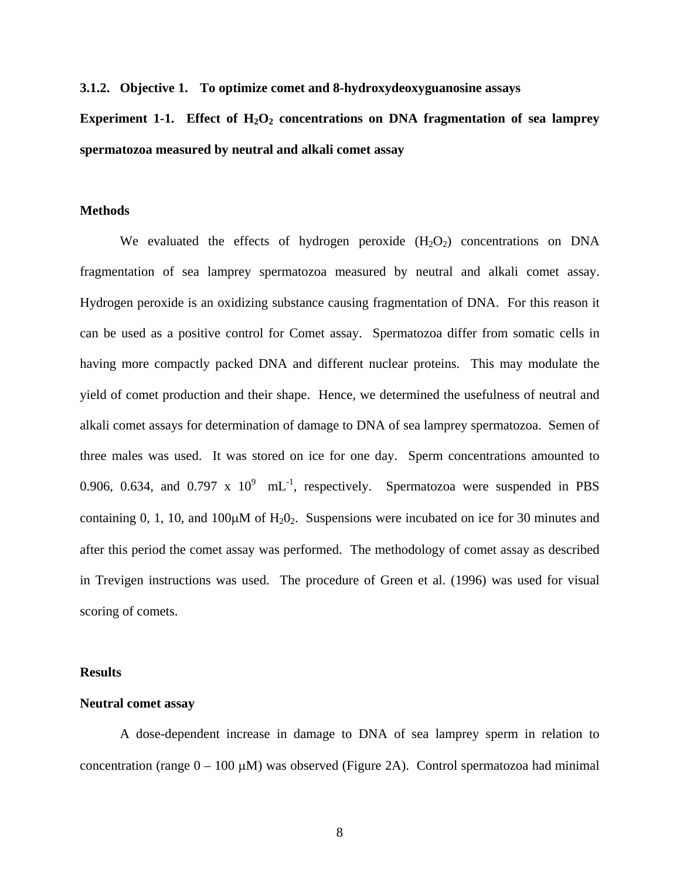### 3.1.2. Objective 1. To optimize comet and 8-hydroxydeoxyguanosine assays

**Experiment 1-1. Effect of $H_2O_2$ concentrations on DNA fragmentation of sea lamprey spermatozoa measured by neutral and alkali comet assay**

**Methods**

We evaluated the effects of hydrogen peroxide ($H_2O_2$) concentrations on DNA fragmentation of sea lamprey spermatozoa measured by neutral and alkali comet assay. Hydrogen peroxide is an oxidizing substance causing fragmentation of DNA. For this reason it can be used as a positive control for Comet assay. Spermatozoa differ from somatic cells in having more compactly packed DNA and different nuclear proteins. This may modulate the yield of comet production and their shape. Hence, we determined the usefulness of neutral and alkali comet assays for determination of damage to DNA of sea lamprey spermatozoa. Semen of three males was used. It was stored on ice for one day. Sperm concentrations amounted to 0.906, 0.634, and 0.797 x $10^9$ $mL^{-1}$, respectively. Spermatozoa were suspended in PBS containing 0, 1, 10, and 100μM of $H_20_2$. Suspensions were incubated on ice for 30 minutes and after this period the comet assay was performed. The methodology of comet assay as described in Trevigen instructions was used. The procedure of Green et al. (1996) was used for visual scoring of comets.

**Results**

**Neutral comet assay**

A dose-dependent increase in damage to DNA of sea lamprey sperm in relation to concentration (range 0 – 100 μM) was observed (Figure 2A). Control spermatozoa had minimal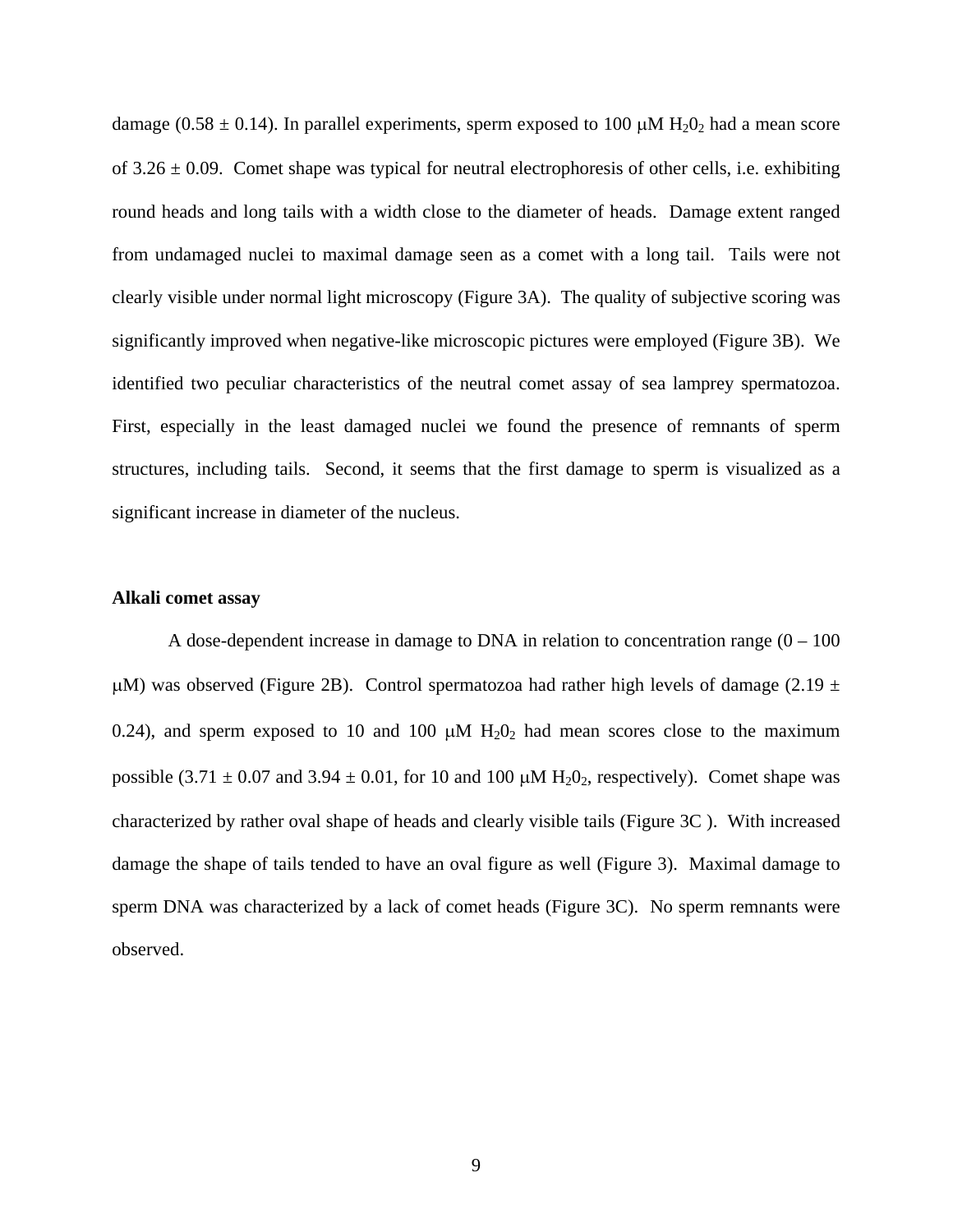damage (0.58 ± 0.14). In parallel experiments, sperm exposed to 100 μM $H_2O_2$ had a mean score of 3.26 ± 0.09. Comet shape was typical for neutral electrophoresis of other cells, i.e. exhibiting round heads and long tails with a width close to the diameter of heads. Damage extent ranged from undamaged nuclei to maximal damage seen as a comet with a long tail. Tails were not clearly visible under normal light microscopy (Figure 3A). The quality of subjective scoring was significantly improved when negative-like microscopic pictures were employed (Figure 3B). We identified two peculiar characteristics of the neutral comet assay of sea lamprey spermatozoa. First, especially in the least damaged nuclei we found the presence of remnants of sperm structures, including tails. Second, it seems that the first damage to sperm is visualized as a significant increase in diameter of the nucleus.

**Alkali comet assay**

A dose-dependent increase in damage to DNA in relation to concentration range (0 – 100 μM) was observed (Figure 2B). Control spermatozoa had rather high levels of damage (2.19 ± 0.24), and sperm exposed to 10 and 100 μM $H_2O_2$ had mean scores close to the maximum possible (3.71 ± 0.07 and 3.94 ± 0.01, for 10 and 100 μM $H_2O_2$, respectively). Comet shape was characterized by rather oval shape of heads and clearly visible tails (Figure 3C ). With increased damage the shape of tails tended to have an oval figure as well (Figure 3). Maximal damage to sperm DNA was characterized by a lack of comet heads (Figure 3C). No sperm remnants were observed.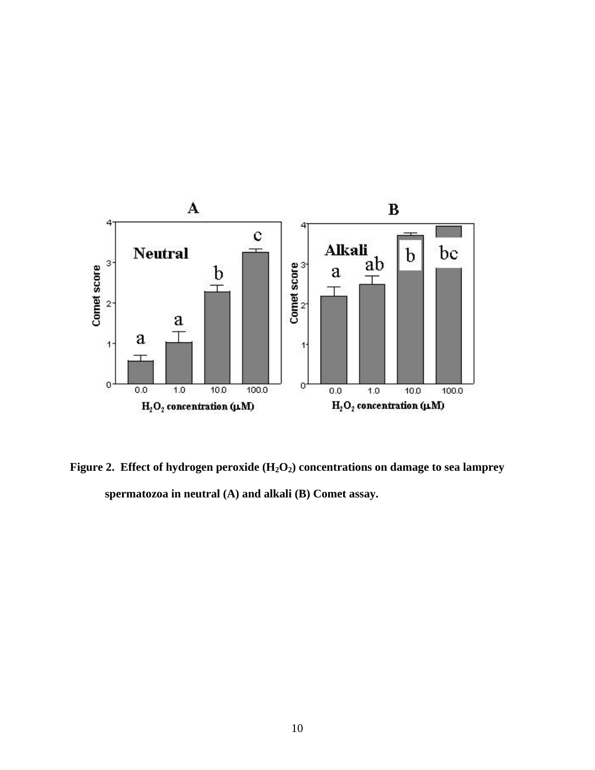**Figure 2. Effect of hydrogen peroxide ($H_2O_2$) concentrations on damage to sea lamprey spermatozoa in neutral (A) and alkali (B) Comet assay.**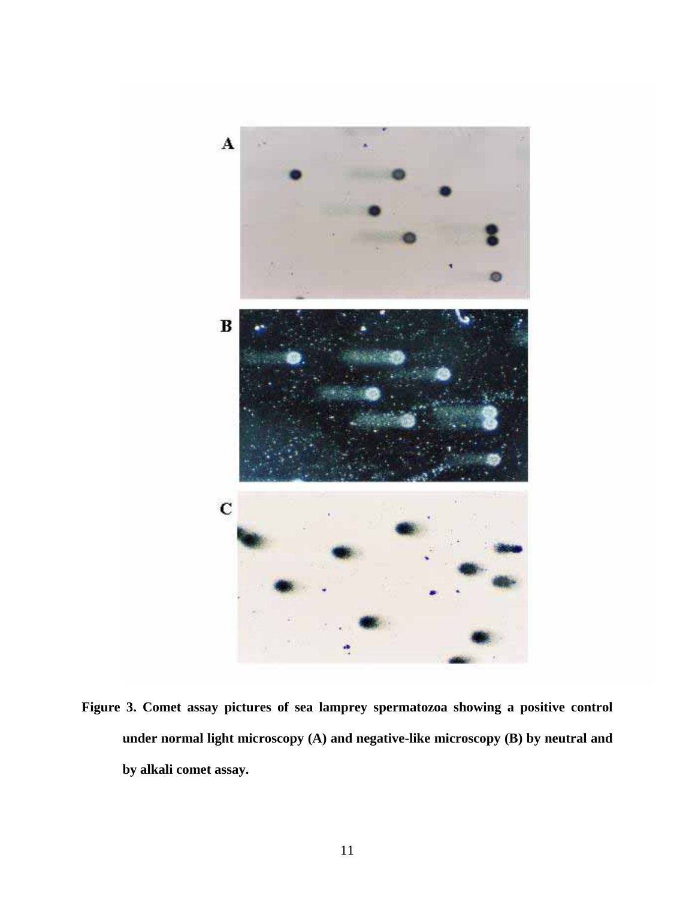**Figure 3. Comet assay pictures of sea lamprey spermatozoa showing a positive control under normal light microscopy (A) and negative-like microscopy (B) by neutral and by alkali comet assay.**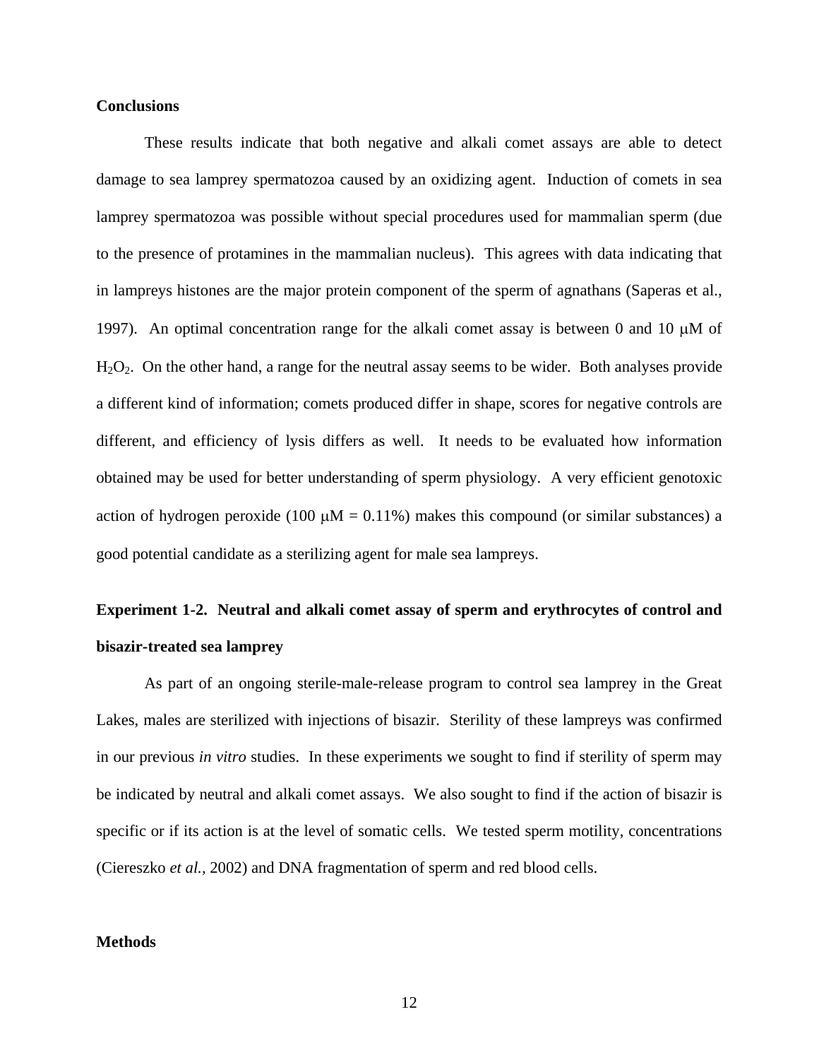**Conclusions**

These results indicate that both negative and alkali comet assays are able to detect damage to sea lamprey spermatozoa caused by an oxidizing agent. Induction of comets in sea lamprey spermatozoa was possible without special procedures used for mammalian sperm (due to the presence of protamines in the mammalian nucleus). This agrees with data indicating that in lampreys histones are the major protein component of the sperm of agnathans (Saperas et al., 1997). An optimal concentration range for the alkali comet assay is between 0 and 10 μM of $H_2O_2$. On the other hand, a range for the neutral assay seems to be wider. Both analyses provide a different kind of information; comets produced differ in shape, scores for negative controls are different, and efficiency of lysis differs as well. It needs to be evaluated how information obtained may be used for better understanding of sperm physiology. A very efficient genotoxic action of hydrogen peroxide (100 μM = 0.11%) makes this compound (or similar substances) a good potential candidate as a sterilizing agent for male sea lampreys.

**Experiment 1-2. Neutral and alkali comet assay of sperm and erythrocytes of control and bisazir-treated sea lamprey**

As part of an ongoing sterile-male-release program to control sea lamprey in the Great Lakes, males are sterilized with injections of bisazir. Sterility of these lampreys was confirmed in our previous *in vitro* studies. In these experiments we sought to find if sterility of sperm may be indicated by neutral and alkali comet assays. We also sought to find if the action of bisazir is specific or if its action is at the level of somatic cells. We tested sperm motility, concentrations (Ciereszko *et al.,* 2002) and DNA fragmentation of sperm and red blood cells.

**Methods**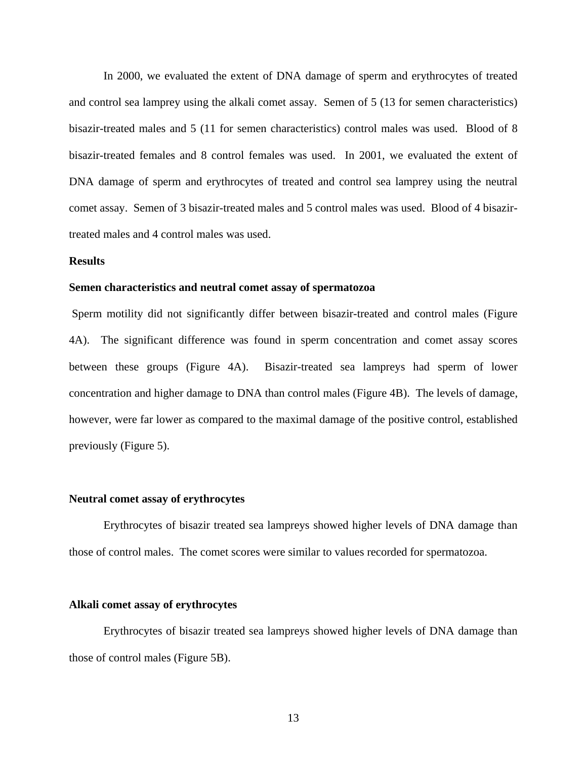In 2000, we evaluated the extent of DNA damage of sperm and erythrocytes of treated and control sea lamprey using the alkali comet assay. Semen of 5 (13 for semen characteristics) bisazir-treated males and 5 (11 for semen characteristics) control males was used. Blood of 8 bisazir-treated females and 8 control females was used. In 2001, we evaluated the extent of DNA damage of sperm and erythrocytes of treated and control sea lamprey using the neutral comet assay. Semen of 3 bisazir-treated males and 5 control males was used. Blood of 4 bisazir-treated males and 4 control males was used.

**Results**

**Semen characteristics and neutral comet assay of spermatozoa**

Sperm motility did not significantly differ between bisazir-treated and control males (Figure 4A). The significant difference was found in sperm concentration and comet assay scores between these groups (Figure 4A). Bisazir-treated sea lampreys had sperm of lower concentration and higher damage to DNA than control males (Figure 4B). The levels of damage, however, were far lower as compared to the maximal damage of the positive control, established previously (Figure 5).

**Neutral comet assay of erythrocytes**

Erythrocytes of bisazir treated sea lampreys showed higher levels of DNA damage than those of control males. The comet scores were similar to values recorded for spermatozoa.

**Alkali comet assay of erythrocytes**

Erythrocytes of bisazir treated sea lampreys showed higher levels of DNA damage than those of control males (Figure 5B).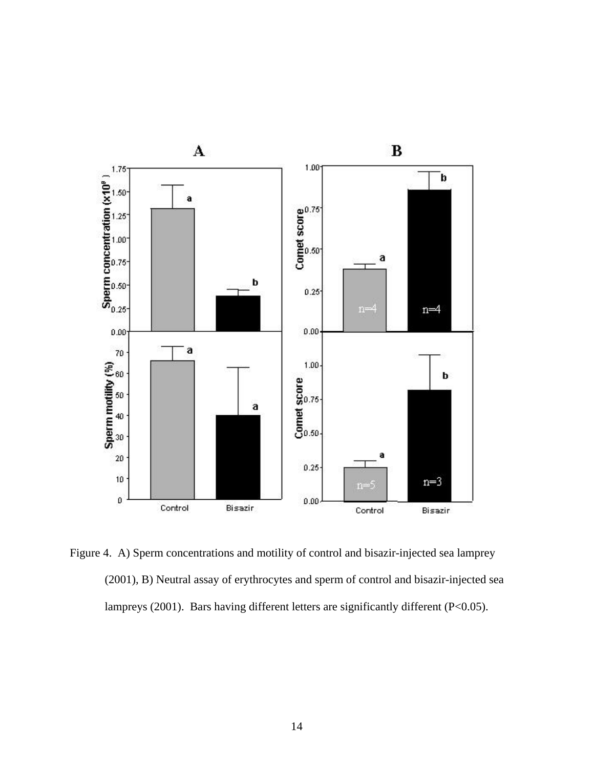Figure 4. A) Sperm concentrations and motility of control and bisazir-injected sea lamprey (2001), B) Neutral assay of erythrocytes and sperm of control and bisazir-injected sea lampreys (2001). Bars having different letters are significantly different (P<0.05).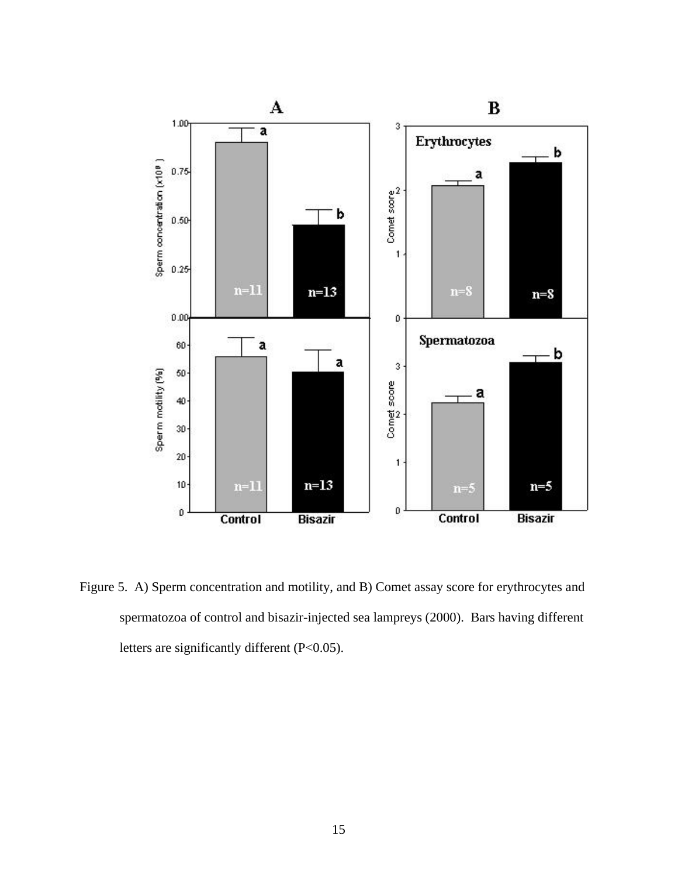Figure 5. A) Sperm concentration and motility, and B) Comet assay score for erythrocytes and spermatozoa of control and bisazir-injected sea lampreys (2000). Bars having different letters are significantly different (P<0.05).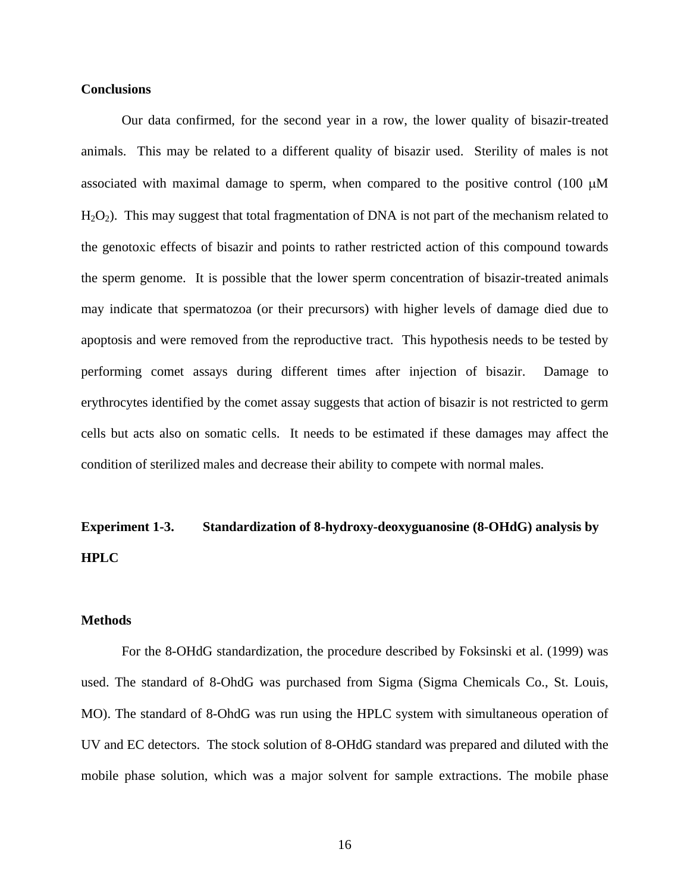**Conclusions**

Our data confirmed, for the second year in a row, the lower quality of bisazir-treated animals. This may be related to a different quality of bisazir used. Sterility of males is not associated with maximal damage to sperm, when compared to the positive control (100 μM $H_2O_2$). This may suggest that total fragmentation of DNA is not part of the mechanism related to the genotoxic effects of bisazir and points to rather restricted action of this compound towards the sperm genome. It is possible that the lower sperm concentration of bisazir-treated animals may indicate that spermatozoa (or their precursors) with higher levels of damage died due to apoptosis and were removed from the reproductive tract. This hypothesis needs to be tested by performing comet assays during different times after injection of bisazir. Damage to erythrocytes identified by the comet assay suggests that action of bisazir is not restricted to germ cells but acts also on somatic cells. It needs to be estimated if these damages may affect the condition of sterilized males and decrease their ability to compete with normal males.

**Experiment 1-3. Standardization of 8-hydroxy-deoxyguanosine (8-OHdG) analysis by HPLC**

**Methods**

For the 8-OHdG standardization, the procedure described by Foksinski et al. (1999) was used. The standard of 8-OhdG was purchased from Sigma (Sigma Chemicals Co., St. Louis, MO). The standard of 8-OhdG was run using the HPLC system with simultaneous operation of UV and EC detectors. The stock solution of 8-OHdG standard was prepared and diluted with the mobile phase solution, which was a major solvent for sample extractions. The mobile phase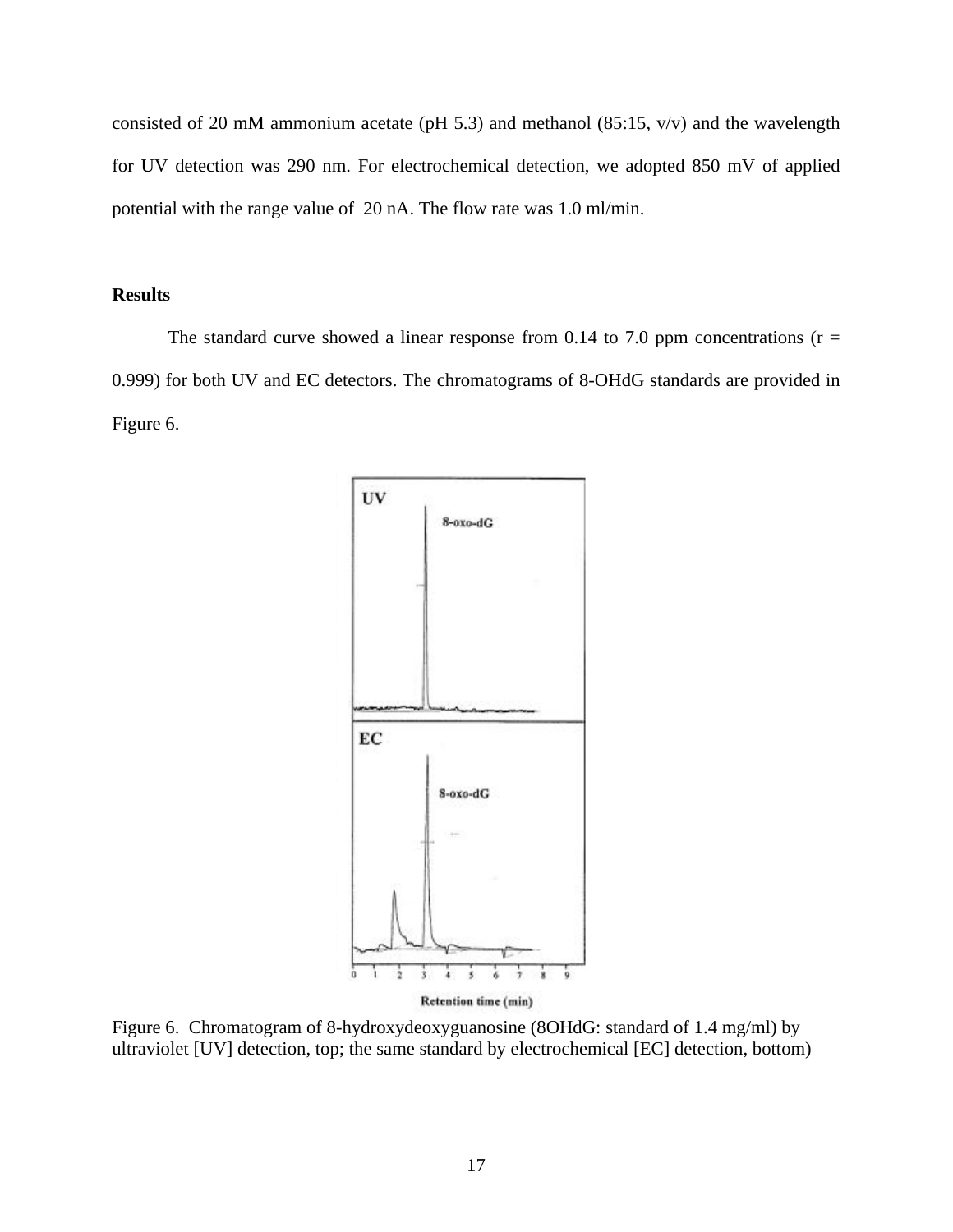consisted of 20 mM ammonium acetate (pH 5.3) and methanol (85:15, v/v) and the wavelength for UV detection was 290 nm. For electrochemical detection, we adopted 850 mV of applied potential with the range value of 20 nA. The flow rate was 1.0 ml/min.

**Results**

The standard curve showed a linear response from 0.14 to 7.0 ppm concentrations (r = 0.999) for both UV and EC detectors. The chromatograms of 8-OHdG standards are provided in Figure 6.

Figure 6. Chromatogram of 8-hydroxydeoxyguanosine (8OHdG: standard of 1.4 mg/ml) by ultraviolet [UV] detection, top; the same standard by electrochemical [EC] detection, bottom)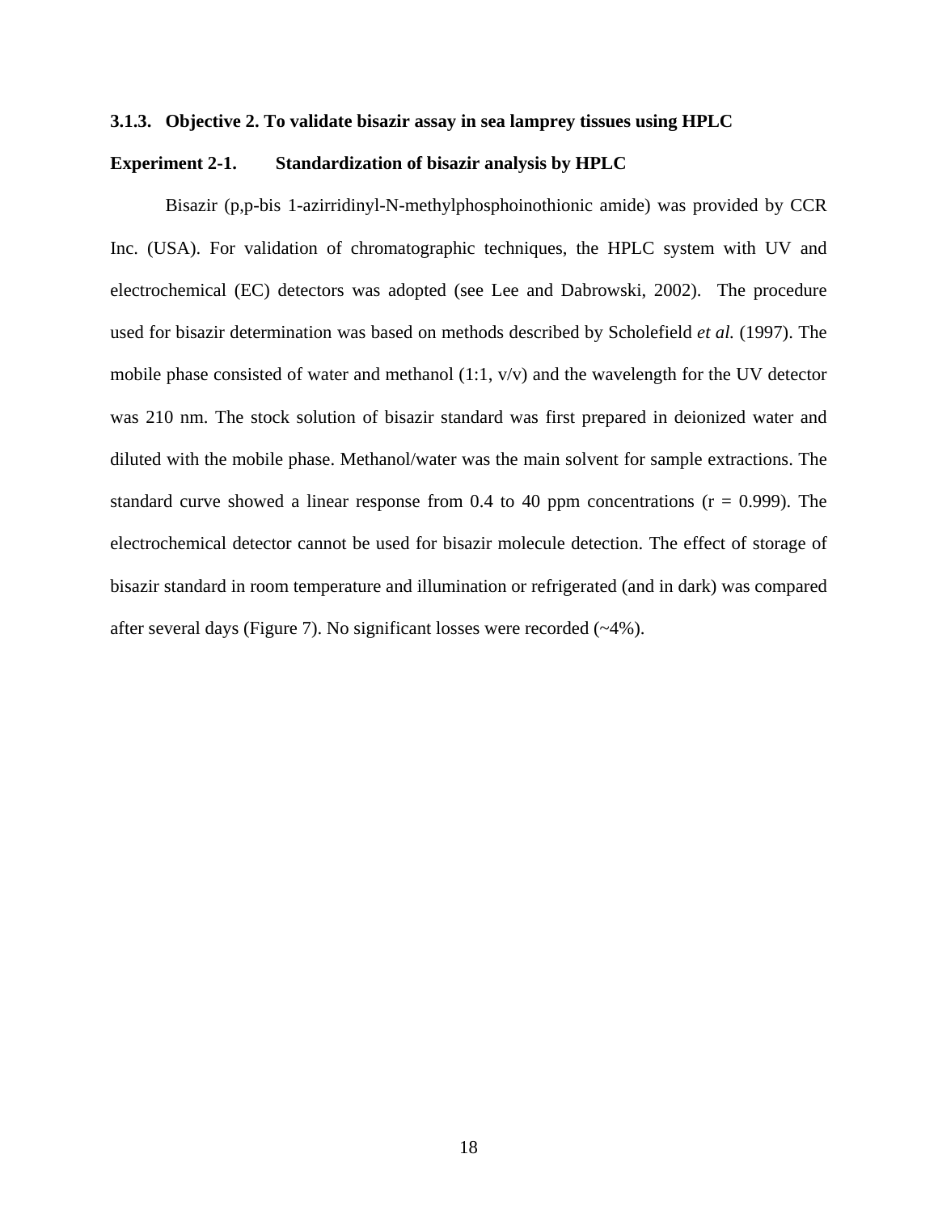### 3.1.3. Objective 2. To validate bisazir assay in sea lamprey tissues using HPLC

**Experiment 2-1. Standardization of bisazir analysis by HPLC**

Bisazir (p,p-bis 1-azirridinyl-N-methylphosphoinothionic amide) was provided by CCR Inc. (USA). For validation of chromatographic techniques, the HPLC system with UV and electrochemical (EC) detectors was adopted (see Lee and Dabrowski, 2002). The procedure used for bisazir determination was based on methods described by Scholefield *et al.* (1997). The mobile phase consisted of water and methanol (1:1, v/v) and the wavelength for the UV detector was 210 nm. The stock solution of bisazir standard was first prepared in deionized water and diluted with the mobile phase. Methanol/water was the main solvent for sample extractions. The standard curve showed a linear response from 0.4 to 40 ppm concentrations ($r = 0.999$). The electrochemical detector cannot be used for bisazir molecule detection. The effect of storage of bisazir standard in room temperature and illumination or refrigerated (and in dark) was compared after several days (Figure 7). No significant losses were recorded (~4%).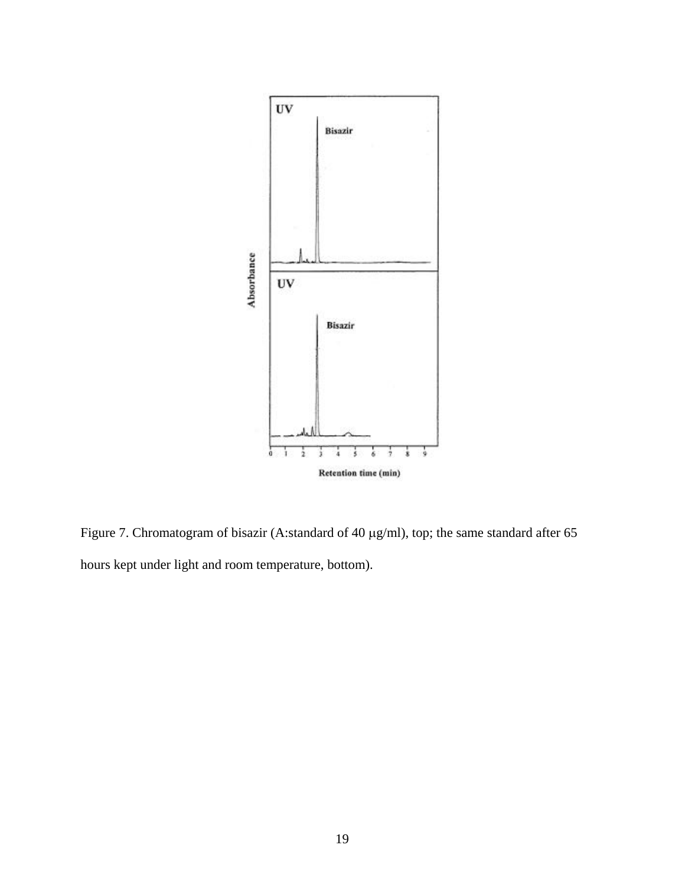Figure 7. Chromatogram of bisazir (A:standard of 40 μg/ml), top; the same standard after 65 hours kept under light and room temperature, bottom).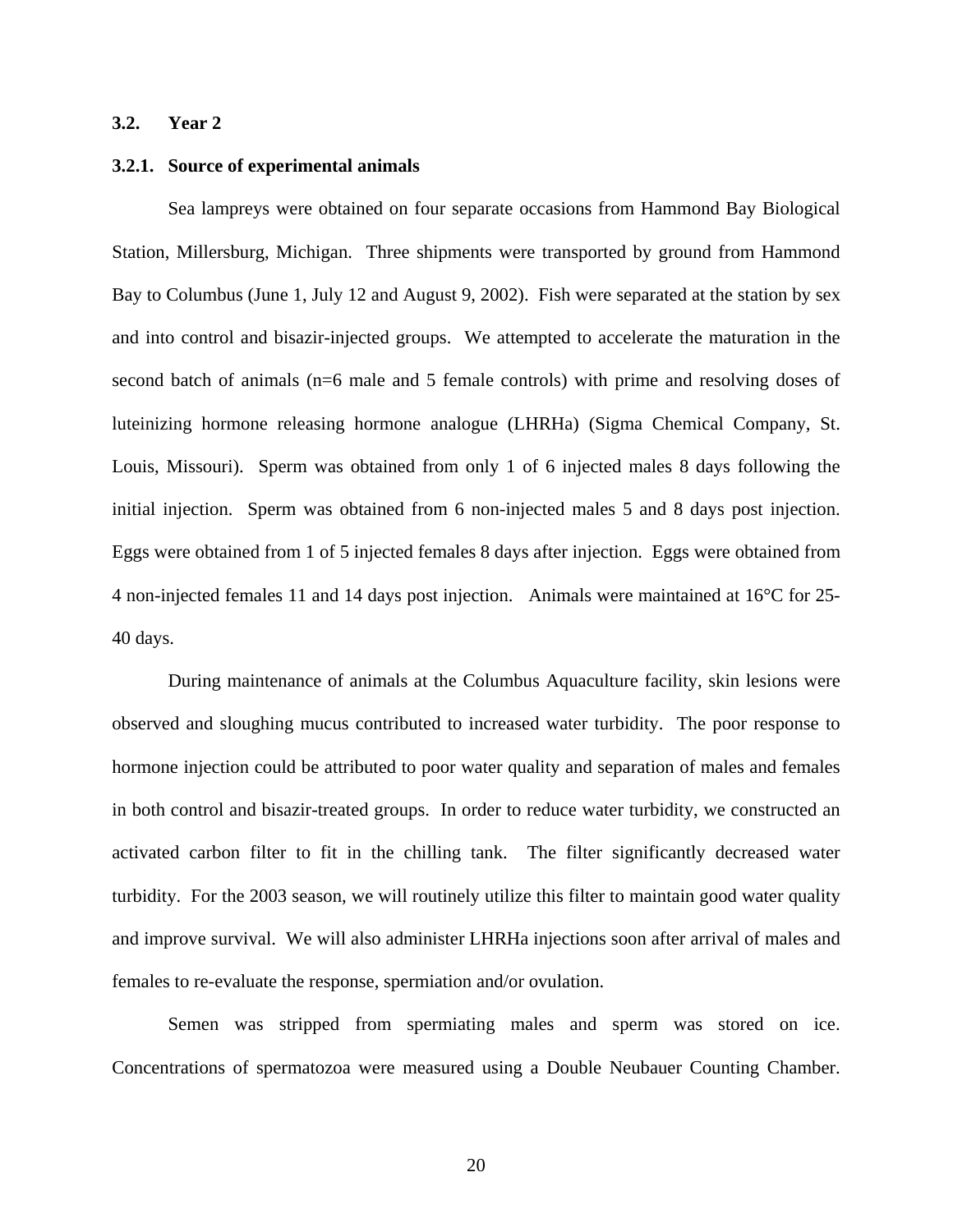## 3.2. Year 2

### 3.2.1. Source of experimental animals

Sea lampreys were obtained on four separate occasions from Hammond Bay Biological Station, Millersburg, Michigan. Three shipments were transported by ground from Hammond Bay to Columbus (June 1, July 12 and August 9, 2002). Fish were separated at the station by sex and into control and bisazir-injected groups. We attempted to accelerate the maturation in the second batch of animals (n=6 male and 5 female controls) with prime and resolving doses of luteinizing hormone releasing hormone analogue (LHRHa) (Sigma Chemical Company, St. Louis, Missouri). Sperm was obtained from only 1 of 6 injected males 8 days following the initial injection. Sperm was obtained from 6 non-injected males 5 and 8 days post injection. Eggs were obtained from 1 of 5 injected females 8 days after injection. Eggs were obtained from 4 non-injected females 11 and 14 days post injection. Animals were maintained at 16°C for 25-40 days.

During maintenance of animals at the Columbus Aquaculture facility, skin lesions were observed and sloughing mucus contributed to increased water turbidity. The poor response to hormone injection could be attributed to poor water quality and separation of males and females in both control and bisazir-treated groups. In order to reduce water turbidity, we constructed an activated carbon filter to fit in the chilling tank. The filter significantly decreased water turbidity. For the 2003 season, we will routinely utilize this filter to maintain good water quality and improve survival. We will also administer LHRHa injections soon after arrival of males and females to re-evaluate the response, spermiation and/or ovulation.

Semen was stripped from spermiating males and sperm was stored on ice. Concentrations of spermatozoa were measured using a Double Neubauer Counting Chamber.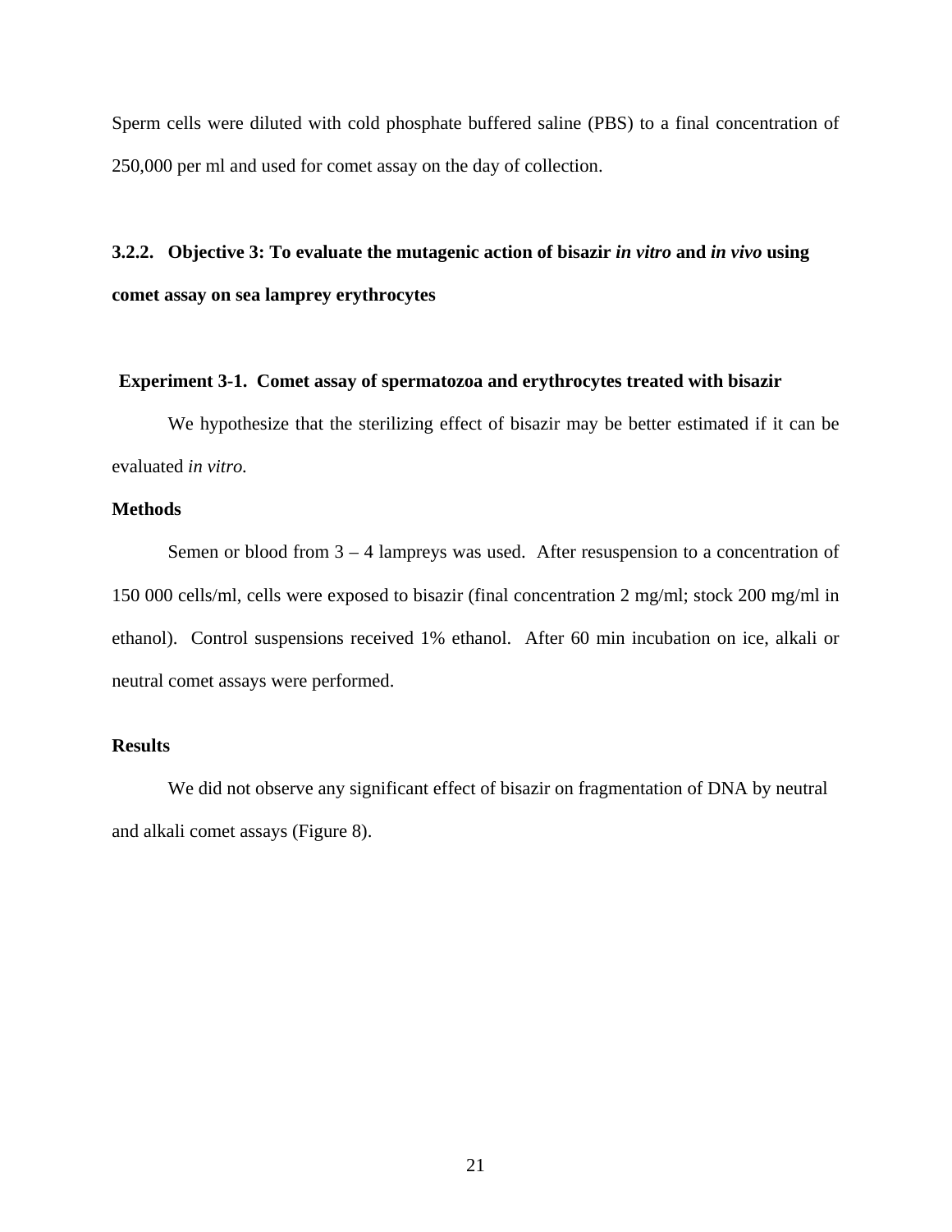Sperm cells were diluted with cold phosphate buffered saline (PBS) to a final concentration of 250,000 per ml and used for comet assay on the day of collection.

### 3.2.2. Objective 3: To evaluate the mutagenic action of bisazir *in vitro* and *in vivo* using comet assay on sea lamprey erythrocytes

**Experiment 3-1. Comet assay of spermatozoa and erythrocytes treated with bisazir**

We hypothesize that the sterilizing effect of bisazir may be better estimated if it can be evaluated *in vitro.*

**Methods**

Semen or blood from 3 – 4 lampreys was used. After resuspension to a concentration of 150 000 cells/ml, cells were exposed to bisazir (final concentration 2 mg/ml; stock 200 mg/ml in ethanol). Control suspensions received 1% ethanol. After 60 min incubation on ice, alkali or neutral comet assays were performed.

**Results**

We did not observe any significant effect of bisazir on fragmentation of DNA by neutral and alkali comet assays (Figure 8).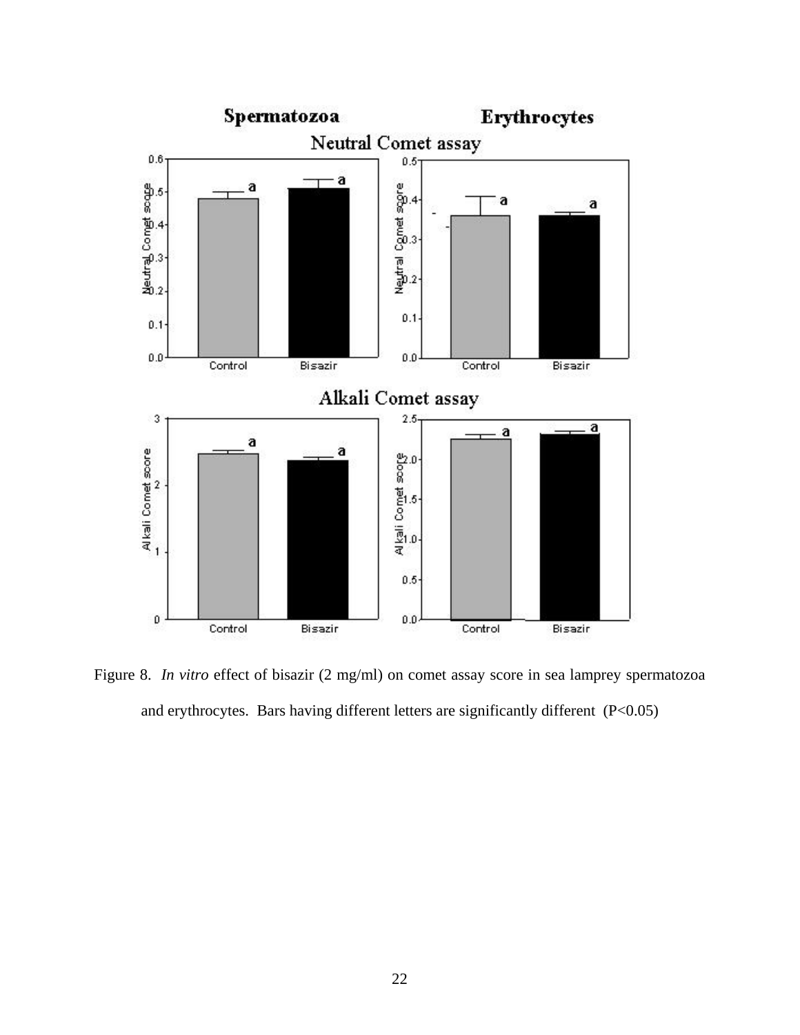Figure 8. *In vitro* effect of bisazir (2 mg/ml) on comet assay score in sea lamprey spermatozoa and erythrocytes. Bars having different letters are significantly different (P<0.05)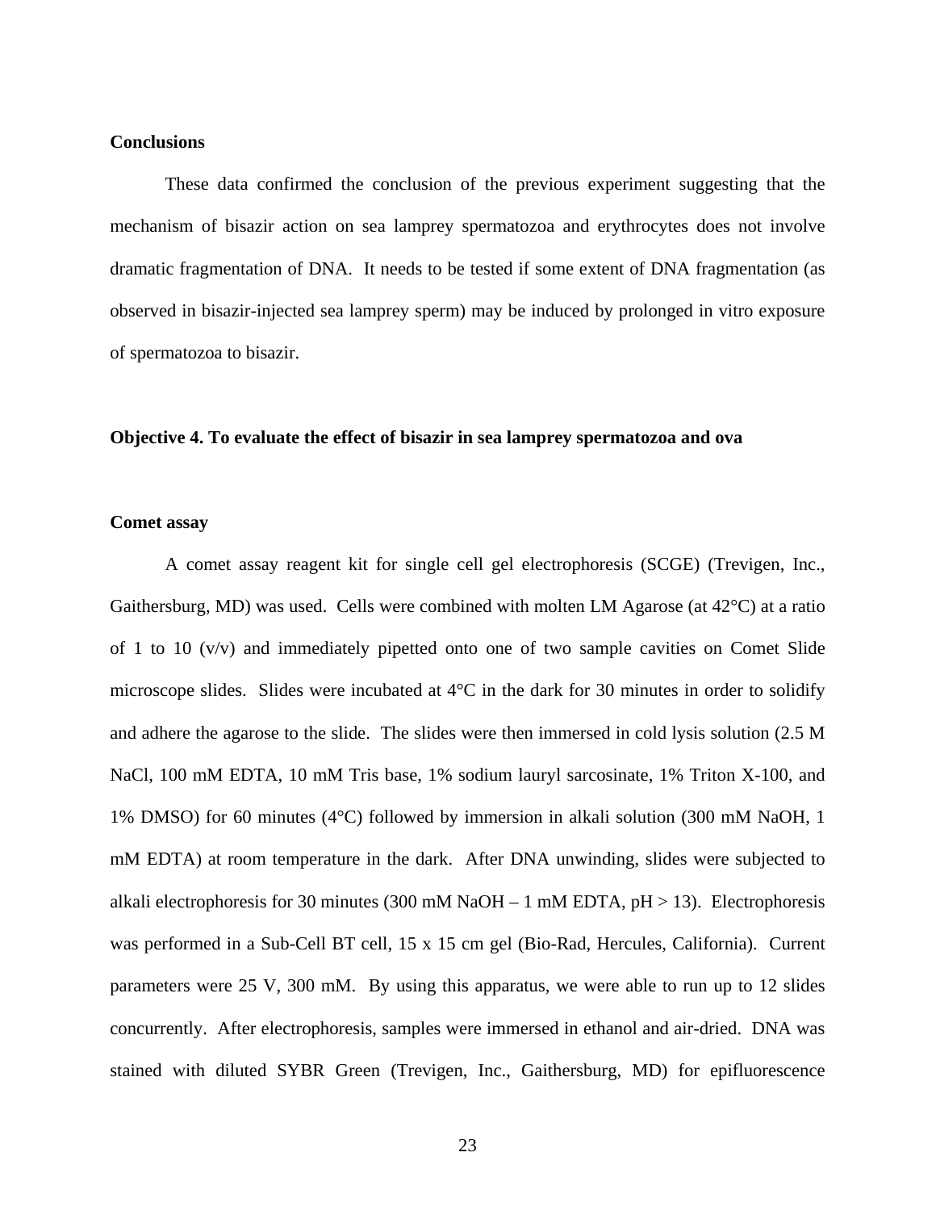**Conclusions**

These data confirmed the conclusion of the previous experiment suggesting that the mechanism of bisazir action on sea lamprey spermatozoa and erythrocytes does not involve dramatic fragmentation of DNA. It needs to be tested if some extent of DNA fragmentation (as observed in bisazir-injected sea lamprey sperm) may be induced by prolonged in vitro exposure of spermatozoa to bisazir.

**Objective 4. To evaluate the effect of bisazir in sea lamprey spermatozoa and ova**

**Comet assay**

A comet assay reagent kit for single cell gel electrophoresis (SCGE) (Trevigen, Inc., Gaithersburg, MD) was used. Cells were combined with molten LM Agarose (at 42°C) at a ratio of 1 to 10 (v/v) and immediately pipetted onto one of two sample cavities on Comet Slide microscope slides. Slides were incubated at 4°C in the dark for 30 minutes in order to solidify and adhere the agarose to the slide. The slides were then immersed in cold lysis solution (2.5 M NaCl, 100 mM EDTA, 10 mM Tris base, 1% sodium lauryl sarcosinate, 1% Triton X-100, and 1% DMSO) for 60 minutes (4°C) followed by immersion in alkali solution (300 mM NaOH, 1 mM EDTA) at room temperature in the dark. After DNA unwinding, slides were subjected to alkali electrophoresis for 30 minutes (300 mM NaOH – 1 mM EDTA, pH > 13). Electrophoresis was performed in a Sub-Cell BT cell, 15 x 15 cm gel (Bio-Rad, Hercules, California). Current parameters were 25 V, 300 mM. By using this apparatus, we were able to run up to 12 slides concurrently. After electrophoresis, samples were immersed in ethanol and air-dried. DNA was stained with diluted SYBR Green (Trevigen, Inc., Gaithersburg, MD) for epifluorescence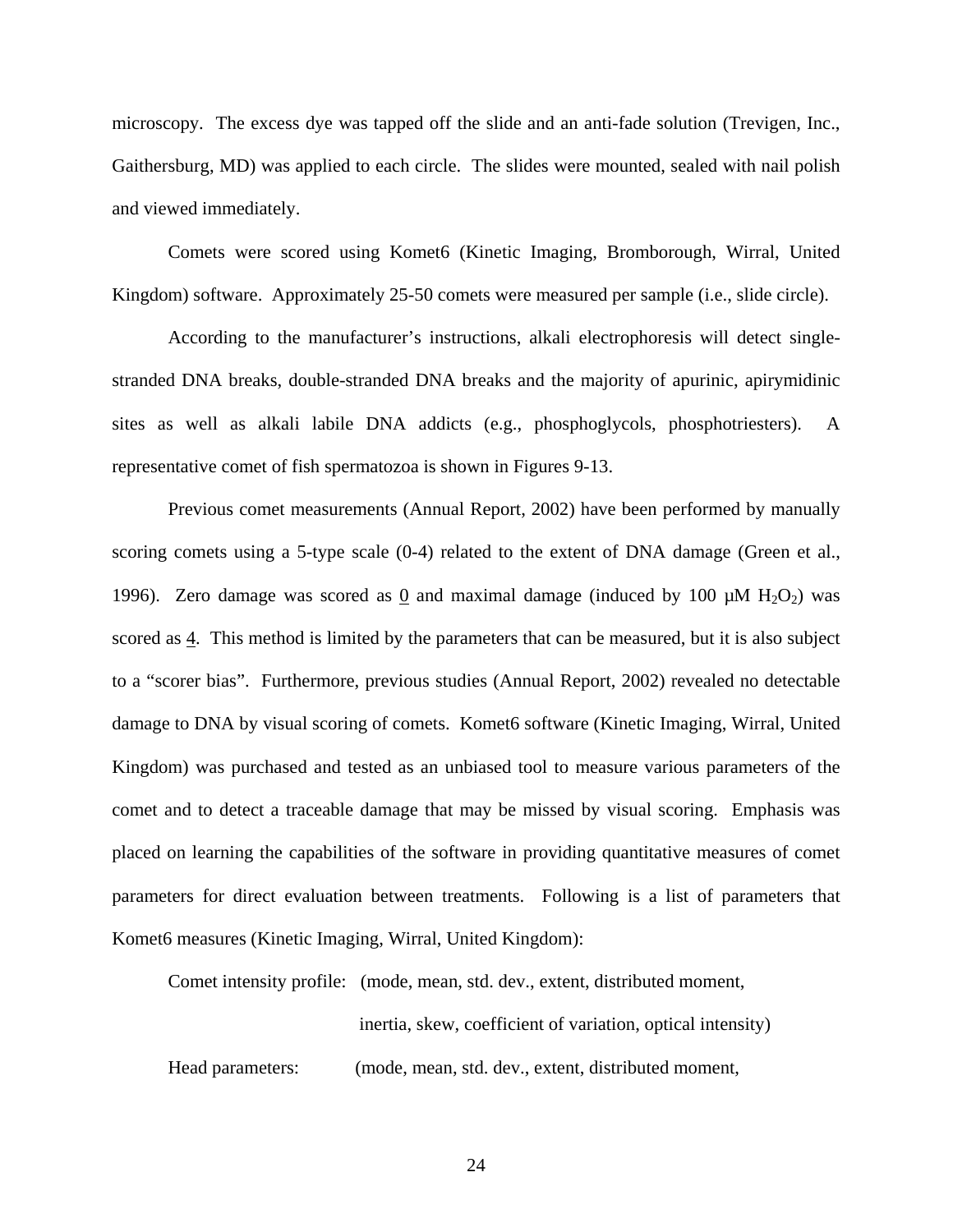microscopy. The excess dye was tapped off the slide and an anti-fade solution (Trevigen, Inc., Gaithersburg, MD) was applied to each circle. The slides were mounted, sealed with nail polish and viewed immediately.

Comets were scored using Komet6 (Kinetic Imaging, Bromborough, Wirral, United Kingdom) software. Approximately 25-50 comets were measured per sample (i.e., slide circle).

According to the manufacturer's instructions, alkali electrophoresis will detect single-stranded DNA breaks, double-stranded DNA breaks and the majority of apurinic, apirymidinic sites as well as alkali labile DNA addicts (e.g., phosphoglycols, phosphotriesters). A representative comet of fish spermatozoa is shown in Figures 9-13.

Previous comet measurements (Annual Report, 2002) have been performed by manually scoring comets using a 5-type scale (0-4) related to the extent of DNA damage (Green et al., 1996). Zero damage was scored as 0 and maximal damage (induced by 100 μM $H_2O_2$) was scored as 4. This method is limited by the parameters that can be measured, but it is also subject to a "scorer bias". Furthermore, previous studies (Annual Report, 2002) revealed no detectable damage to DNA by visual scoring of comets. Komet6 software (Kinetic Imaging, Wirral, United Kingdom) was purchased and tested as an unbiased tool to measure various parameters of the comet and to detect a traceable damage that may be missed by visual scoring. Emphasis was placed on learning the capabilities of the software in providing quantitative measures of comet parameters for direct evaluation between treatments. Following is a list of parameters that Komet6 measures (Kinetic Imaging, Wirral, United Kingdom):

Comet intensity profile: (mode, mean, std. dev., extent, distributed moment, inertia, skew, coefficient of variation, optical intensity)

Head parameters: (mode, mean, std. dev., extent, distributed moment,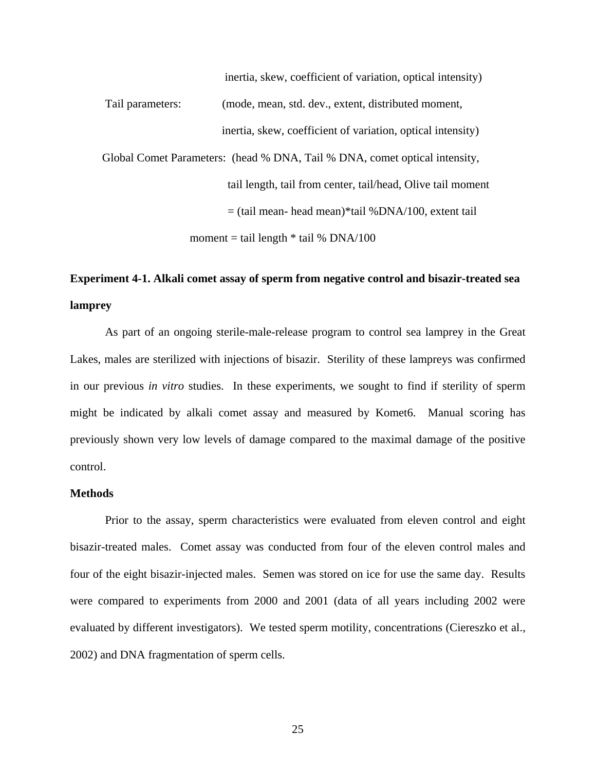inertia, skew, coefficient of variation, optical intensity)

Tail parameters: (mode, mean, std. dev., extent, distributed moment, inertia, skew, coefficient of variation, optical intensity)

Global Comet Parameters: (head % DNA, Tail % DNA, comet optical intensity, tail length, tail from center, tail/head, Olive tail moment = (tail mean- head mean)*tail %DNA/100, extent tail moment = tail length * tail % DNA/100

**Experiment 4-1. Alkali comet assay of sperm from negative control and bisazir-treated sea lamprey**

As part of an ongoing sterile-male-release program to control sea lamprey in the Great Lakes, males are sterilized with injections of bisazir. Sterility of these lampreys was confirmed in our previous *in vitro* studies. In these experiments, we sought to find if sterility of sperm might be indicated by alkali comet assay and measured by Komet6. Manual scoring has previously shown very low levels of damage compared to the maximal damage of the positive control.

**Methods**

Prior to the assay, sperm characteristics were evaluated from eleven control and eight bisazir-treated males. Comet assay was conducted from four of the eleven control males and four of the eight bisazir-injected males. Semen was stored on ice for use the same day. Results were compared to experiments from 2000 and 2001 (data of all years including 2002 were evaluated by different investigators). We tested sperm motility, concentrations (Ciereszko et al., 2002) and DNA fragmentation of sperm cells.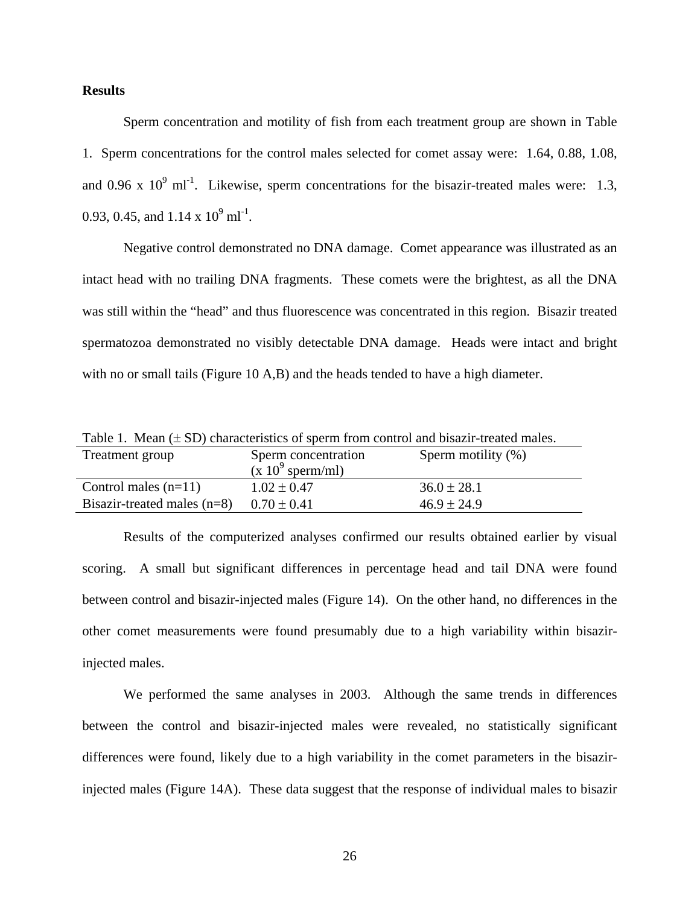**Results**

Sperm concentration and motility of fish from each treatment group are shown in Table 1. Sperm concentrations for the control males selected for comet assay were: 1.64, 0.88, 1.08, and 0.96 x $10^9$ $ml^{-1}$. Likewise, sperm concentrations for the bisazir-treated males were: 1.3, 0.93, 0.45, and 1.14 x $10^9$ $ml^{-1}$.

Negative control demonstrated no DNA damage. Comet appearance was illustrated as an intact head with no trailing DNA fragments. These comets were the brightest, as all the DNA was still within the "head" and thus fluorescence was concentrated in this region. Bisazir treated spermatozoa demonstrated no visibly detectable DNA damage. Heads were intact and bright with no or small tails (Figure 10 A,B) and the heads tended to have a high diameter.

Table 1. Mean (± SD) characteristics of sperm from control and bisazir-treated males.

| Treatment group | Sperm concentration (x $10^9$ sperm/ml) | Sperm motility (%) |
|---|---|---|
| Control males (n=11) | 1.02 ± 0.47 | 36.0 ± 28.1 |
| Bisazir-treated males (n=8) | 0.70 ± 0.41 | 46.9 ± 24.9 |

Results of the computerized analyses confirmed our results obtained earlier by visual scoring. A small but significant differences in percentage head and tail DNA were found between control and bisazir-injected males (Figure 14). On the other hand, no differences in the other comet measurements were found presumably due to a high variability within bisazir-injected males.

We performed the same analyses in 2003. Although the same trends in differences between the control and bisazir-injected males were revealed, no statistically significant differences were found, likely due to a high variability in the comet parameters in the bisazir-injected males (Figure 14A). These data suggest that the response of individual males to bisazir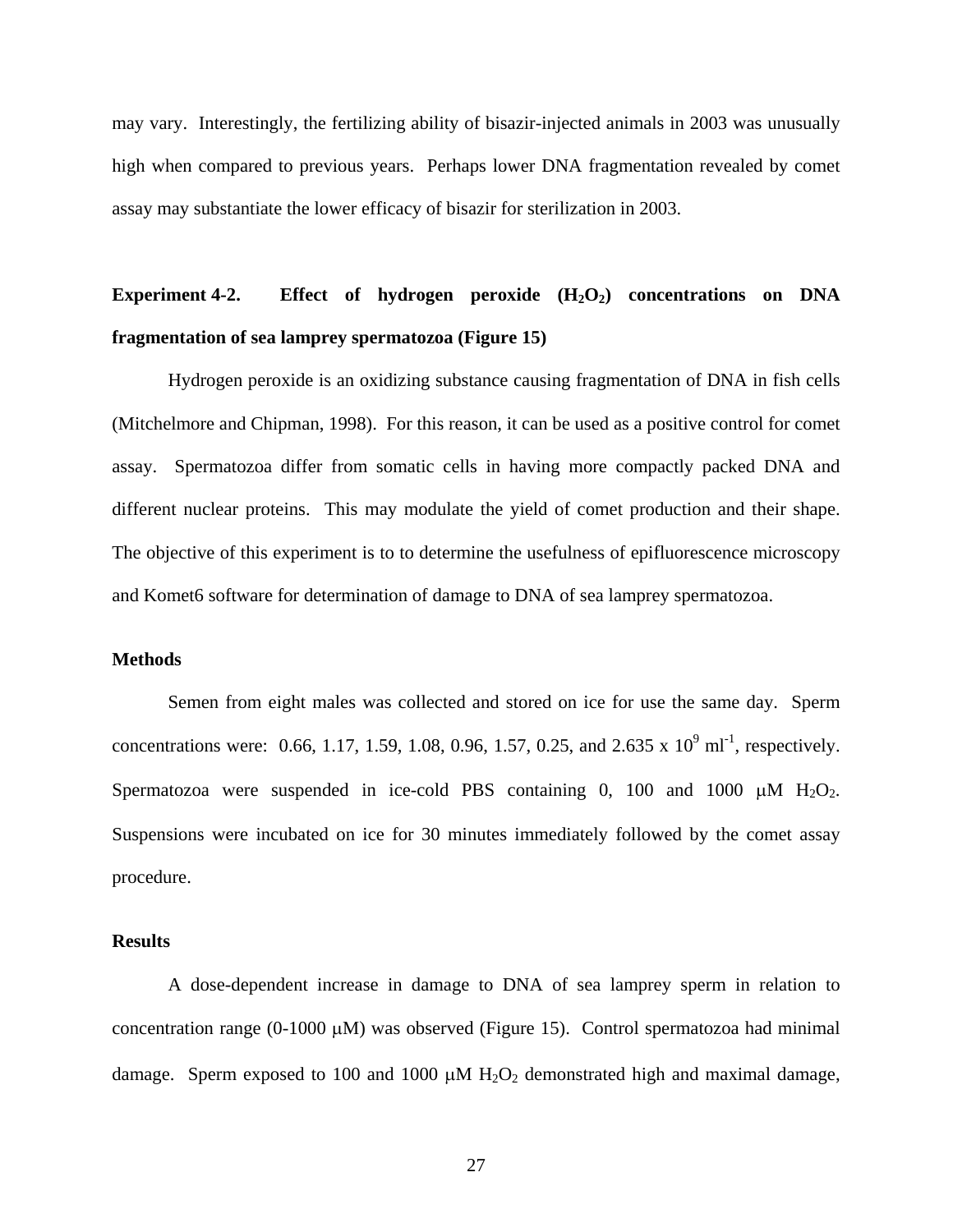may vary. Interestingly, the fertilizing ability of bisazir-injected animals in 2003 was unusually high when compared to previous years. Perhaps lower DNA fragmentation revealed by comet assay may substantiate the lower efficacy of bisazir for sterilization in 2003.

### Experiment 4-2. Effect of hydrogen peroxide ($H_2O_2$) concentrations on DNA fragmentation of sea lamprey spermatozoa (Figure 15)

Hydrogen peroxide is an oxidizing substance causing fragmentation of DNA in fish cells (Mitchelmore and Chipman, 1998). For this reason, it can be used as a positive control for comet assay. Spermatozoa differ from somatic cells in having more compactly packed DNA and different nuclear proteins. This may modulate the yield of comet production and their shape. The objective of this experiment is to to determine the usefulness of epifluorescence microscopy and Komet6 software for determination of damage to DNA of sea lamprey spermatozoa.

#### Methods

Semen from eight males was collected and stored on ice for use the same day. Sperm concentrations were: 0.66, 1.17, 1.59, 1.08, 0.96, 1.57, 0.25, and 2.635 x $10^9$ $ml^{-1}$, respectively. Spermatozoa were suspended in ice-cold PBS containing 0, 100 and 1000 $\mu M$ $H_2O_2$. Suspensions were incubated on ice for 30 minutes immediately followed by the comet assay procedure.

#### Results

A dose-dependent increase in damage to DNA of sea lamprey sperm in relation to concentration range (0-1000 $\mu M$) was observed (Figure 15). Control spermatozoa had minimal damage. Sperm exposed to 100 and 1000 $\mu M$ $H_2O_2$ demonstrated high and maximal damage,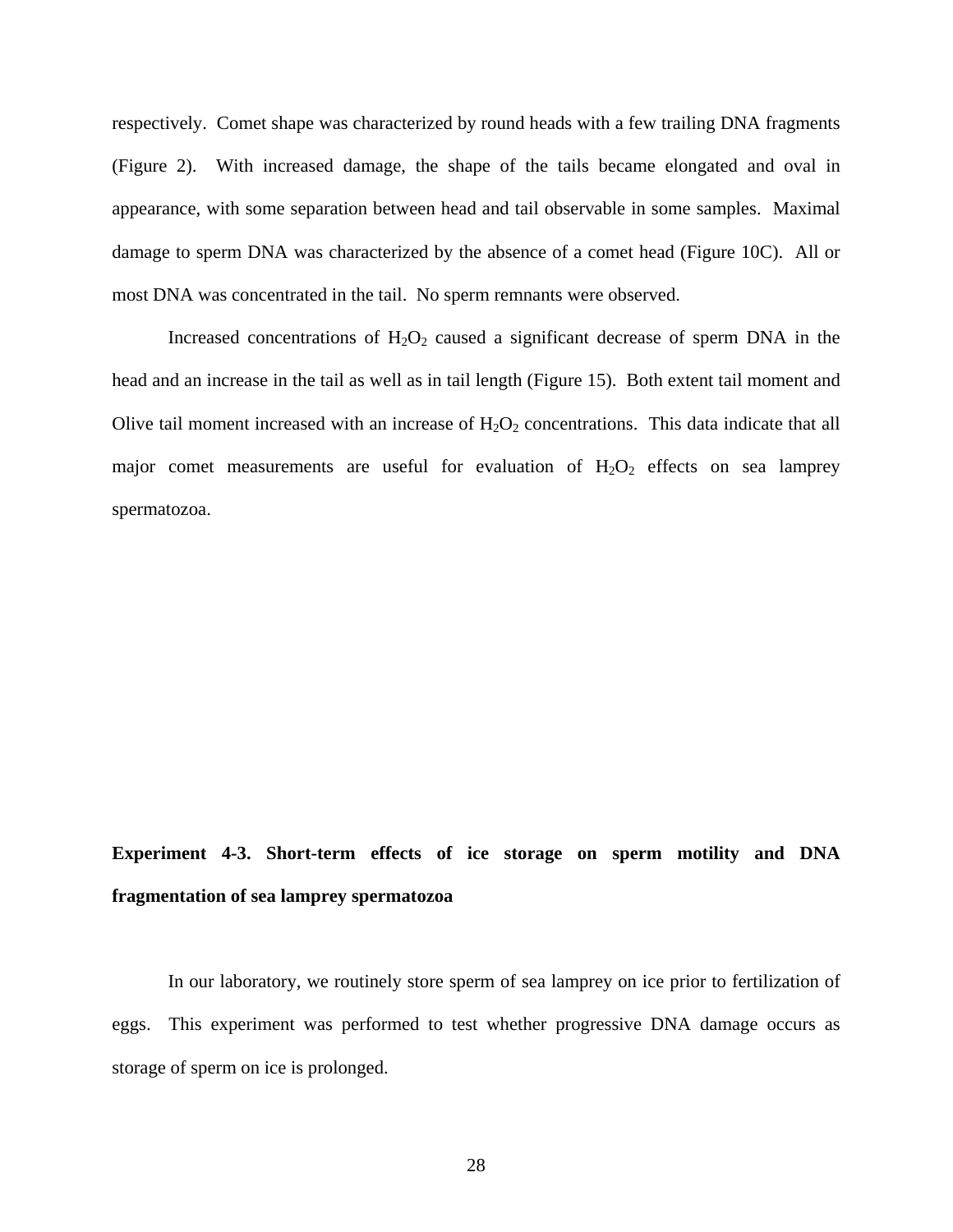respectively. Comet shape was characterized by round heads with a few trailing DNA fragments (Figure 2). With increased damage, the shape of the tails became elongated and oval in appearance, with some separation between head and tail observable in some samples. Maximal damage to sperm DNA was characterized by the absence of a comet head (Figure 10C). All or most DNA was concentrated in the tail. No sperm remnants were observed.

Increased concentrations of $H_2O_2$ caused a significant decrease of sperm DNA in the head and an increase in the tail as well as in tail length (Figure 15). Both extent tail moment and Olive tail moment increased with an increase of $H_2O_2$ concentrations. This data indicate that all major comet measurements are useful for evaluation of $H_2O_2$ effects on sea lamprey spermatozoa.

**Experiment 4-3. Short-term effects of ice storage on sperm motility and DNA fragmentation of sea lamprey spermatozoa**

In our laboratory, we routinely store sperm of sea lamprey on ice prior to fertilization of eggs. This experiment was performed to test whether progressive DNA damage occurs as storage of sperm on ice is prolonged.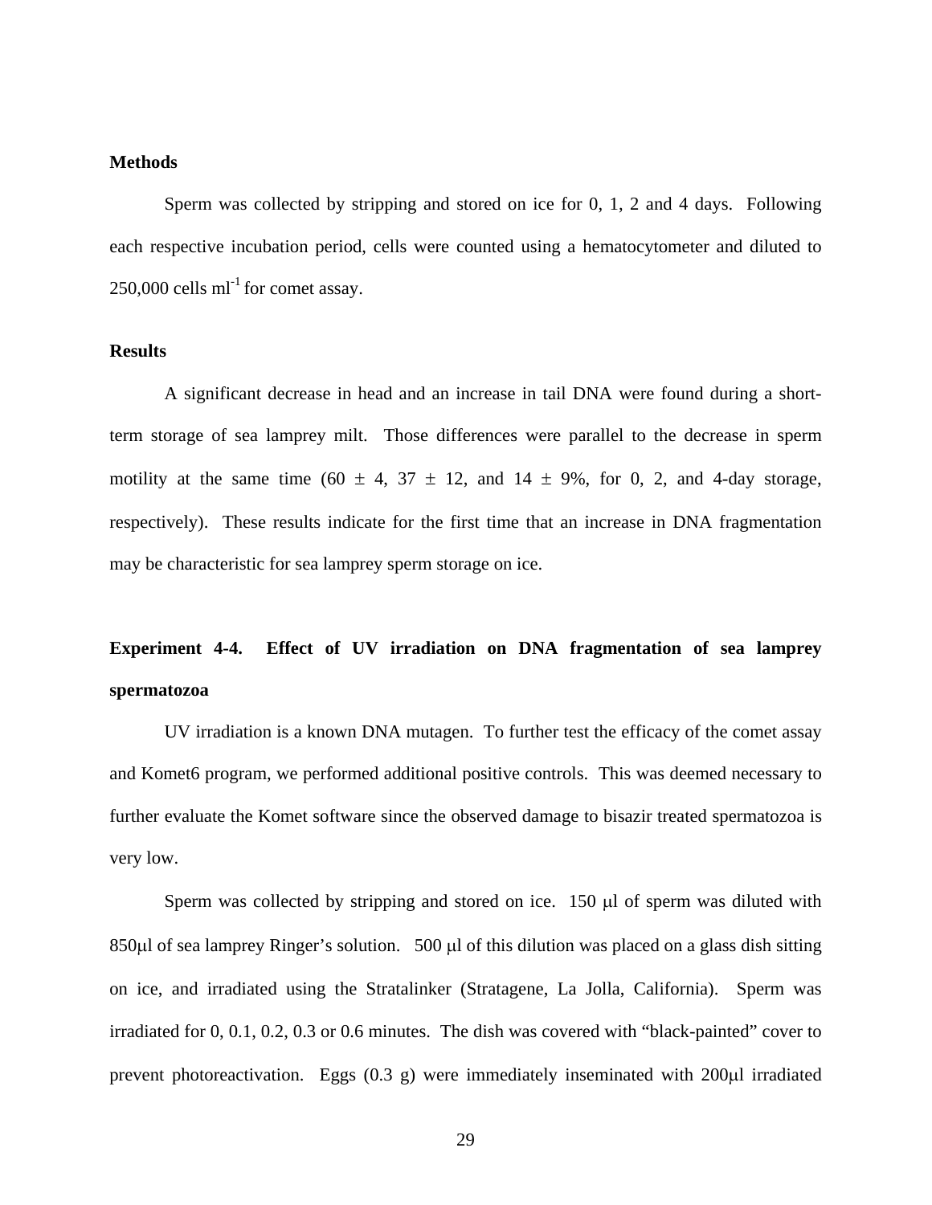**Methods**

Sperm was collected by stripping and stored on ice for 0, 1, 2 and 4 days. Following each respective incubation period, cells were counted using a hematocytometer and diluted to 250,000 cells $ml^{-1}$ for comet assay.

**Results**

A significant decrease in head and an increase in tail DNA were found during a short-term storage of sea lamprey milt. Those differences were parallel to the decrease in sperm motility at the same time ($60 \pm 4$, $37 \pm 12$, and $14 \pm 9$%, for 0, 2, and 4-day storage, respectively). These results indicate for the first time that an increase in DNA fragmentation may be characteristic for sea lamprey sperm storage on ice.

**Experiment 4-4. Effect of UV irradiation on DNA fragmentation of sea lamprey spermatozoa**

UV irradiation is a known DNA mutagen. To further test the efficacy of the comet assay and Komet6 program, we performed additional positive controls. This was deemed necessary to further evaluate the Komet software since the observed damage to bisazir treated spermatozoa is very low.

Sperm was collected by stripping and stored on ice. 150 μl of sperm was diluted with 850μl of sea lamprey Ringer's solution. 500 μl of this dilution was placed on a glass dish sitting on ice, and irradiated using the Stratalinker (Stratagene, La Jolla, California). Sperm was irradiated for 0, 0.1, 0.2, 0.3 or 0.6 minutes. The dish was covered with "black-painted" cover to prevent photoreactivation. Eggs (0.3 g) were immediately inseminated with 200μl irradiated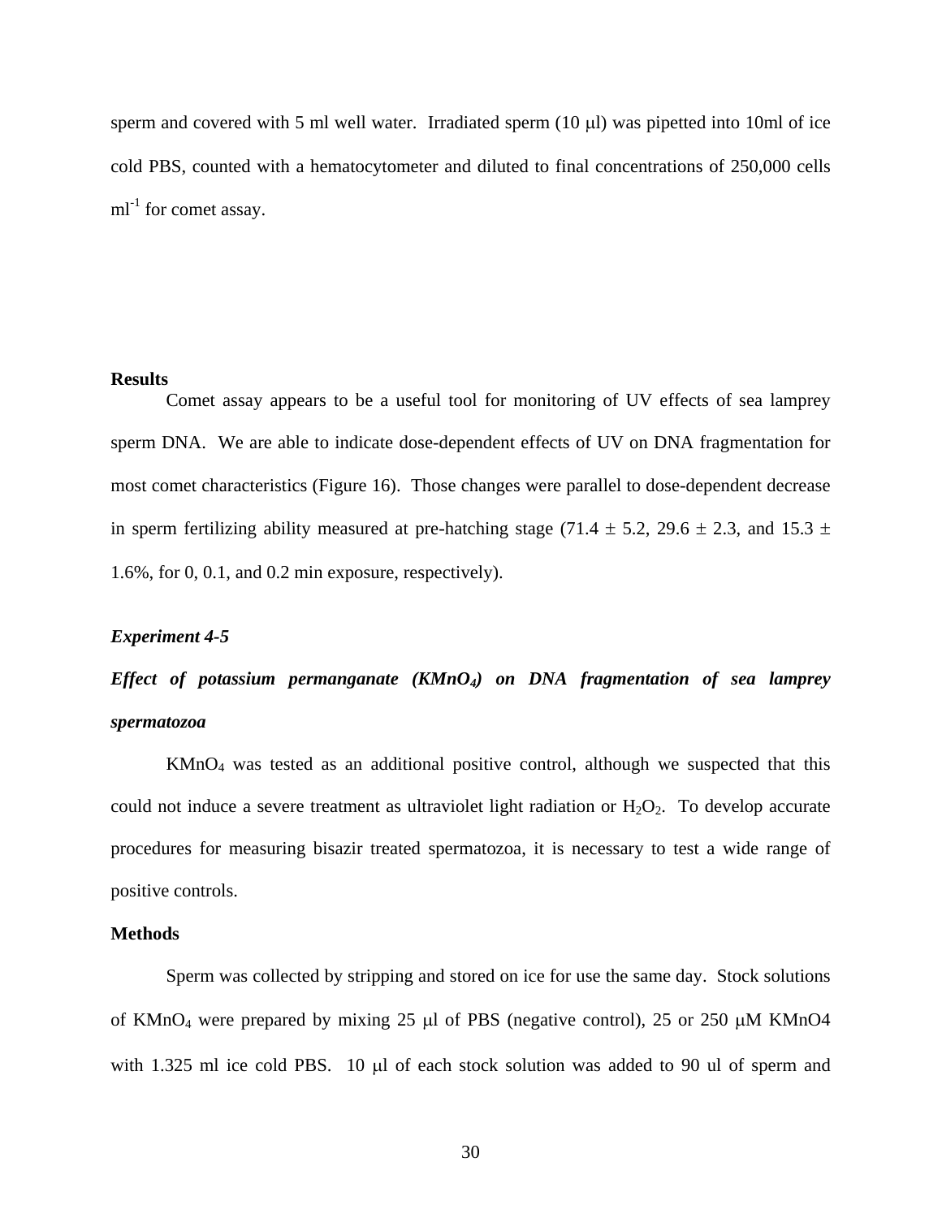sperm and covered with 5 ml well water. Irradiated sperm (10 μl) was pipetted into 10ml of ice cold PBS, counted with a hematocytometer and diluted to final concentrations of 250,000 cells $ml^{-1}$ for comet assay.

**Results**

Comet assay appears to be a useful tool for monitoring of UV effects of sea lamprey sperm DNA. We are able to indicate dose-dependent effects of UV on DNA fragmentation for most comet characteristics (Figure 16). Those changes were parallel to dose-dependent decrease in sperm fertilizing ability measured at pre-hatching stage (71.4 ± 5.2, 29.6 ± 2.3, and 15.3 ± 1.6%, for 0, 0.1, and 0.2 min exposure, respectively).

***Experiment 4-5***

***Effect of potassium permanganate ($KMnO_4$) on DNA fragmentation of sea lamprey spermatozoa***

$KMnO_4$ was tested as an additional positive control, although we suspected that this could not induce a severe treatment as ultraviolet light radiation or $H_2O_2$. To develop accurate procedures for measuring bisazir treated spermatozoa, it is necessary to test a wide range of positive controls.

**Methods**

Sperm was collected by stripping and stored on ice for use the same day. Stock solutions of $KMnO_4$ were prepared by mixing 25 μl of PBS (negative control), 25 or 250 μM KMnO4 with 1.325 ml ice cold PBS. 10 μl of each stock solution was added to 90 ul of sperm and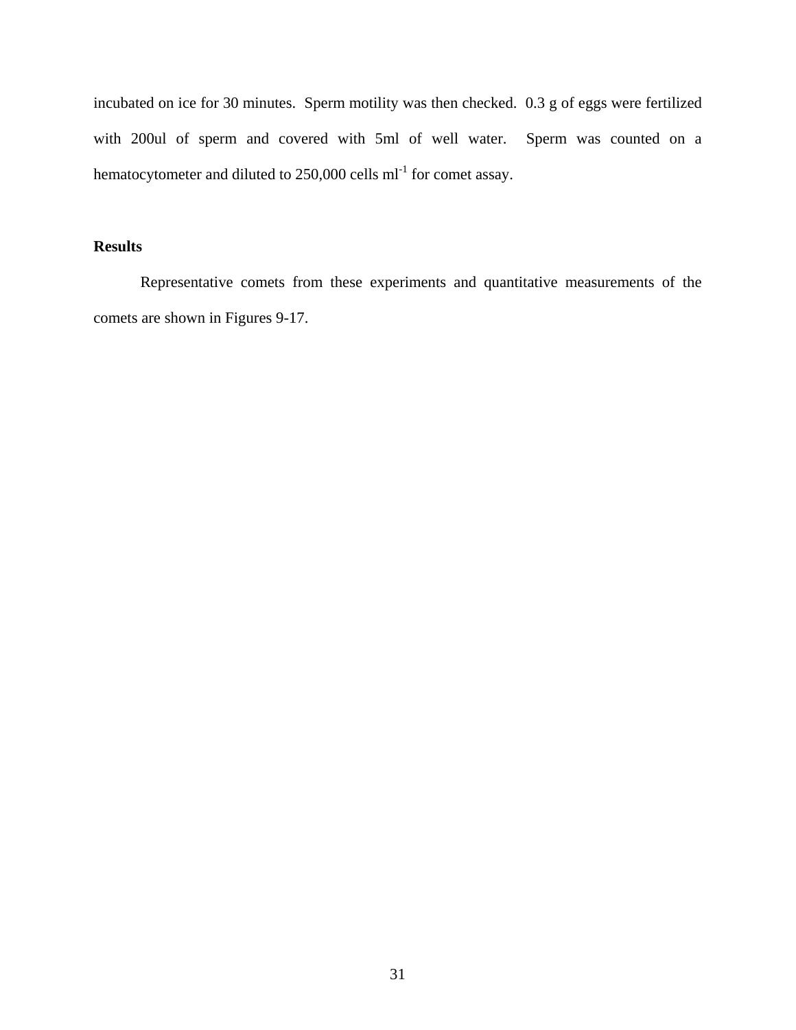incubated on ice for 30 minutes. Sperm motility was then checked. 0.3 g of eggs were fertilized with 200ul of sperm and covered with 5ml of well water. Sperm was counted on a hematocytometer and diluted to 250,000 cells $ml^{-1}$ for comet assay.

## Results

Representative comets from these experiments and quantitative measurements of the comets are shown in Figures 9-17.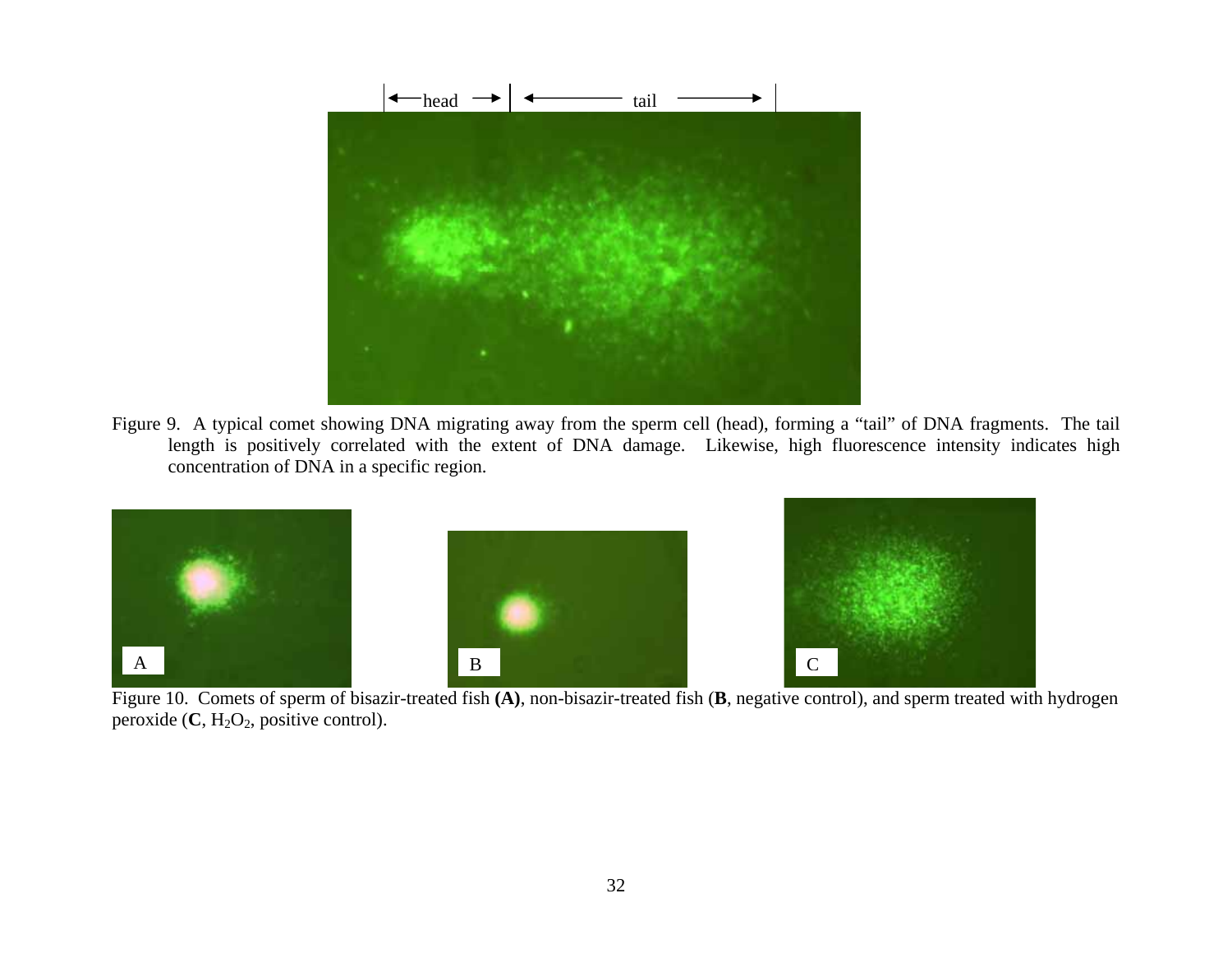Figure 9. A typical comet showing DNA migrating away from the sperm cell (head), forming a "tail" of DNA fragments. The tail length is positively correlated with the extent of DNA damage. Likewise, high fluorescence intensity indicates high concentration of DNA in a specific region.

Figure 10. Comets of sperm of bisazir-treated fish **(A)**, non-bisazir-treated fish (**B**, negative control), and sperm treated with hydrogen peroxide (**C**, $H_2O_2$, positive control).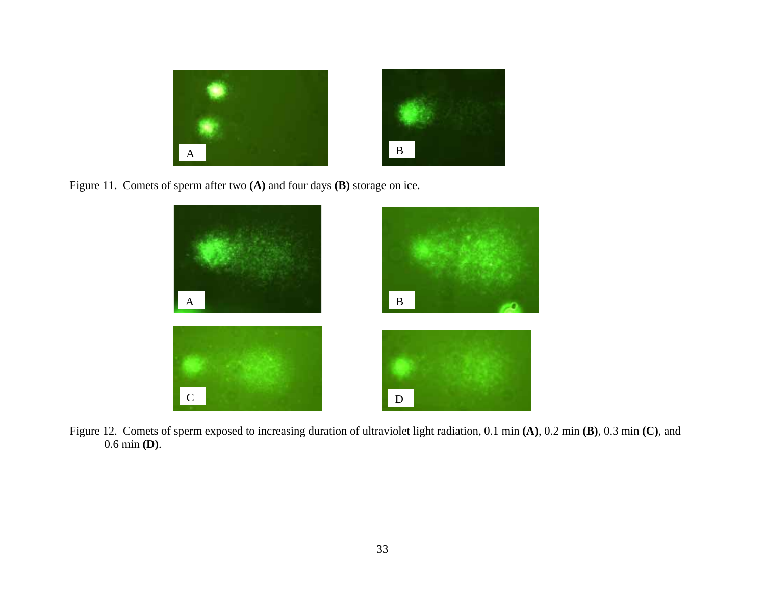Figure 11. Comets of sperm after two **(A)** and four days **(B)** storage on ice.

Figure 12. Comets of sperm exposed to increasing duration of ultraviolet light radiation, 0.1 min **(A)**, 0.2 min **(B)**, 0.3 min **(C)**, and 0.6 min **(D)**.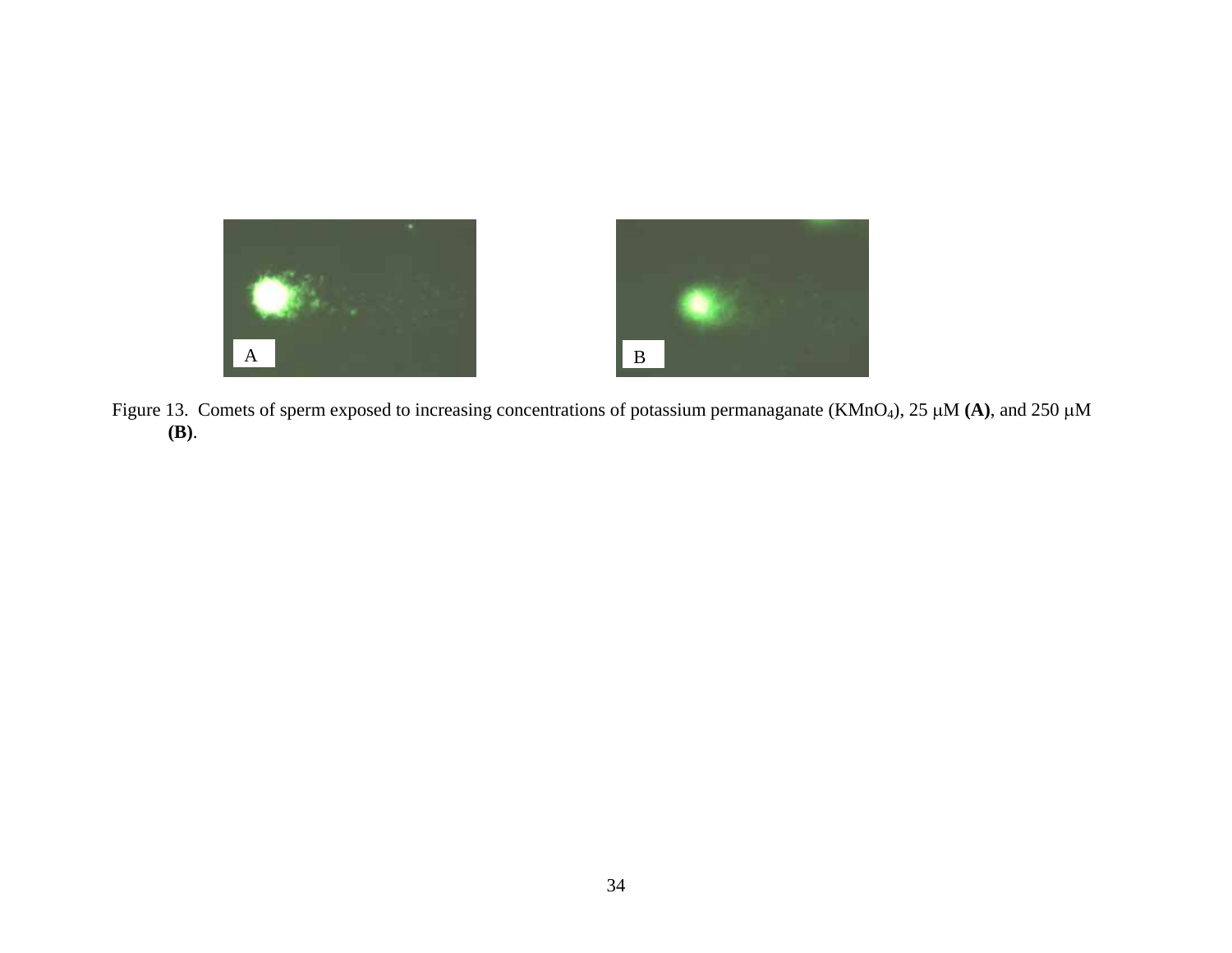Figure 13. Comets of sperm exposed to increasing concentrations of potassium permanaganate ($KMnO_4$), 25 μM **(A)**, and 250 μM **(B)**.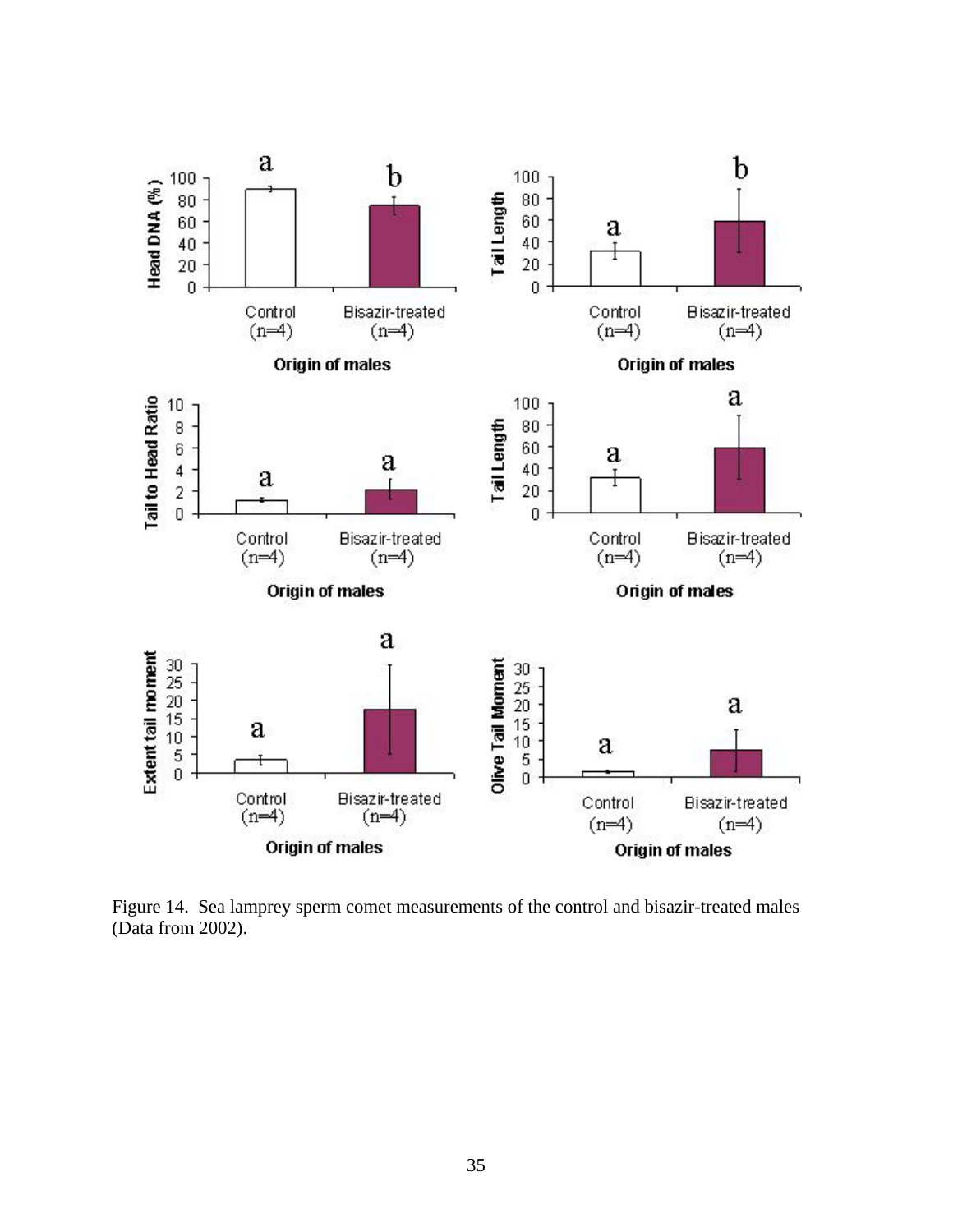Figure 14. Sea lamprey sperm comet measurements of the control and bisazir-treated males (Data from 2002).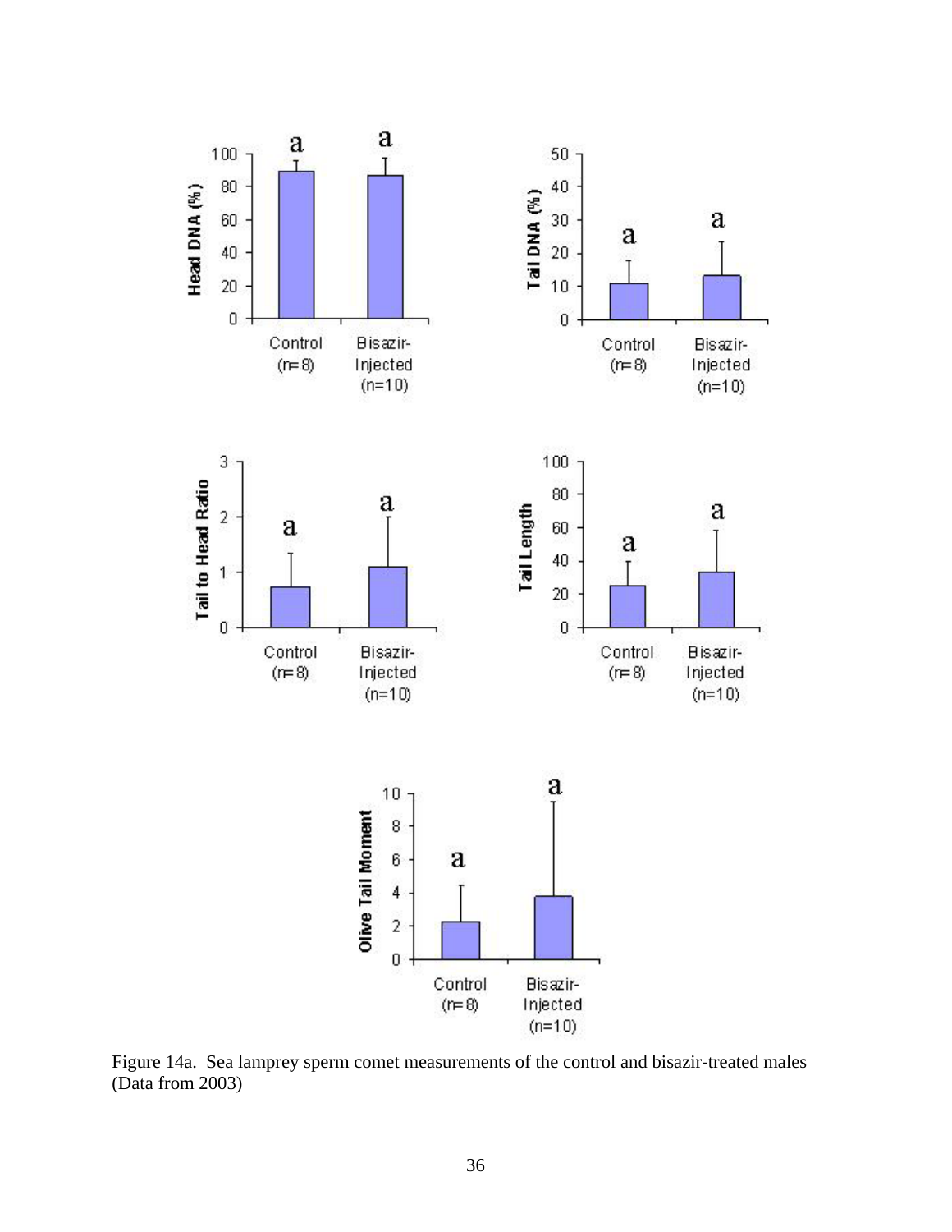Figure 14a. Sea lamprey sperm comet measurements of the control and bisazir-treated males (Data from 2003)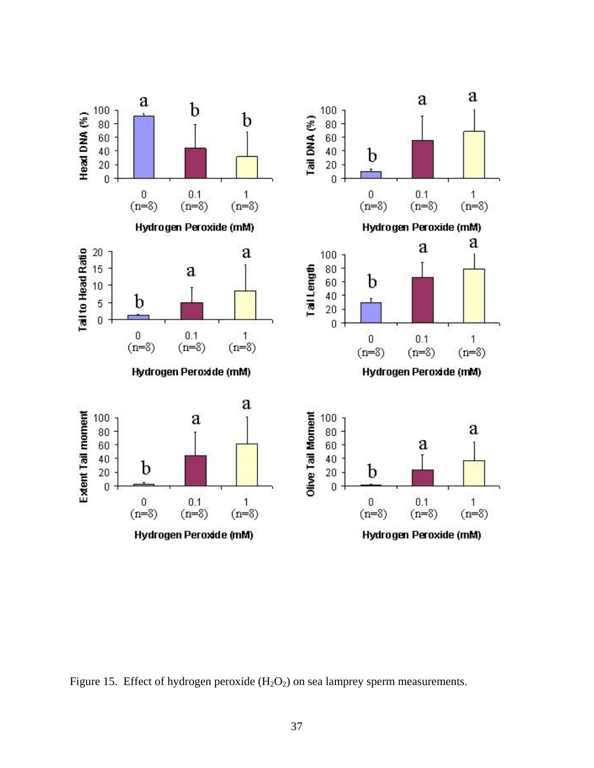Figure 15. Effect of hydrogen peroxide ($H_2O_2$) on sea lamprey sperm measurements.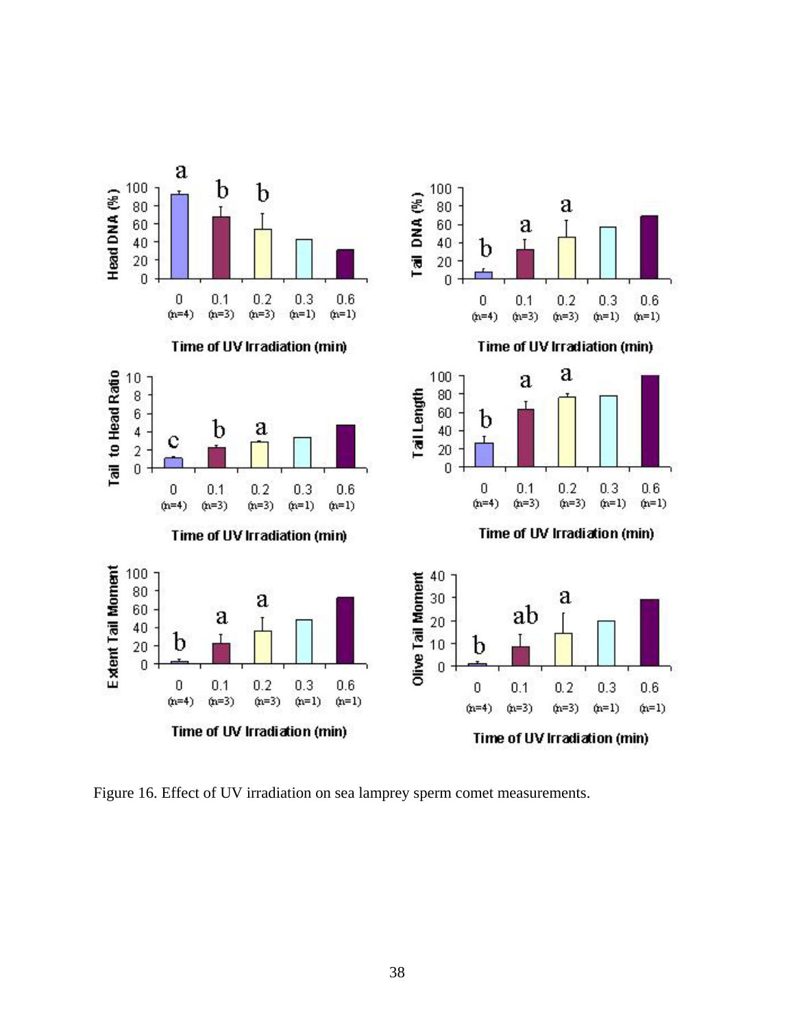Figure 16. Effect of UV irradiation on sea lamprey sperm comet measurements.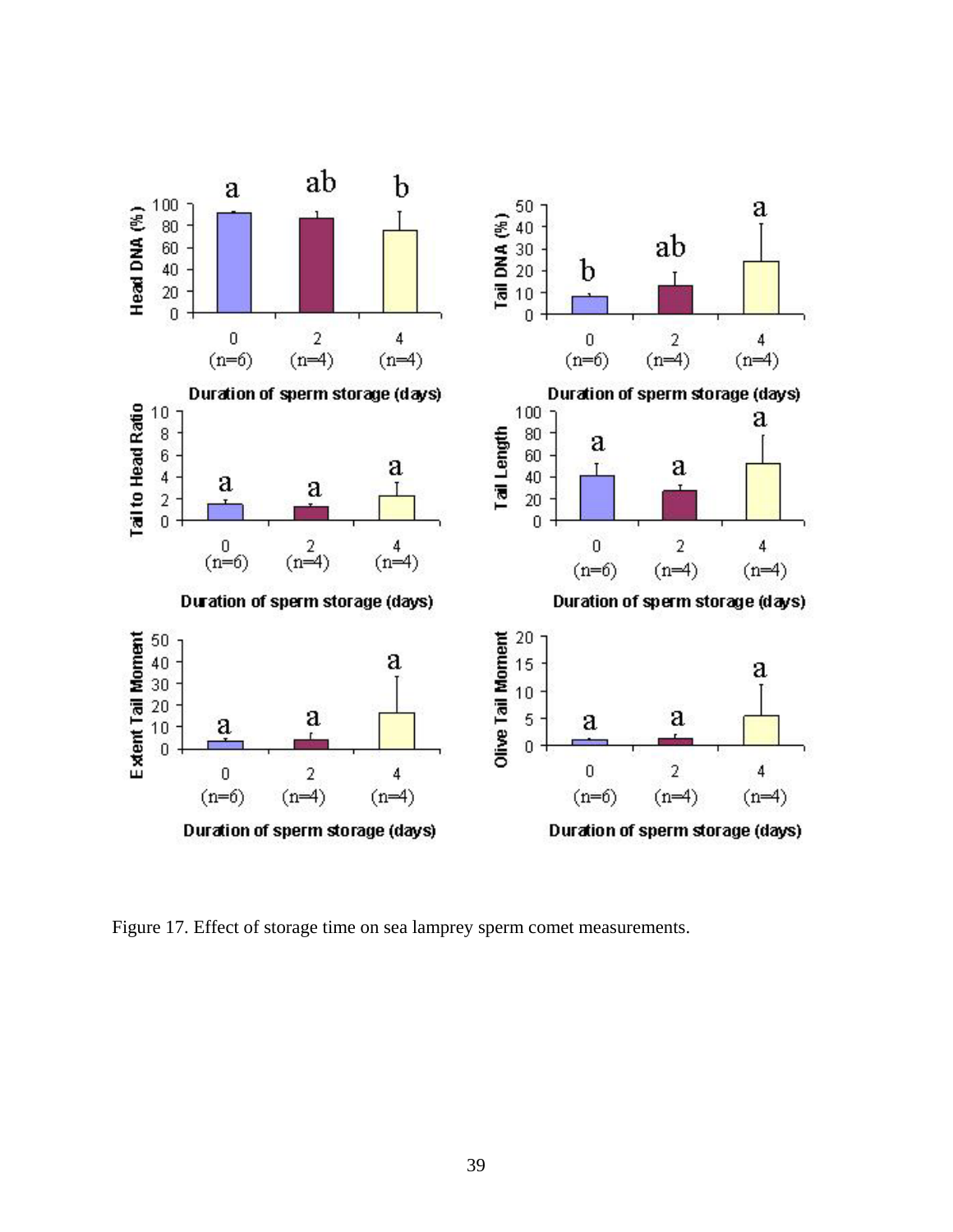Figure 17. Effect of storage time on sea lamprey sperm comet measurements.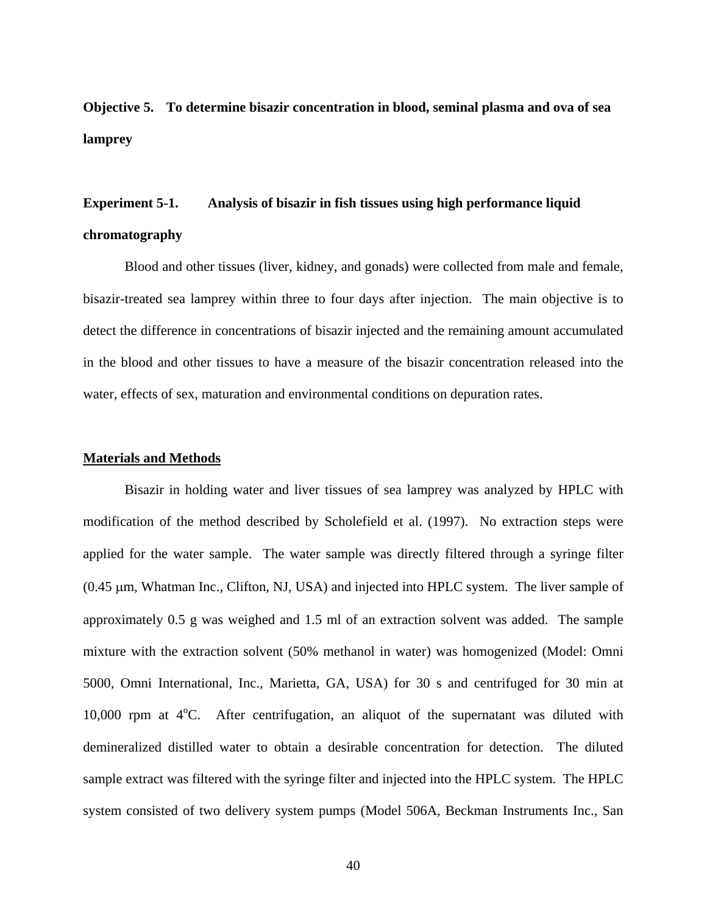**Objective 5. To determine bisazir concentration in blood, seminal plasma and ova of sea lamprey**

**Experiment 5-1. Analysis of bisazir in fish tissues using high performance liquid chromatography**

Blood and other tissues (liver, kidney, and gonads) were collected from male and female, bisazir-treated sea lamprey within three to four days after injection. The main objective is to detect the difference in concentrations of bisazir injected and the remaining amount accumulated in the blood and other tissues to have a measure of the bisazir concentration released into the water, effects of sex, maturation and environmental conditions on depuration rates.

## Materials and Methods

Bisazir in holding water and liver tissues of sea lamprey was analyzed by HPLC with modification of the method described by Scholefield et al. (1997). No extraction steps were applied for the water sample. The water sample was directly filtered through a syringe filter (0.45 μm, Whatman Inc., Clifton, NJ, USA) and injected into HPLC system. The liver sample of approximately 0.5 g was weighed and 1.5 ml of an extraction solvent was added. The sample mixture with the extraction solvent (50% methanol in water) was homogenized (Model: Omni 5000, Omni International, Inc., Marietta, GA, USA) for 30 s and centrifuged for 30 min at 10,000 rpm at 4$^{o}$C. After centrifugation, an aliquot of the supernatant was diluted with demineralized distilled water to obtain a desirable concentration for detection. The diluted sample extract was filtered with the syringe filter and injected into the HPLC system. The HPLC system consisted of two delivery system pumps (Model 506A, Beckman Instruments Inc., San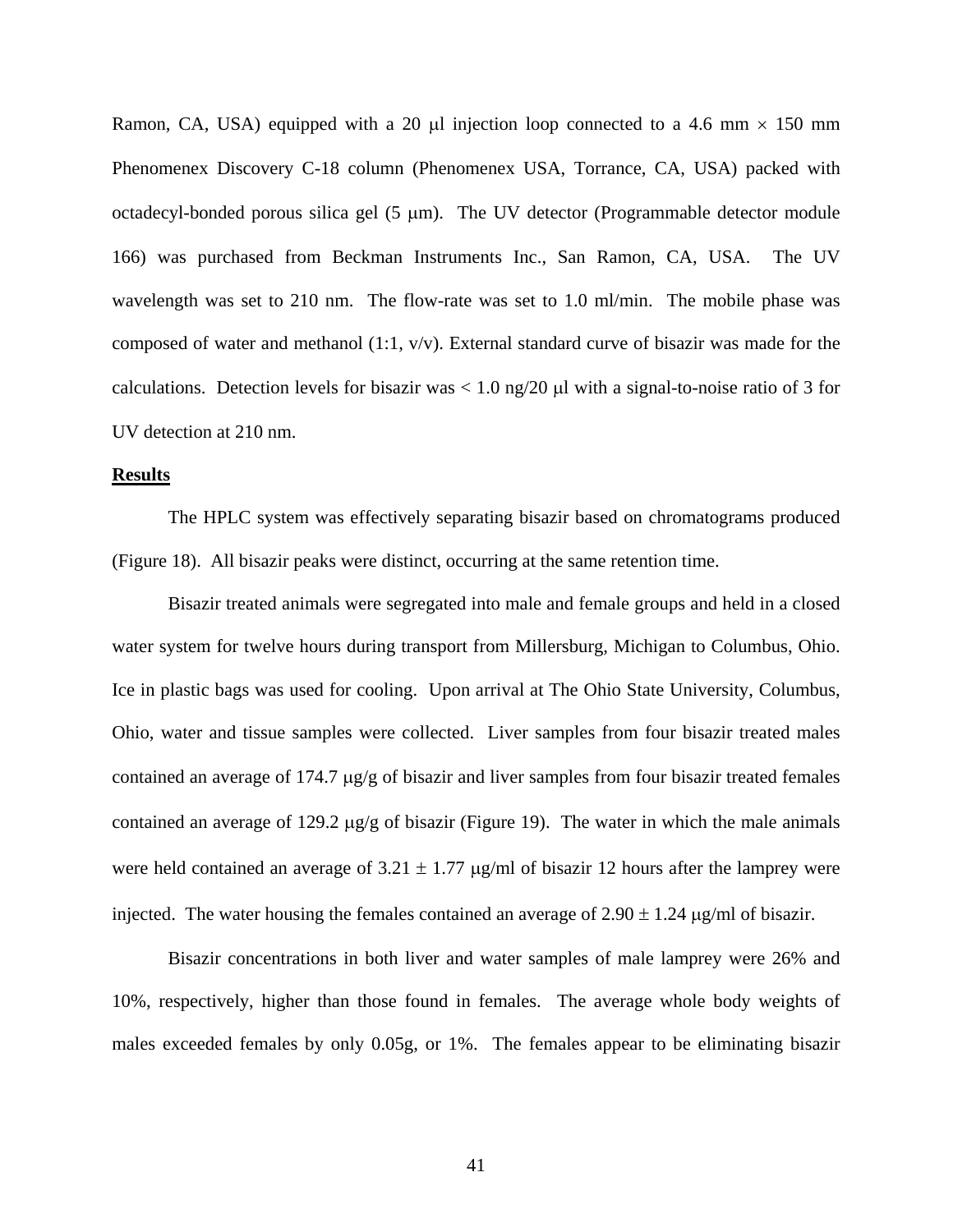Ramon, CA, USA) equipped with a 20 μl injection loop connected to a 4.6 mm × 150 mm Phenomenex Discovery C-18 column (Phenomenex USA, Torrance, CA, USA) packed with octadecyl-bonded porous silica gel (5 μm). The UV detector (Programmable detector module 166) was purchased from Beckman Instruments Inc., San Ramon, CA, USA. The UV wavelength was set to 210 nm. The flow-rate was set to 1.0 ml/min. The mobile phase was composed of water and methanol (1:1, v/v). External standard curve of bisazir was made for the calculations. Detection levels for bisazir was < 1.0 ng/20 μl with a signal-to-noise ratio of 3 for UV detection at 210 nm.

**Results**

The HPLC system was effectively separating bisazir based on chromatograms produced (Figure 18). All bisazir peaks were distinct, occurring at the same retention time.

Bisazir treated animals were segregated into male and female groups and held in a closed water system for twelve hours during transport from Millersburg, Michigan to Columbus, Ohio. Ice in plastic bags was used for cooling. Upon arrival at The Ohio State University, Columbus, Ohio, water and tissue samples were collected. Liver samples from four bisazir treated males contained an average of 174.7 μg/g of bisazir and liver samples from four bisazir treated females contained an average of 129.2 μg/g of bisazir (Figure 19). The water in which the male animals were held contained an average of 3.21 ± 1.77 μg/ml of bisazir 12 hours after the lamprey were injected. The water housing the females contained an average of 2.90 ± 1.24 μg/ml of bisazir.

Bisazir concentrations in both liver and water samples of male lamprey were 26% and 10%, respectively, higher than those found in females. The average whole body weights of males exceeded females by only 0.05g, or 1%. The females appear to be eliminating bisazir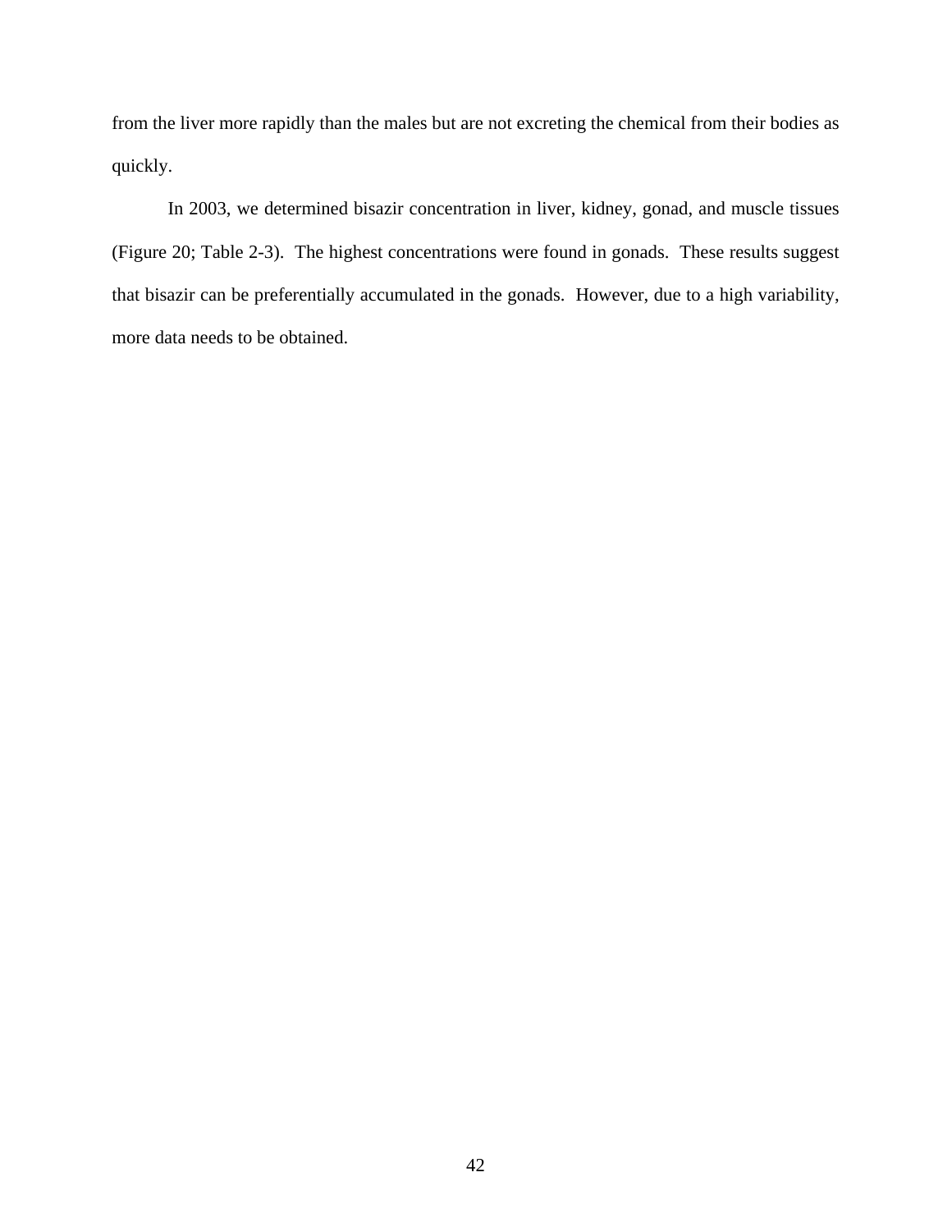from the liver more rapidly than the males but are not excreting the chemical from their bodies as quickly.

In 2003, we determined bisazir concentration in liver, kidney, gonad, and muscle tissues (Figure 20; Table 2-3). The highest concentrations were found in gonads. These results suggest that bisazir can be preferentially accumulated in the gonads. However, due to a high variability, more data needs to be obtained.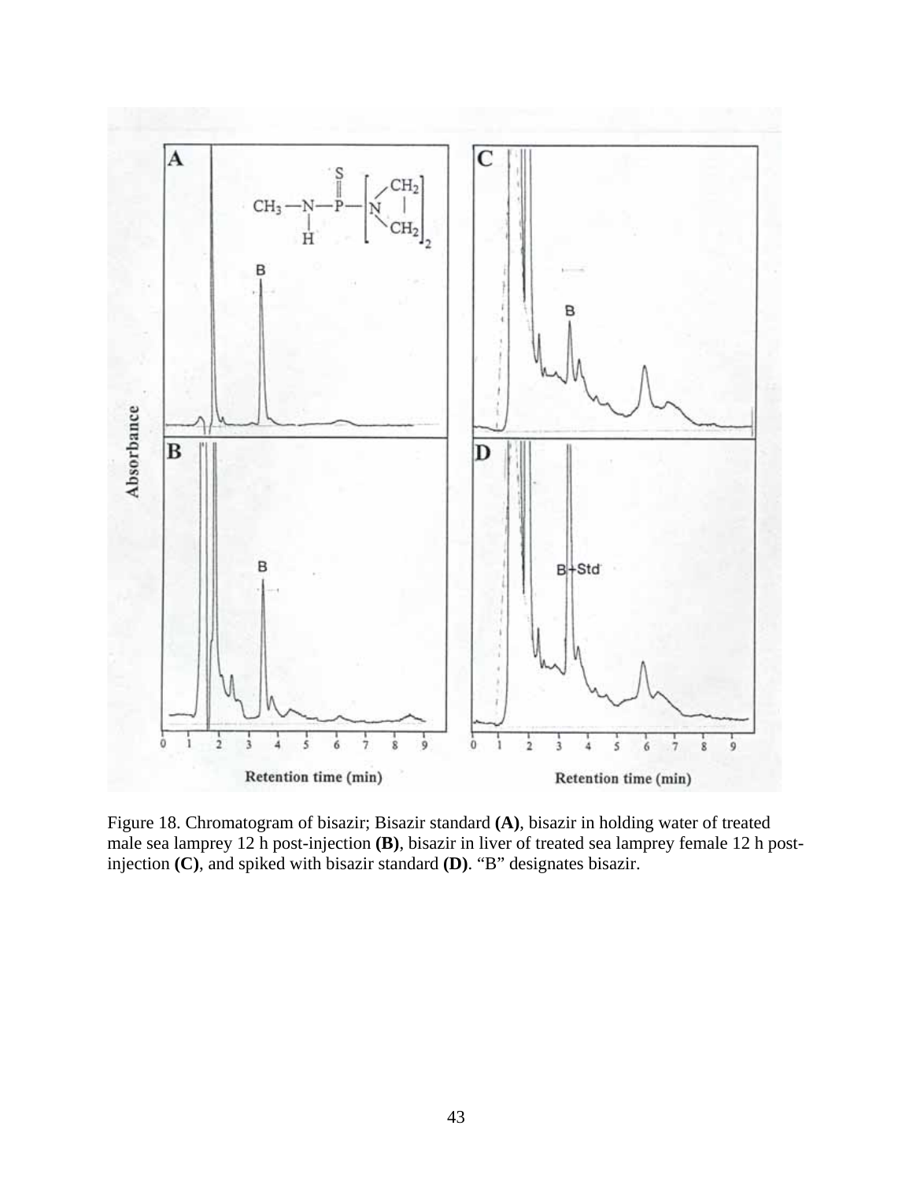Figure 18. Chromatogram of bisazir; Bisazir standard **(A)**, bisazir in holding water of treated male sea lamprey 12 h post-injection **(B)**, bisazir in liver of treated sea lamprey female 12 h post-injection **(C)**, and spiked with bisazir standard **(D)**. "B" designates bisazir.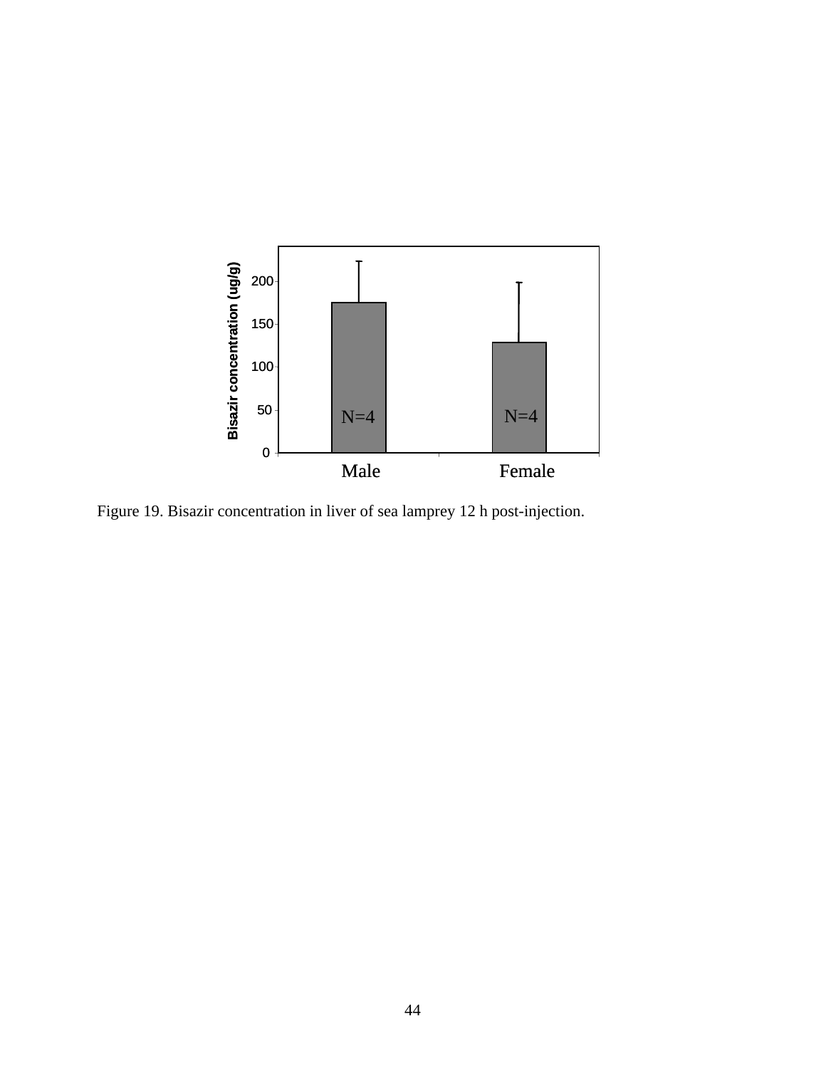Figure 19. Bisazir concentration in liver of sea lamprey 12 h post-injection.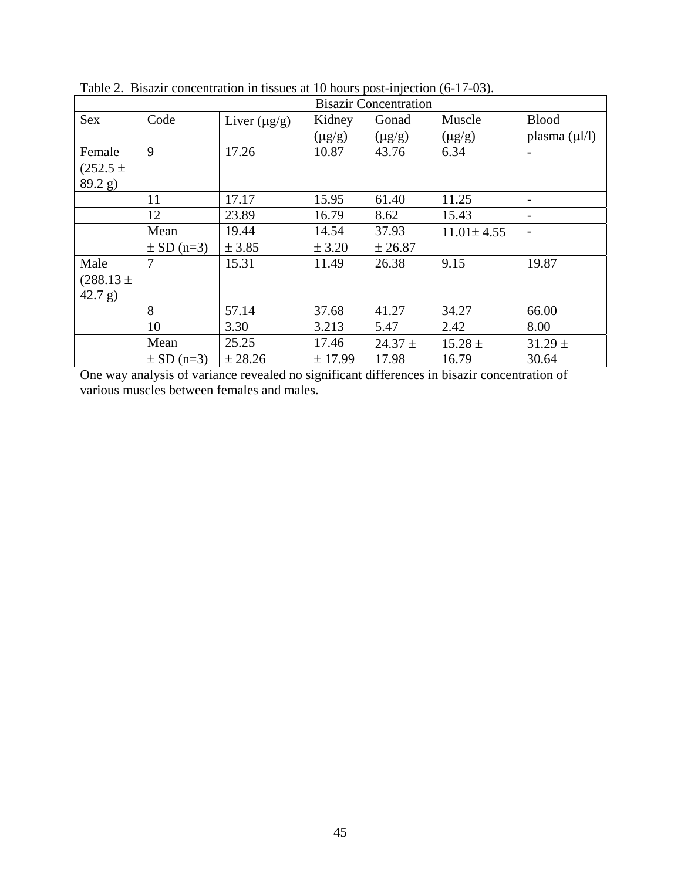Table 2. Bisazir concentration in tissues at 10 hours post-injection (6-17-03).

| | Bisazir Concentration | | | | | |
|---|---|---|---|---|---|---|
| Sex | Code | Liver (μg/g) | Kidney (μg/g) | Gonad (μg/g) | Muscle (μg/g) | Blood plasma (μl/l) |
| Female (252.5 ± 89.2 g) | 9 | 17.26 | 10.87 | 43.76 | 6.34 | - |
| | 11 | 17.17 | 15.95 | 61.40 | 11.25 | - |
| | 12 | 23.89 | 16.79 | 8.62 | 15.43 | - |
| | Mean ± SD (n=3) | 19.44 ± 3.85 | 14.54 ± 3.20 | 37.93 ± 26.87 | 11.01± 4.55 | - |
| Male (288.13 ± 42.7 g) | 7 | 15.31 | 11.49 | 26.38 | 9.15 | 19.87 |
| | 8 | 57.14 | 37.68 | 41.27 | 34.27 | 66.00 |
| | 10 | 3.30 | 3.213 | 5.47 | 2.42 | 8.00 |
| | Mean ± SD (n=3) | 25.25 ± 28.26 | 17.46 ± 17.99 | 24.37 ± 17.98 | 15.28 ± 16.79 | 31.29 ± 30.64 |

One way analysis of variance revealed no significant differences in bisazir concentration of various muscles between females and males.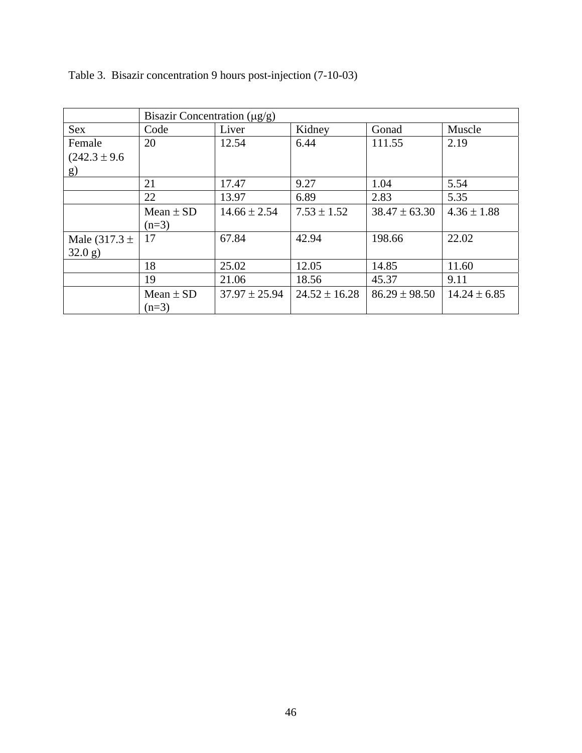Table 3. Bisazir concentration 9 hours post-injection (7-10-03)

| | Bisazir Concentration (μg/g) | | | | |
|---|---|---|---|---|---|
| Sex | Code | Liver | Kidney | Gonad | Muscle |
| Female (242.3 ± 9.6 g) | 20 | 12.54 | 6.44 | 111.55 | 2.19 |
| | 21 | 17.47 | 9.27 | 1.04 | 5.54 |
| | 22 | 13.97 | 6.89 | 2.83 | 5.35 |
| | Mean ± SD (n=3) | 14.66 ± 2.54 | 7.53 ± 1.52 | 38.47 ± 63.30 | 4.36 ± 1.88 |
| Male (317.3 ± 32.0 g) | 17 | 67.84 | 42.94 | 198.66 | 22.02 |
| | 18 | 25.02 | 12.05 | 14.85 | 11.60 |
| | 19 | 21.06 | 18.56 | 45.37 | 9.11 |
| | Mean ± SD (n=3) | 37.97 ± 25.94 | 24.52 ± 16.28 | 86.29 ± 98.50 | 14.24 ± 6.85 |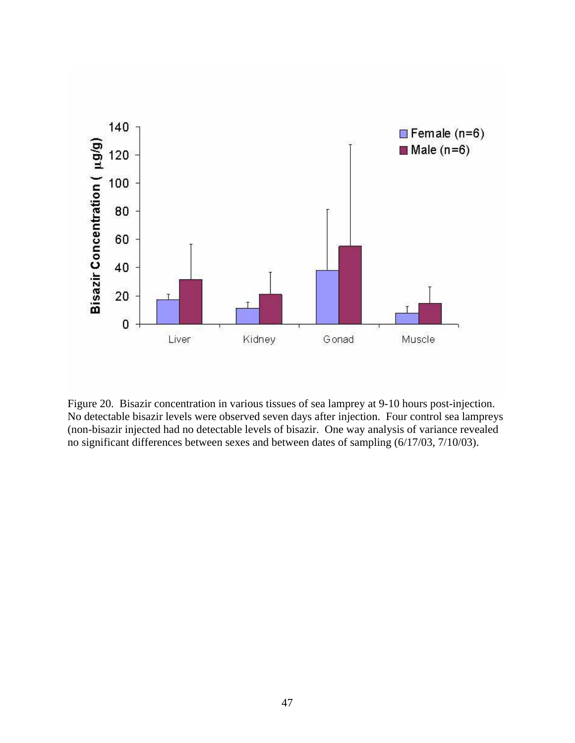Figure 20. Bisazir concentration in various tissues of sea lamprey at 9-10 hours post-injection. No detectable bisazir levels were observed seven days after injection. Four control sea lampreys (non-bisazir injected had no detectable levels of bisazir. One way analysis of variance revealed no significant differences between sexes and between dates of sampling (6/17/03, 7/10/03).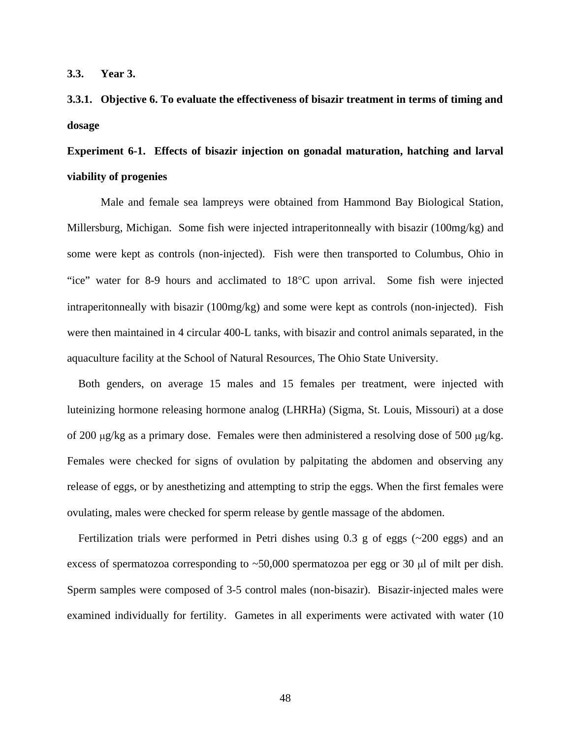### 3.3. Year 3.

#### 3.3.1. Objective 6. To evaluate the effectiveness of bisazir treatment in terms of timing and dosage

**Experiment 6-1. Effects of bisazir injection on gonadal maturation, hatching and larval viability of progenies**

Male and female sea lampreys were obtained from Hammond Bay Biological Station, Millersburg, Michigan. Some fish were injected intraperitonneally with bisazir (100mg/kg) and some were kept as controls (non-injected). Fish were then transported to Columbus, Ohio in "ice" water for 8-9 hours and acclimated to 18°C upon arrival. Some fish were injected intraperitonneally with bisazir (100mg/kg) and some were kept as controls (non-injected). Fish were then maintained in 4 circular 400-L tanks, with bisazir and control animals separated, in the aquaculture facility at the School of Natural Resources, The Ohio State University.

Both genders, on average 15 males and 15 females per treatment, were injected with luteinizing hormone releasing hormone analog (LHRHa) (Sigma, St. Louis, Missouri) at a dose of 200 μg/kg as a primary dose. Females were then administered a resolving dose of 500 μg/kg. Females were checked for signs of ovulation by palpitating the abdomen and observing any release of eggs, or by anesthetizing and attempting to strip the eggs. When the first females were ovulating, males were checked for sperm release by gentle massage of the abdomen.

Fertilization trials were performed in Petri dishes using 0.3 g of eggs (~200 eggs) and an excess of spermatozoa corresponding to ~50,000 spermatozoa per egg or 30 μl of milt per dish. Sperm samples were composed of 3-5 control males (non-bisazir). Bisazir-injected males were examined individually for fertility. Gametes in all experiments were activated with water (10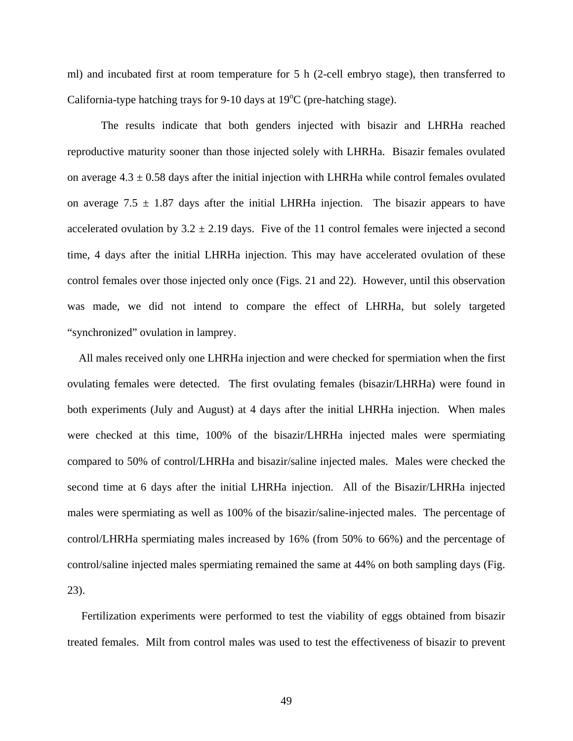ml) and incubated first at room temperature for 5 h (2-cell embryo stage), then transferred to California-type hatching trays for 9-10 days at 19$^{o}$C (pre-hatching stage).

The results indicate that both genders injected with bisazir and LHRHa reached reproductive maturity sooner than those injected solely with LHRHa. Bisazir females ovulated on average $4.3 \pm 0.58$ days after the initial injection with LHRHa while control females ovulated on average $7.5 \pm 1.87$ days after the initial LHRHa injection. The bisazir appears to have accelerated ovulation by $3.2 \pm 2.19$ days. Five of the 11 control females were injected a second time, 4 days after the initial LHRHa injection. This may have accelerated ovulation of these control females over those injected only once (Figs. 21 and 22). However, until this observation was made, we did not intend to compare the effect of LHRHa, but solely targeted "synchronized" ovulation in lamprey.

All males received only one LHRHa injection and were checked for spermiation when the first ovulating females were detected. The first ovulating females (bisazir/LHRHa) were found in both experiments (July and August) at 4 days after the initial LHRHa injection. When males were checked at this time, 100% of the bisazir/LHRHa injected males were spermiating compared to 50% of control/LHRHa and bisazir/saline injected males. Males were checked the second time at 6 days after the initial LHRHa injection. All of the Bisazir/LHRHa injected males were spermiating as well as 100% of the bisazir/saline-injected males. The percentage of control/LHRHa spermiating males increased by 16% (from 50% to 66%) and the percentage of control/saline injected males spermiating remained the same at 44% on both sampling days (Fig. 23).

Fertilization experiments were performed to test the viability of eggs obtained from bisazir treated females. Milt from control males was used to test the effectiveness of bisazir to prevent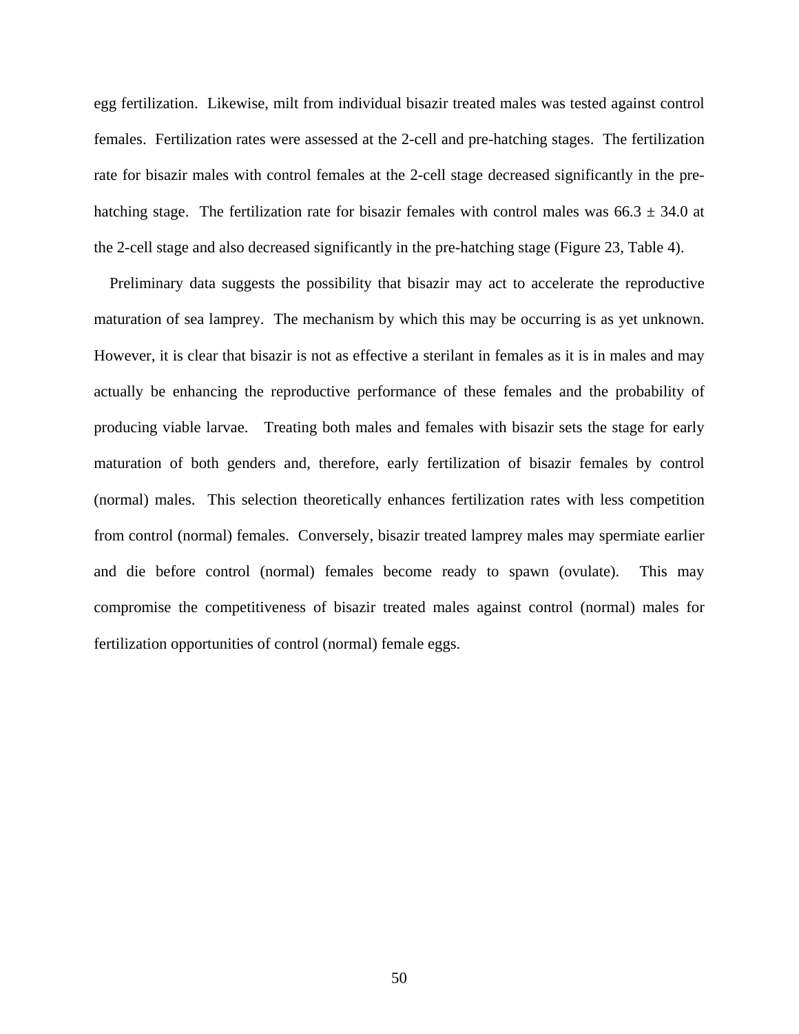egg fertilization. Likewise, milt from individual bisazir treated males was tested against control females. Fertilization rates were assessed at the 2-cell and pre-hatching stages. The fertilization rate for bisazir males with control females at the 2-cell stage decreased significantly in the pre-hatching stage. The fertilization rate for bisazir females with control males was $66.3 \pm 34.0$ at the 2-cell stage and also decreased significantly in the pre-hatching stage (Figure 23, Table 4).

Preliminary data suggests the possibility that bisazir may act to accelerate the reproductive maturation of sea lamprey. The mechanism by which this may be occurring is as yet unknown. However, it is clear that bisazir is not as effective a sterilant in females as it is in males and may actually be enhancing the reproductive performance of these females and the probability of producing viable larvae. Treating both males and females with bisazir sets the stage for early maturation of both genders and, therefore, early fertilization of bisazir females by control (normal) males. This selection theoretically enhances fertilization rates with less competition from control (normal) females. Conversely, bisazir treated lamprey males may spermiate earlier and die before control (normal) females become ready to spawn (ovulate). This may compromise the competitiveness of bisazir treated males against control (normal) males for fertilization opportunities of control (normal) female eggs.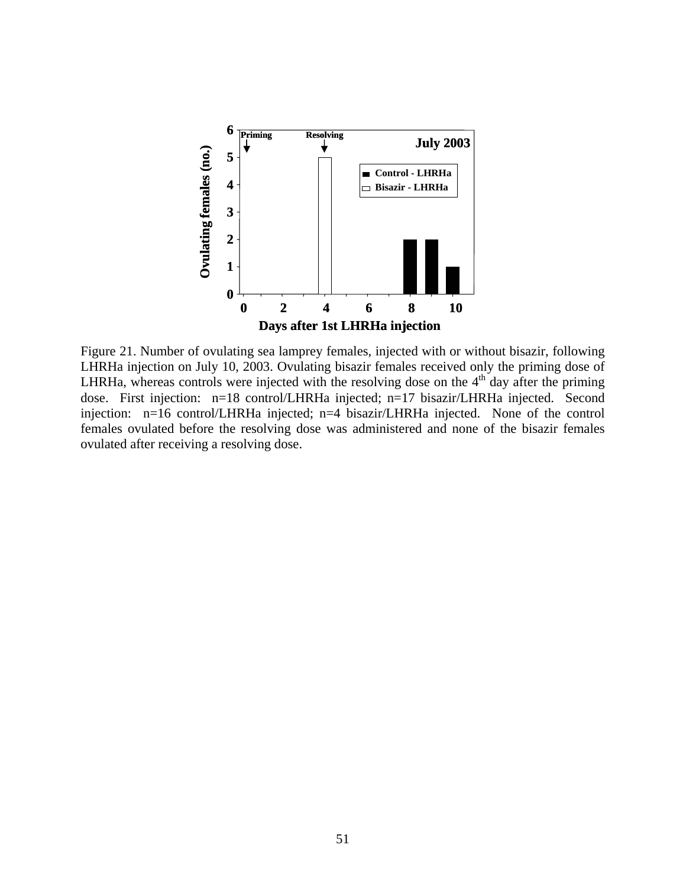Figure 21. Number of ovulating sea lamprey females, injected with or without bisazir, following LHRHa injection on July 10, 2003. Ovulating bisazir females received only the priming dose of LHRHa, whereas controls were injected with the resolving dose on the 4th day after the priming dose. First injection: n=18 control/LHRHa injected; n=17 bisazir/LHRHa injected. Second injection: n=16 control/LHRHa injected; n=4 bisazir/LHRHa injected. None of the control females ovulated before the resolving dose was administered and none of the bisazir females ovulated after receiving a resolving dose.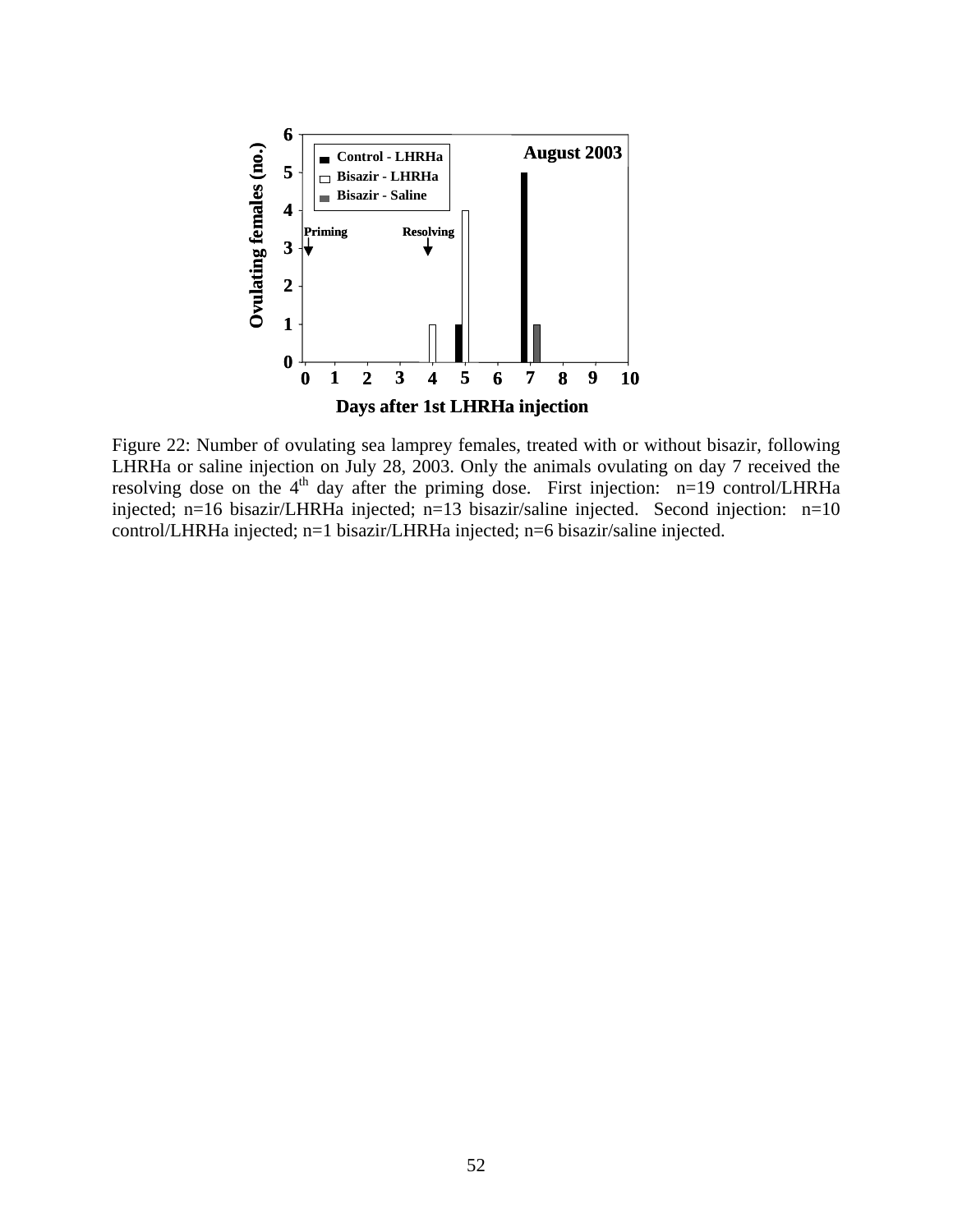Figure 22: Number of ovulating sea lamprey females, treated with or without bisazir, following LHRHa or saline injection on July 28, 2003. Only the animals ovulating on day 7 received the resolving dose on the 4th day after the priming dose. First injection: n=19 control/LHRHa injected; n=16 bisazir/LHRHa injected; n=13 bisazir/saline injected. Second injection: n=10 control/LHRHa injected; n=1 bisazir/LHRHa injected; n=6 bisazir/saline injected.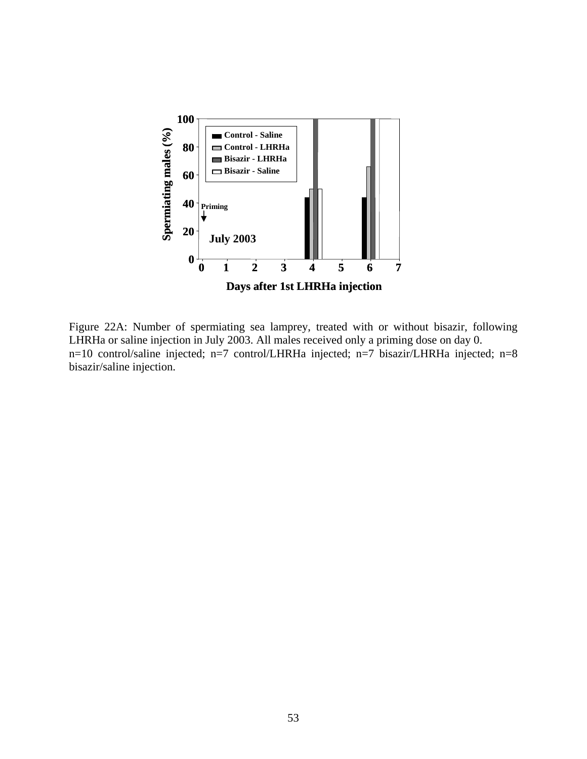Figure 22A: Number of spermiating sea lamprey, treated with or without bisazir, following LHRHa or saline injection in July 2003. All males received only a priming dose on day 0.
n=10 control/saline injected; n=7 control/LHRHa injected; n=7 bisazir/LHRHa injected; n=8 bisazir/saline injection.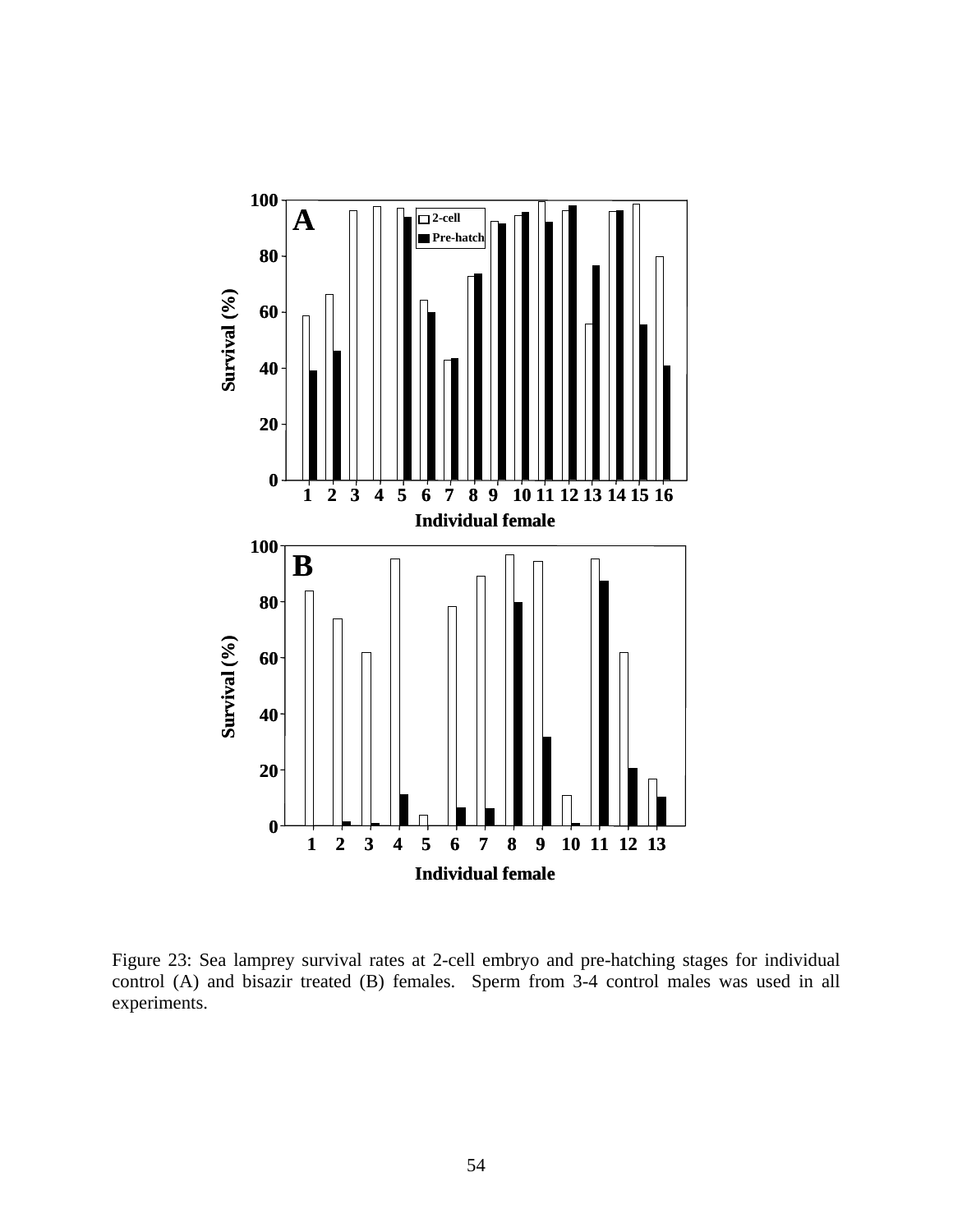Figure 23: Sea lamprey survival rates at 2-cell embryo and pre-hatching stages for individual control (A) and bisazir treated (B) females. Sperm from 3-4 control males was used in all experiments.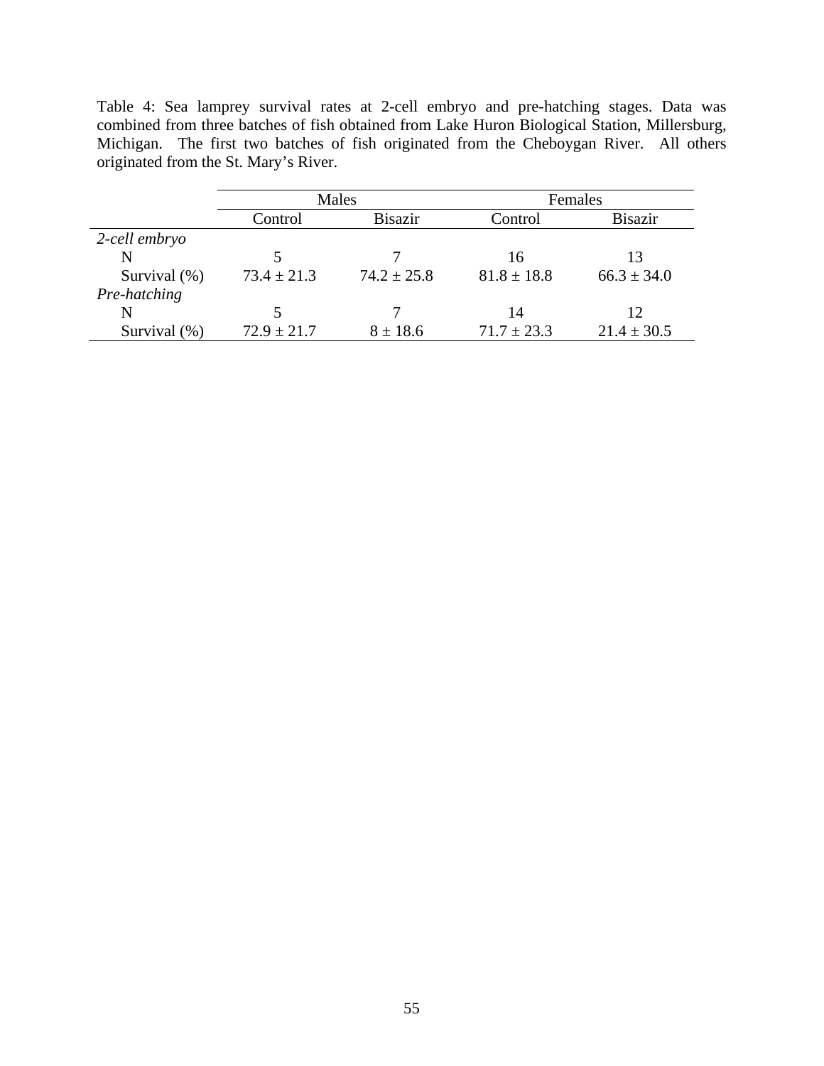Table 4: Sea lamprey survival rates at 2-cell embryo and pre-hatching stages. Data was combined from three batches of fish obtained from Lake Huron Biological Station, Millersburg, Michigan. The first two batches of fish originated from the Cheboygan River. All others originated from the St. Mary's River.

| | Males | | Females | |
|---|---|---|---|---|
| | Control | Bisazir | Control | Bisazir |
| *2-cell embryo* | | | | |
| N | 5 | 7 | 16 | 13 |
| Survival (%) | 73.4 ± 21.3 | 74.2 ± 25.8 | 81.8 ± 18.8 | 66.3 ± 34.0 |
| *Pre-hatching* | | | | |
| N | 5 | 7 | 14 | 12 |
| Survival (%) | 72.9 ± 21.7 | 8 ± 18.6 | 71.7 ± 23.3 | 21.4 ± 30.5 |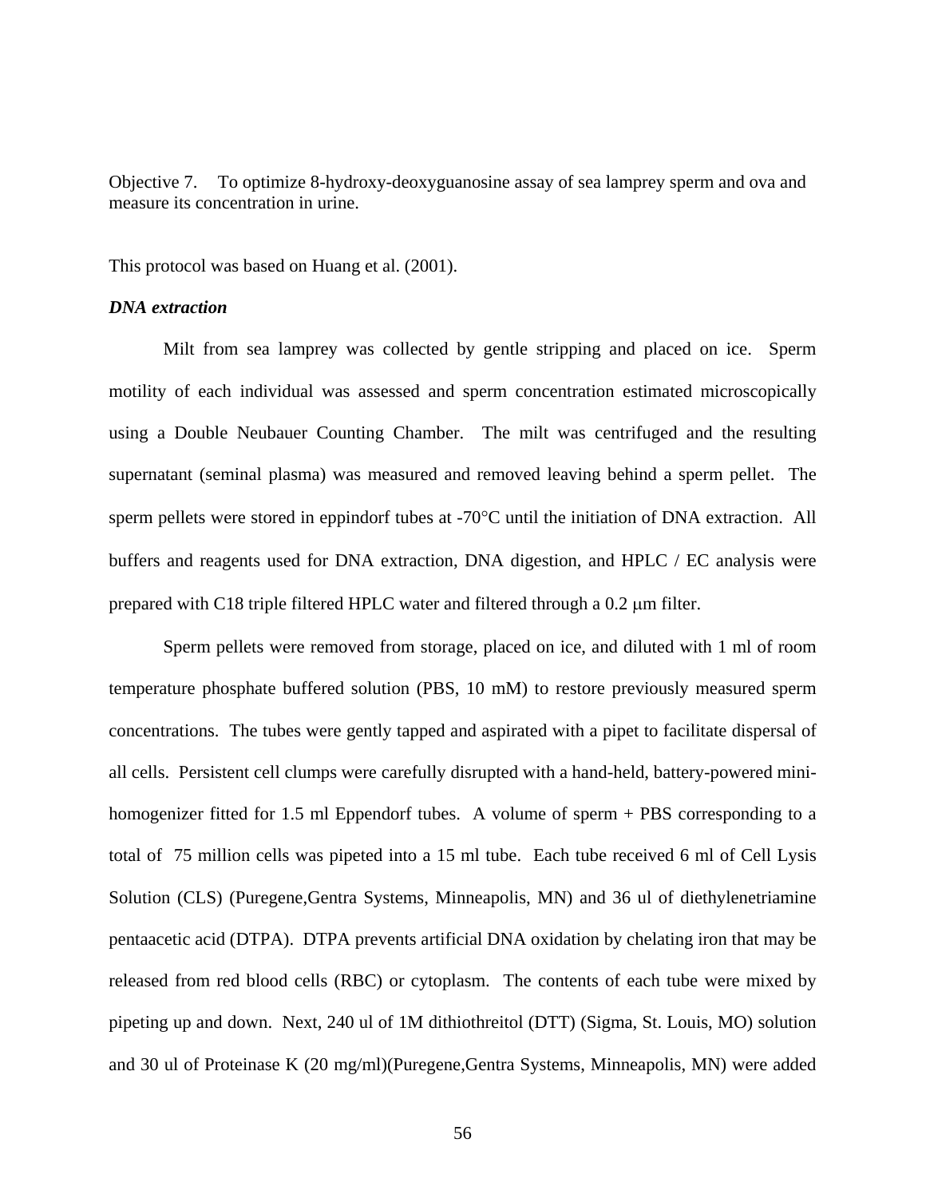Objective 7. To optimize 8-hydroxy-deoxyguanosine assay of sea lamprey sperm and ova and measure its concentration in urine.

This protocol was based on Huang et al. (2001).

***DNA extraction***

Milt from sea lamprey was collected by gentle stripping and placed on ice. Sperm motility of each individual was assessed and sperm concentration estimated microscopically using a Double Neubauer Counting Chamber. The milt was centrifuged and the resulting supernatant (seminal plasma) was measured and removed leaving behind a sperm pellet. The sperm pellets were stored in eppindorf tubes at -70°C until the initiation of DNA extraction. All buffers and reagents used for DNA extraction, DNA digestion, and HPLC / EC analysis were prepared with C18 triple filtered HPLC water and filtered through a 0.2 μm filter.

Sperm pellets were removed from storage, placed on ice, and diluted with 1 ml of room temperature phosphate buffered solution (PBS, 10 mM) to restore previously measured sperm concentrations. The tubes were gently tapped and aspirated with a pipet to facilitate dispersal of all cells. Persistent cell clumps were carefully disrupted with a hand-held, battery-powered mini-homogenizer fitted for 1.5 ml Eppendorf tubes. A volume of sperm + PBS corresponding to a total of 75 million cells was pipeted into a 15 ml tube. Each tube received 6 ml of Cell Lysis Solution (CLS) (Puregene,Gentra Systems, Minneapolis, MN) and 36 ul of diethylenetriamine pentaacetic acid (DTPA). DTPA prevents artificial DNA oxidation by chelating iron that may be released from red blood cells (RBC) or cytoplasm. The contents of each tube were mixed by pipeting up and down. Next, 240 ul of 1M dithiothreitol (DTT) (Sigma, St. Louis, MO) solution and 30 ul of Proteinase K (20 mg/ml)(Puregene,Gentra Systems, Minneapolis, MN) were added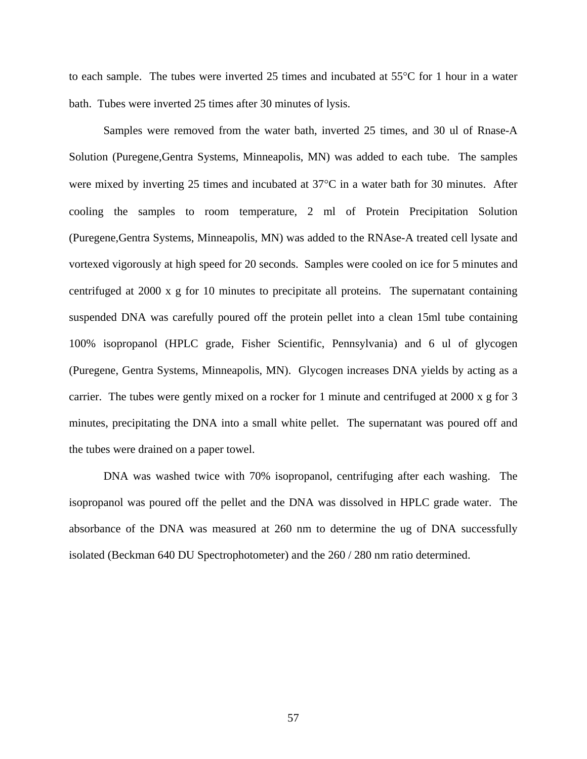to each sample. The tubes were inverted 25 times and incubated at 55°C for 1 hour in a water bath. Tubes were inverted 25 times after 30 minutes of lysis.

Samples were removed from the water bath, inverted 25 times, and 30 ul of Rnase-A Solution (Puregene,Gentra Systems, Minneapolis, MN) was added to each tube. The samples were mixed by inverting 25 times and incubated at 37°C in a water bath for 30 minutes. After cooling the samples to room temperature, 2 ml of Protein Precipitation Solution (Puregene,Gentra Systems, Minneapolis, MN) was added to the RNAse-A treated cell lysate and vortexed vigorously at high speed for 20 seconds. Samples were cooled on ice for 5 minutes and centrifuged at 2000 x g for 10 minutes to precipitate all proteins. The supernatant containing suspended DNA was carefully poured off the protein pellet into a clean 15ml tube containing 100% isopropanol (HPLC grade, Fisher Scientific, Pennsylvania) and 6 ul of glycogen (Puregene, Gentra Systems, Minneapolis, MN). Glycogen increases DNA yields by acting as a carrier. The tubes were gently mixed on a rocker for 1 minute and centrifuged at 2000 x g for 3 minutes, precipitating the DNA into a small white pellet. The supernatant was poured off and the tubes were drained on a paper towel.

DNA was washed twice with 70% isopropanol, centrifuging after each washing. The isopropanol was poured off the pellet and the DNA was dissolved in HPLC grade water. The absorbance of the DNA was measured at 260 nm to determine the ug of DNA successfully isolated (Beckman 640 DU Spectrophotometer) and the 260 / 280 nm ratio determined.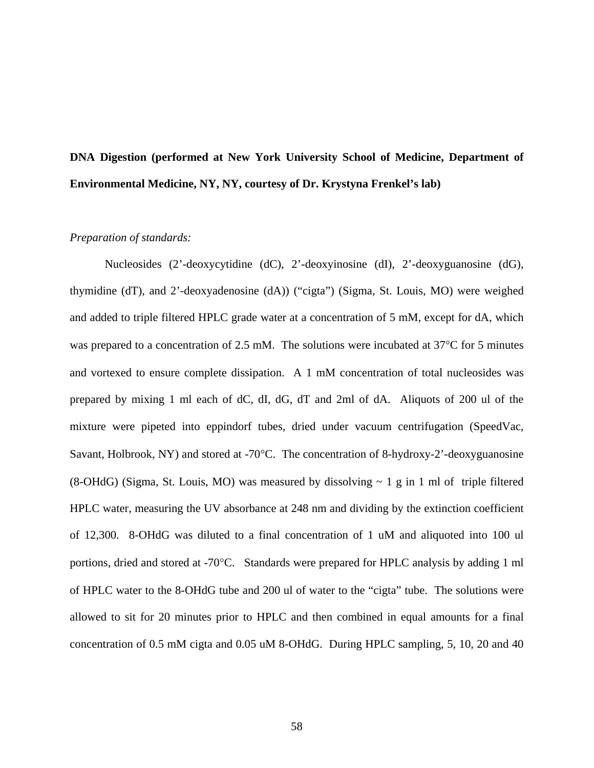**DNA Digestion (performed at New York University School of Medicine, Department of Environmental Medicine, NY, NY, courtesy of Dr. Krystyna Frenkel's lab)**

*Preparation of standards:*

Nucleosides (2'-deoxycytidine (dC), 2'-deoxyinosine (dI), 2'-deoxyguanosine (dG), thymidine (dT), and 2'-deoxyadenosine (dA)) ("cigta") (Sigma, St. Louis, MO) were weighed and added to triple filtered HPLC grade water at a concentration of 5 mM, except for dA, which was prepared to a concentration of 2.5 mM. The solutions were incubated at 37°C for 5 minutes and vortexed to ensure complete dissipation. A 1 mM concentration of total nucleosides was prepared by mixing 1 ml each of dC, dI, dG, dT and 2ml of dA. Aliquots of 200 ul of the mixture were pipeted into eppindorf tubes, dried under vacuum centrifugation (SpeedVac, Savant, Holbrook, NY) and stored at -70°C. The concentration of 8-hydroxy-2'-deoxyguanosine (8-OHdG) (Sigma, St. Louis, MO) was measured by dissolving ~ 1 g in 1 ml of triple filtered HPLC water, measuring the UV absorbance at 248 nm and dividing by the extinction coefficient of 12,300. 8-OHdG was diluted to a final concentration of 1 uM and aliquoted into 100 ul portions, dried and stored at -70°C. Standards were prepared for HPLC analysis by adding 1 ml of HPLC water to the 8-OHdG tube and 200 ul of water to the "cigta" tube. The solutions were allowed to sit for 20 minutes prior to HPLC and then combined in equal amounts for a final concentration of 0.5 mM cigta and 0.05 uM 8-OHdG. During HPLC sampling, 5, 10, 20 and 40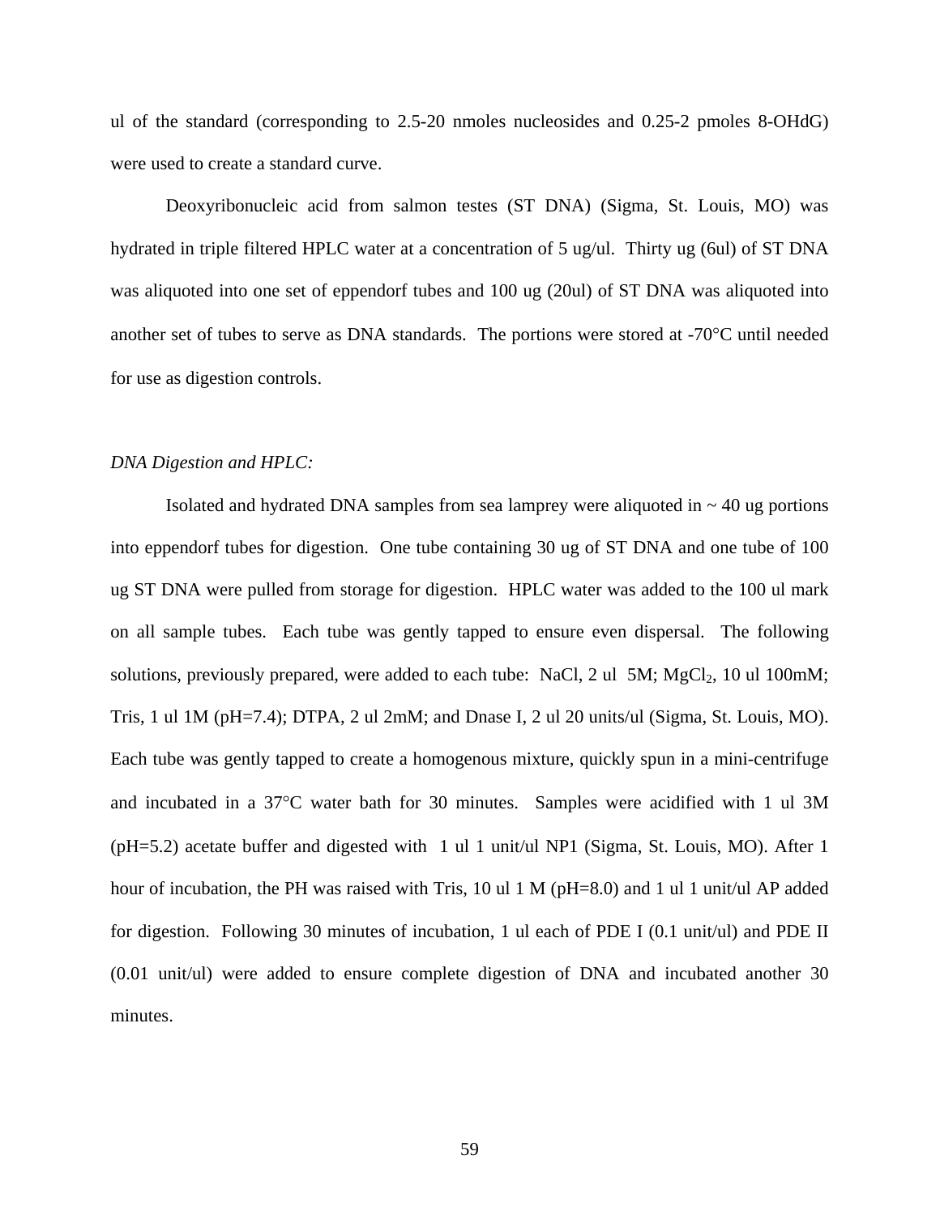ul of the standard (corresponding to 2.5-20 nmoles nucleosides and 0.25-2 pmoles 8-OHdG) were used to create a standard curve.

Deoxyribonucleic acid from salmon testes (ST DNA) (Sigma, St. Louis, MO) was hydrated in triple filtered HPLC water at a concentration of 5 ug/ul. Thirty ug (6ul) of ST DNA was aliquoted into one set of eppendorf tubes and 100 ug (20ul) of ST DNA was aliquoted into another set of tubes to serve as DNA standards. The portions were stored at -70°C until needed for use as digestion controls.

*DNA Digestion and HPLC:*

Isolated and hydrated DNA samples from sea lamprey were aliquoted in ~ 40 ug portions into eppendorf tubes for digestion. One tube containing 30 ug of ST DNA and one tube of 100 ug ST DNA were pulled from storage for digestion. HPLC water was added to the 100 ul mark on all sample tubes. Each tube was gently tapped to ensure even dispersal. The following solutions, previously prepared, were added to each tube: NaCl, 2 ul 5M; $MgCl_2$, 10 ul 100mM; Tris, 1 ul 1M (pH=7.4); DTPA, 2 ul 2mM; and Dnase I, 2 ul 20 units/ul (Sigma, St. Louis, MO). Each tube was gently tapped to create a homogenous mixture, quickly spun in a mini-centrifuge and incubated in a 37°C water bath for 30 minutes. Samples were acidified with 1 ul 3M (pH=5.2) acetate buffer and digested with 1 ul 1 unit/ul NP1 (Sigma, St. Louis, MO). After 1 hour of incubation, the PH was raised with Tris, 10 ul 1 M (pH=8.0) and 1 ul 1 unit/ul AP added for digestion. Following 30 minutes of incubation, 1 ul each of PDE I (0.1 unit/ul) and PDE II (0.01 unit/ul) were added to ensure complete digestion of DNA and incubated another 30 minutes.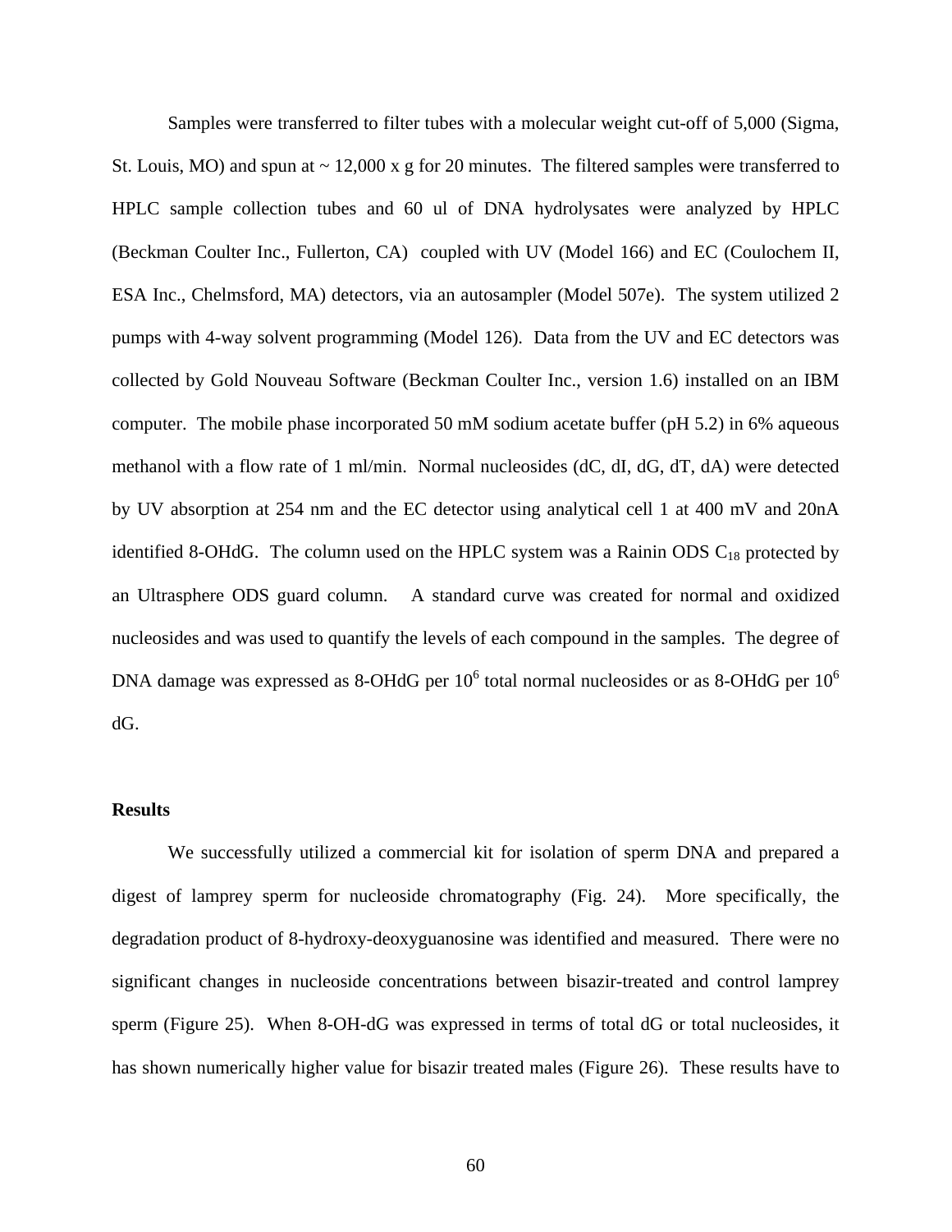Samples were transferred to filter tubes with a molecular weight cut-off of 5,000 (Sigma, St. Louis, MO) and spun at ~ 12,000 x g for 20 minutes. The filtered samples were transferred to HPLC sample collection tubes and 60 ul of DNA hydrolysates were analyzed by HPLC (Beckman Coulter Inc., Fullerton, CA) coupled with UV (Model 166) and EC (Coulochem II, ESA Inc., Chelmsford, MA) detectors, via an autosampler (Model 507e). The system utilized 2 pumps with 4-way solvent programming (Model 126). Data from the UV and EC detectors was collected by Gold Nouveau Software (Beckman Coulter Inc., version 1.6) installed on an IBM computer. The mobile phase incorporated 50 mM sodium acetate buffer (pH 5.2) in 6% aqueous methanol with a flow rate of 1 ml/min. Normal nucleosides (dC, dI, dG, dT, dA) were detected by UV absorption at 254 nm and the EC detector using analytical cell 1 at 400 mV and 20nA identified 8-OHdG. The column used on the HPLC system was a Rainin ODS $C_{18}$ protected by an Ultrasphere ODS guard column. A standard curve was created for normal and oxidized nucleosides and was used to quantify the levels of each compound in the samples. The degree of DNA damage was expressed as 8-OHdG per $10^6$ total normal nucleosides or as 8-OHdG per $10^6$ dG.

**Results**

We successfully utilized a commercial kit for isolation of sperm DNA and prepared a digest of lamprey sperm for nucleoside chromatography (Fig. 24). More specifically, the degradation product of 8-hydroxy-deoxyguanosine was identified and measured. There were no significant changes in nucleoside concentrations between bisazir-treated and control lamprey sperm (Figure 25). When 8-OH-dG was expressed in terms of total dG or total nucleosides, it has shown numerically higher value for bisazir treated males (Figure 26). These results have to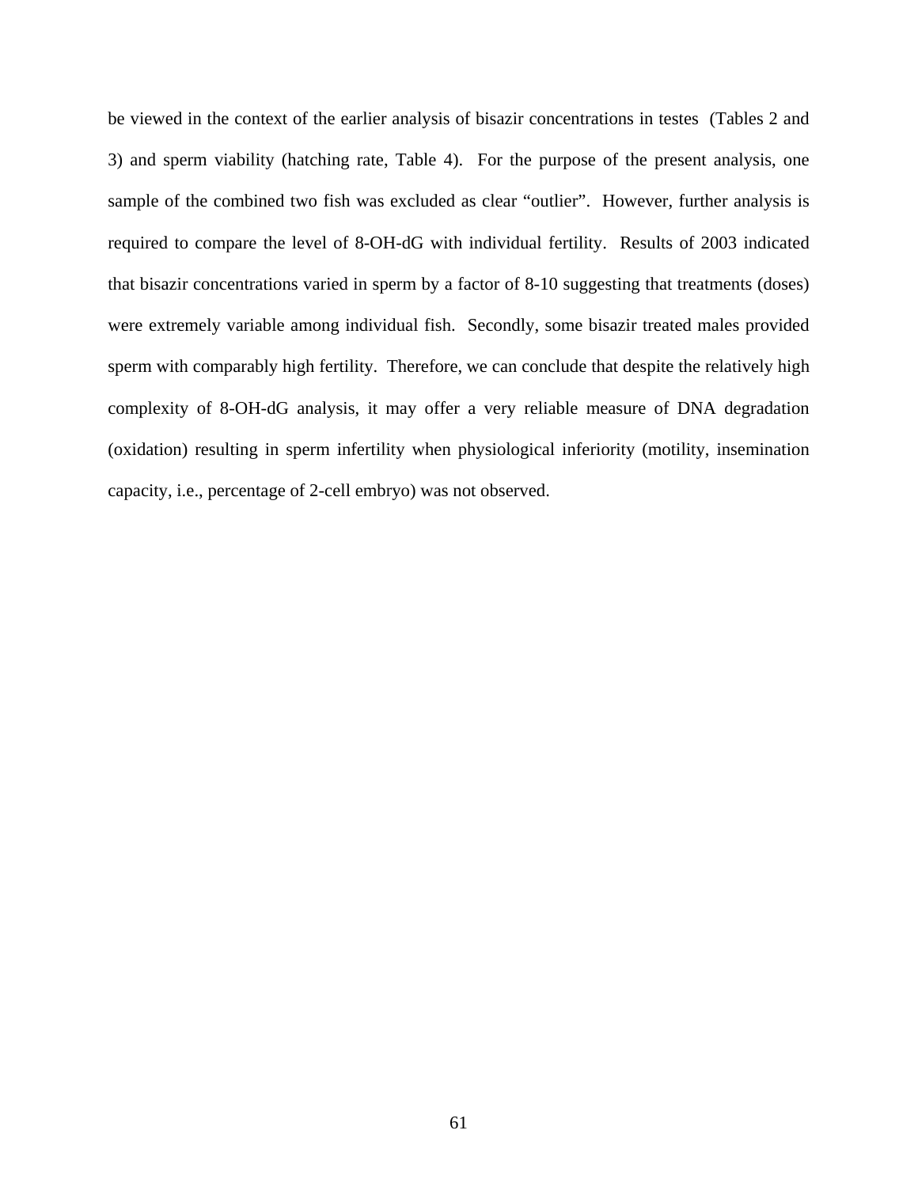be viewed in the context of the earlier analysis of bisazir concentrations in testes (Tables 2 and 3) and sperm viability (hatching rate, Table 4). For the purpose of the present analysis, one sample of the combined two fish was excluded as clear “outlier”. However, further analysis is required to compare the level of 8-OH-dG with individual fertility. Results of 2003 indicated that bisazir concentrations varied in sperm by a factor of 8-10 suggesting that treatments (doses) were extremely variable among individual fish. Secondly, some bisazir treated males provided sperm with comparably high fertility. Therefore, we can conclude that despite the relatively high complexity of 8-OH-dG analysis, it may offer a very reliable measure of DNA degradation (oxidation) resulting in sperm infertility when physiological inferiority (motility, insemination capacity, i.e., percentage of 2-cell embryo) was not observed.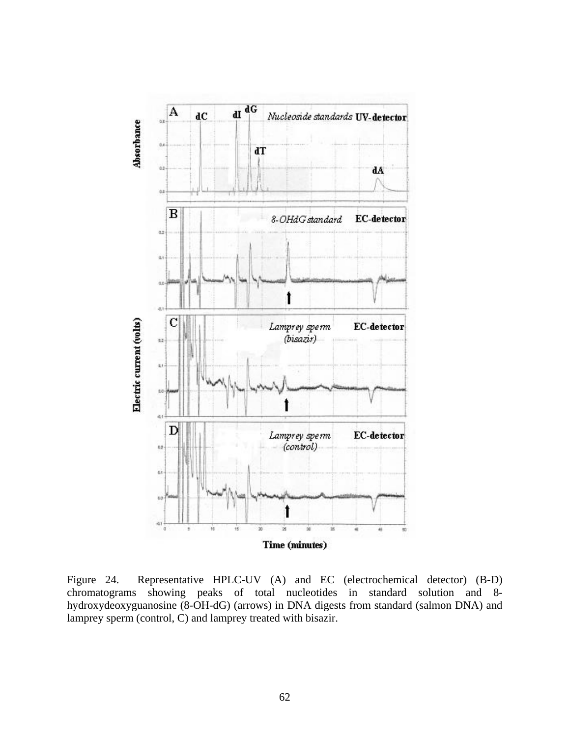Figure 24. Representative HPLC-UV (A) and EC (electrochemical detector) (B-D) chromatograms showing peaks of total nucleotides in standard solution and 8-hydroxydeoxyguanosine (8-OH-dG) (arrows) in DNA digests from standard (salmon DNA) and lamprey sperm (control, C) and lamprey treated with bisazir.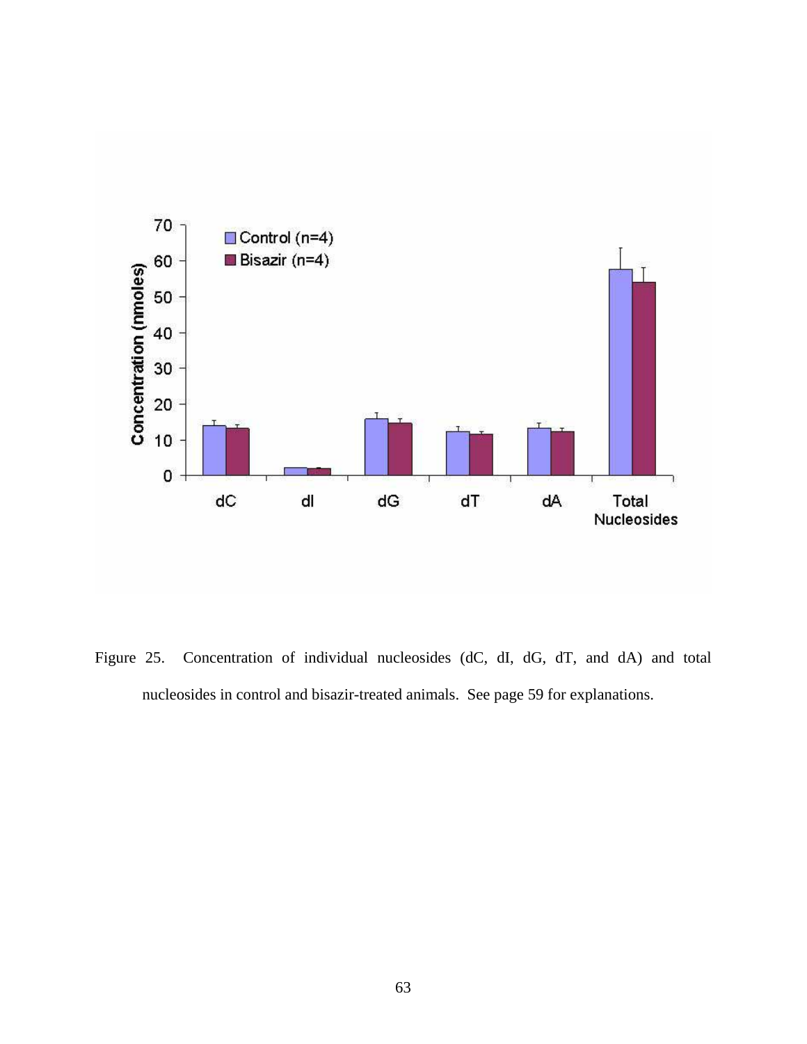Figure 25. Concentration of individual nucleosides (dC, dI, dG, dT, and dA) and total nucleosides in control and bisazir-treated animals. See page 59 for explanations.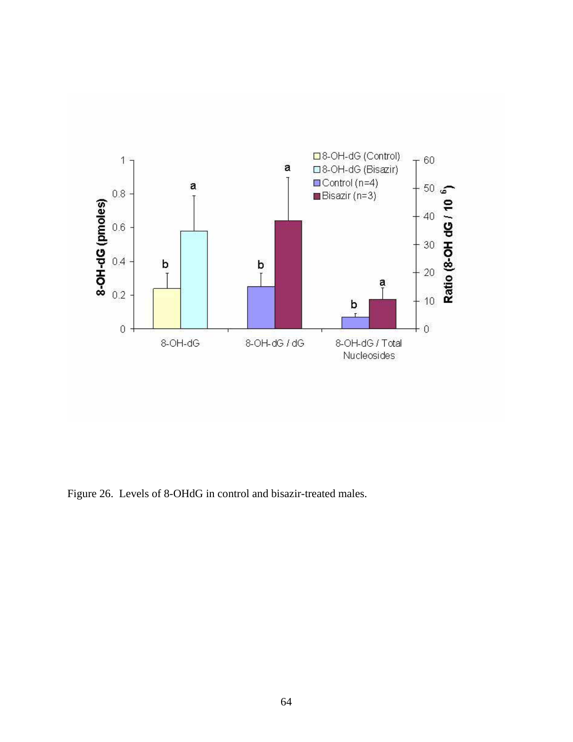Figure 26. Levels of 8-OHdG in control and bisazir-treated males.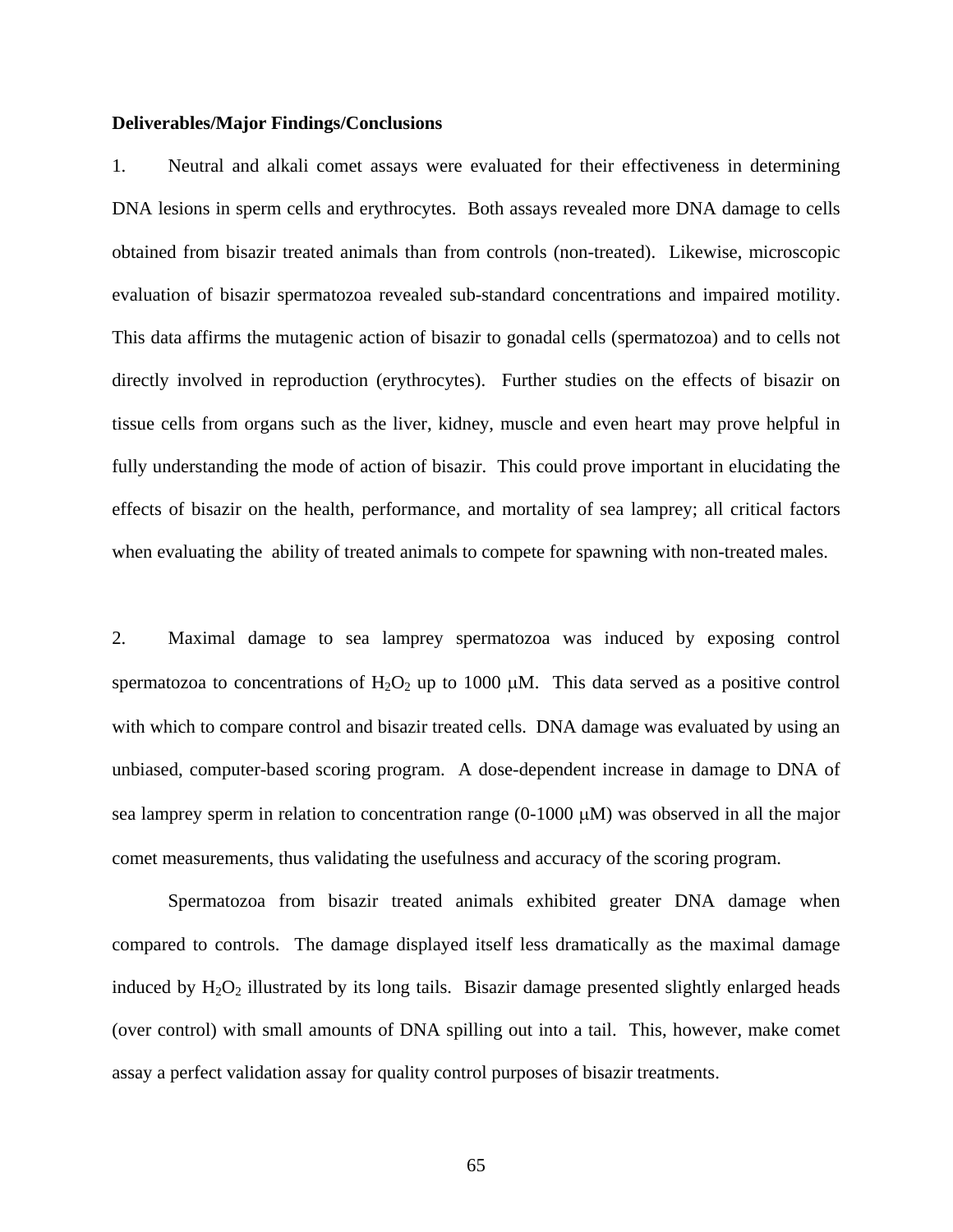**Deliverables/Major Findings/Conclusions**

1. Neutral and alkali comet assays were evaluated for their effectiveness in determining DNA lesions in sperm cells and erythrocytes. Both assays revealed more DNA damage to cells obtained from bisazir treated animals than from controls (non-treated). Likewise, microscopic evaluation of bisazir spermatozoa revealed sub-standard concentrations and impaired motility. This data affirms the mutagenic action of bisazir to gonadal cells (spermatozoa) and to cells not directly involved in reproduction (erythrocytes). Further studies on the effects of bisazir on tissue cells from organs such as the liver, kidney, muscle and even heart may prove helpful in fully understanding the mode of action of bisazir. This could prove important in elucidating the effects of bisazir on the health, performance, and mortality of sea lamprey; all critical factors when evaluating the ability of treated animals to compete for spawning with non-treated males.

2. Maximal damage to sea lamprey spermatozoa was induced by exposing control spermatozoa to concentrations of $H_2O_2$ up to 1000 μM. This data served as a positive control with which to compare control and bisazir treated cells. DNA damage was evaluated by using an unbiased, computer-based scoring program. A dose-dependent increase in damage to DNA of sea lamprey sperm in relation to concentration range (0-1000 μM) was observed in all the major comet measurements, thus validating the usefulness and accuracy of the scoring program.

Spermatozoa from bisazir treated animals exhibited greater DNA damage when compared to controls. The damage displayed itself less dramatically as the maximal damage induced by $H_2O_2$ illustrated by its long tails. Bisazir damage presented slightly enlarged heads (over control) with small amounts of DNA spilling out into a tail. This, however, make comet assay a perfect validation assay for quality control purposes of bisazir treatments.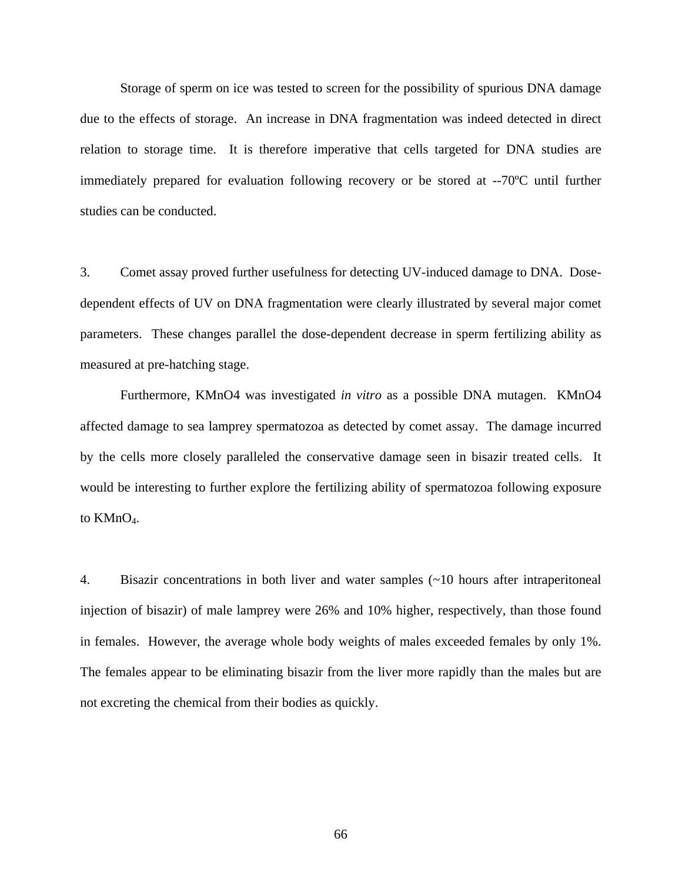Storage of sperm on ice was tested to screen for the possibility of spurious DNA damage due to the effects of storage. An increase in DNA fragmentation was indeed detected in direct relation to storage time. It is therefore imperative that cells targeted for DNA studies are immediately prepared for evaluation following recovery or be stored at --70ºC until further studies can be conducted.

3. Comet assay proved further usefulness for detecting UV-induced damage to DNA. Dose-dependent effects of UV on DNA fragmentation were clearly illustrated by several major comet parameters. These changes parallel the dose-dependent decrease in sperm fertilizing ability as measured at pre-hatching stage.

Furthermore, KMnO4 was investigated *in vitro* as a possible DNA mutagen. KMnO4 affected damage to sea lamprey spermatozoa as detected by comet assay. The damage incurred by the cells more closely paralleled the conservative damage seen in bisazir treated cells. It would be interesting to further explore the fertilizing ability of spermatozoa following exposure to $KMnO_4$.

4. Bisazir concentrations in both liver and water samples (~10 hours after intraperitoneal injection of bisazir) of male lamprey were 26% and 10% higher, respectively, than those found in females. However, the average whole body weights of males exceeded females by only 1%. The females appear to be eliminating bisazir from the liver more rapidly than the males but are not excreting the chemical from their bodies as quickly.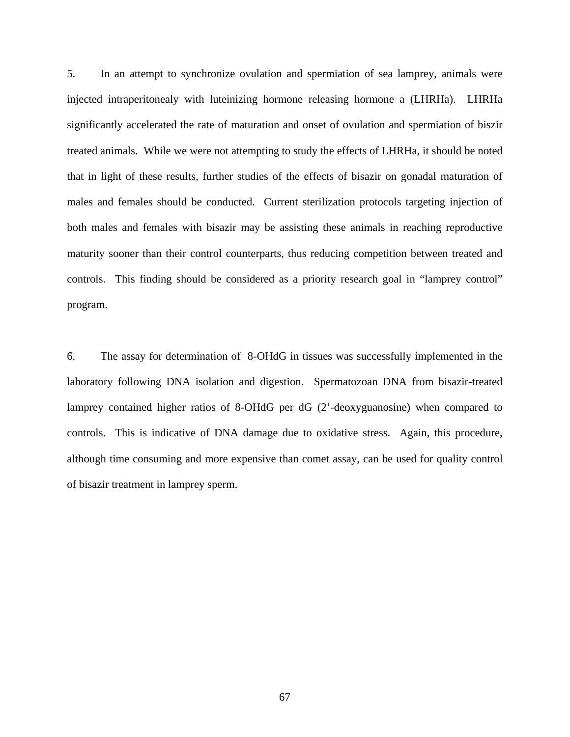5. In an attempt to synchronize ovulation and spermiation of sea lamprey, animals were injected intraperitonealy with luteinizing hormone releasing hormone a (LHRHa). LHRHa significantly accelerated the rate of maturation and onset of ovulation and spermiation of biszir treated animals. While we were not attempting to study the effects of LHRHa, it should be noted that in light of these results, further studies of the effects of bisazir on gonadal maturation of males and females should be conducted. Current sterilization protocols targeting injection of both males and females with bisazir may be assisting these animals in reaching reproductive maturity sooner than their control counterparts, thus reducing competition between treated and controls. This finding should be considered as a priority research goal in "lamprey control" program.

6. The assay for determination of 8-OHdG in tissues was successfully implemented in the laboratory following DNA isolation and digestion. Spermatozoan DNA from bisazir-treated lamprey contained higher ratios of 8-OHdG per dG (2'-deoxyguanosine) when compared to controls. This is indicative of DNA damage due to oxidative stress. Again, this procedure, although time consuming and more expensive than comet assay, can be used for quality control of bisazir treatment in lamprey sperm.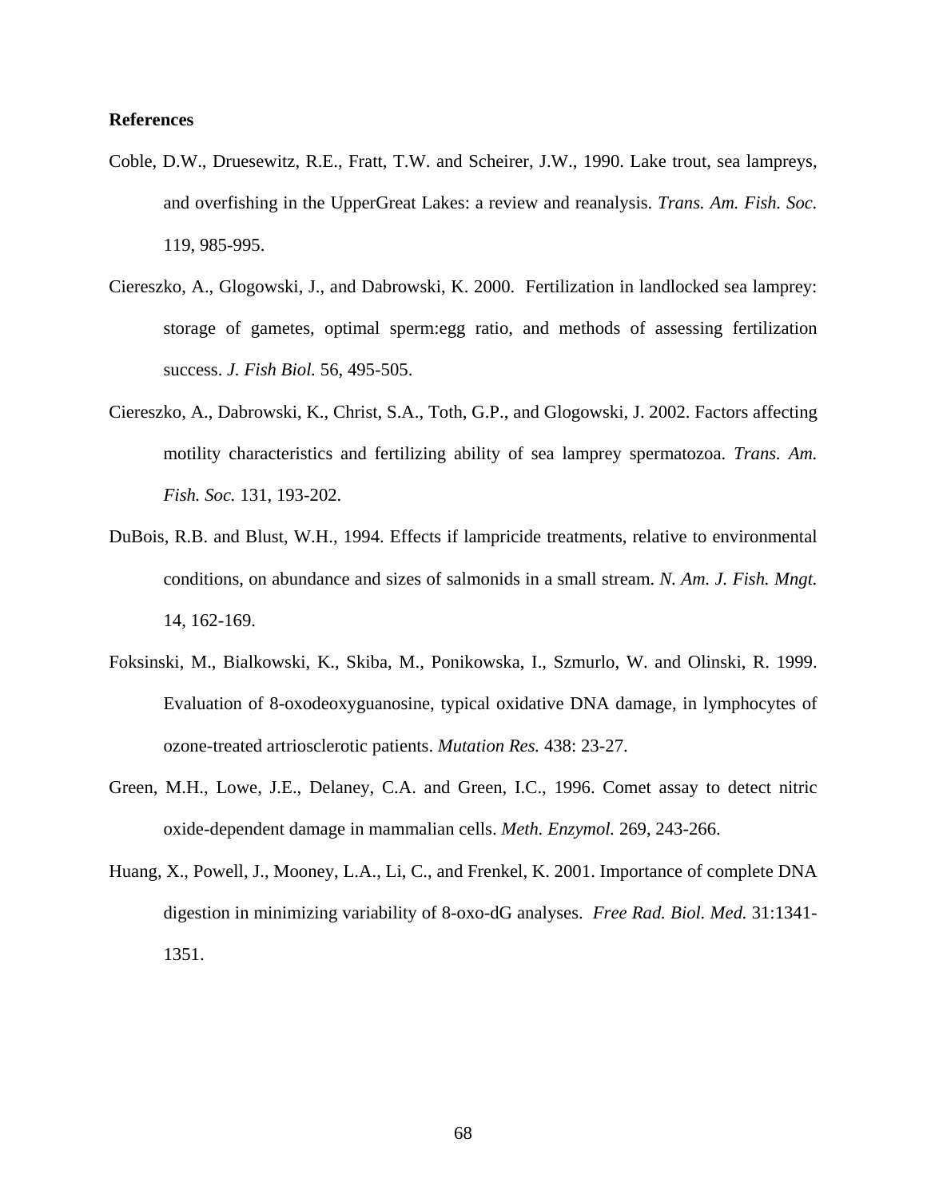**References**

Coble, D.W., Druesewitz, R.E., Fratt, T.W. and Scheirer, J.W., 1990. Lake trout, sea lampreys, and overfishing in the UpperGreat Lakes: a review and reanalysis. *Trans. Am. Fish. Soc.* 119, 985-995.

Ciereszko, A., Glogowski, J., and Dabrowski, K. 2000. Fertilization in landlocked sea lamprey: storage of gametes, optimal sperm:egg ratio, and methods of assessing fertilization success. *J. Fish Biol.* 56, 495-505.

Ciereszko, A., Dabrowski, K., Christ, S.A., Toth, G.P., and Glogowski, J. 2002. Factors affecting motility characteristics and fertilizing ability of sea lamprey spermatozoa. *Trans. Am. Fish. Soc.* 131, 193-202.

DuBois, R.B. and Blust, W.H., 1994. Effects if lampricide treatments, relative to environmental conditions, on abundance and sizes of salmonids in a small stream. *N. Am. J. Fish. Mngt.* 14, 162-169.

Foksinski, M., Bialkowski, K., Skiba, M., Ponikowska, I., Szmurlo, W. and Olinski, R. 1999. Evaluation of 8-oxodeoxyguanosine, typical oxidative DNA damage, in lymphocytes of ozone-treated artriosclerotic patients. *Mutation Res.* 438: 23-27.

Green, M.H., Lowe, J.E., Delaney, C.A. and Green, I.C., 1996. Comet assay to detect nitric oxide-dependent damage in mammalian cells. *Meth. Enzymol.* 269, 243-266.

Huang, X., Powell, J., Mooney, L.A., Li, C., and Frenkel, K. 2001. Importance of complete DNA digestion in minimizing variability of 8-oxo-dG analyses. *Free Rad. Biol. Med.* 31:1341-1351.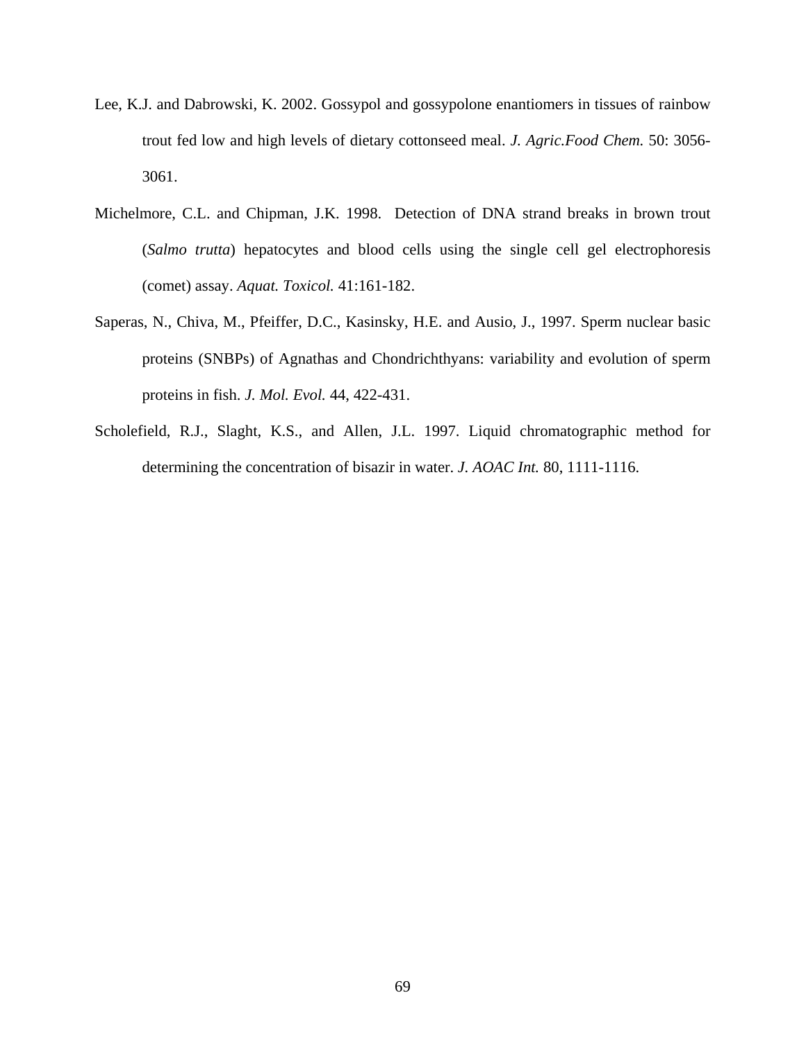Lee, K.J. and Dabrowski, K. 2002. Gossypol and gossypolone enantiomers in tissues of rainbow trout fed low and high levels of dietary cottonseed meal. *J. Agric.Food Chem.* 50: 3056-3061.

Michelmore, C.L. and Chipman, J.K. 1998. Detection of DNA strand breaks in brown trout (*Salmo trutta*) hepatocytes and blood cells using the single cell gel electrophoresis (comet) assay. *Aquat. Toxicol.* 41:161-182.

Saperas, N., Chiva, M., Pfeiffer, D.C., Kasinsky, H.E. and Ausio, J., 1997. Sperm nuclear basic proteins (SNBPs) of Agnathas and Chondrichthyans: variability and evolution of sperm proteins in fish. *J. Mol. Evol.* 44, 422-431.

Scholefield, R.J., Slaght, K.S., and Allen, J.L. 1997. Liquid chromatographic method for determining the concentration of bisazir in water. *J. AOAC Int.* 80, 1111-1116.